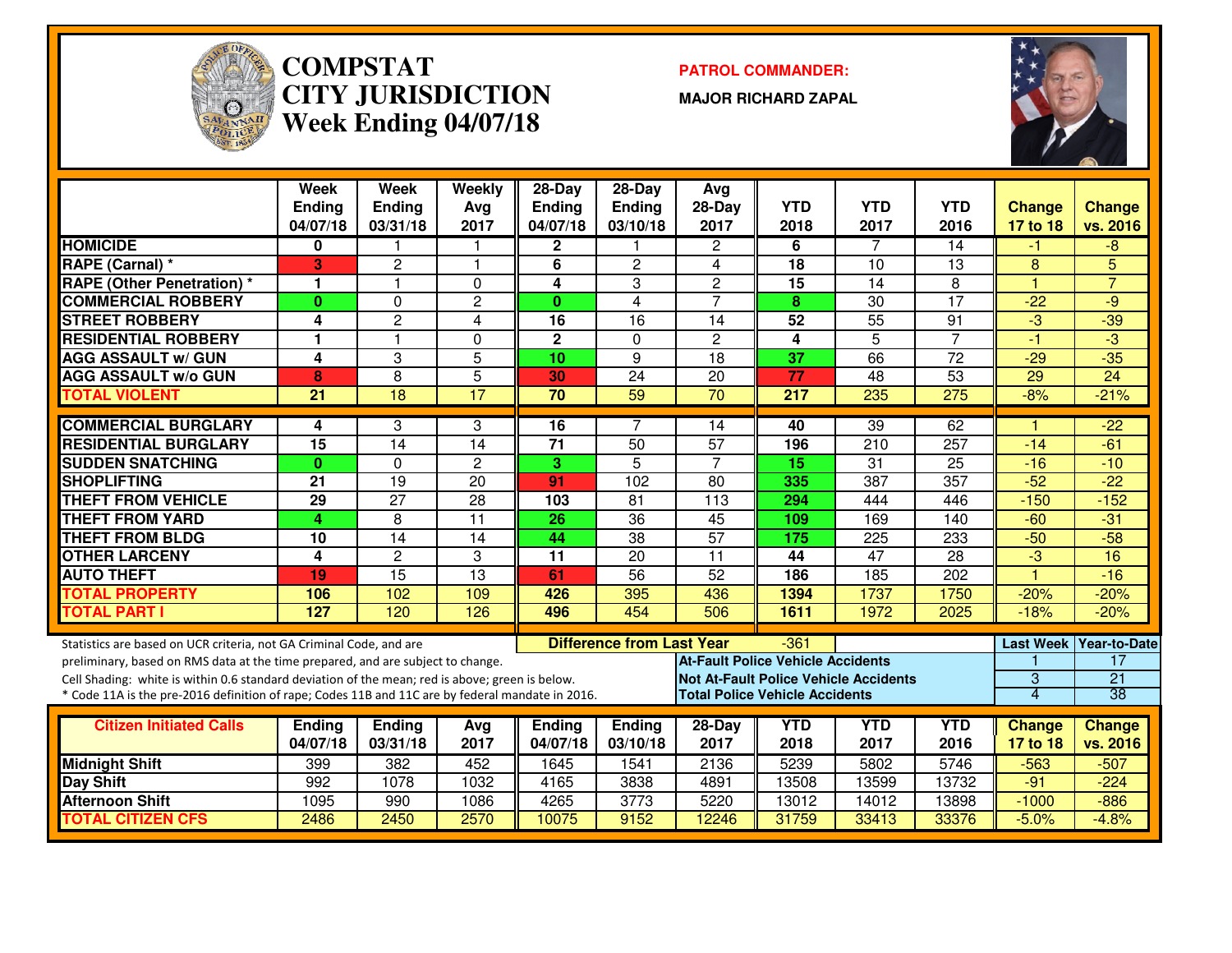# COMPSTAT CITY JURISDICTION Week Ending 04/07/18

**PATROL COMMANDER:**

**MAJOR RICHARD ZAPAL**

| | Week Ending 04/07/18 | Week Ending 03/31/18 | Weekly Avg 2017 | 28-Day Ending 04/07/18 | 28-Day Ending 03/10/18 | Avg 28-Day 2017 | YTD 2018 | YTD 2017 | YTD 2016 | Change 17 to 18 | Change vs. 2016 |
|---|---|---|---|---|---|---|---|---|---|---|---|
| HOMICIDE | 0 | 1 | 1 | 2 | 1 | 2 | 6 | 7 | 14 | -1 | -8 |
| RAPE (Carnal) * | 3 | 2 | 1 | 6 | 2 | 4 | 18 | 10 | 13 | 8 | 5 |
| RAPE (Other Penetration) * | 1 | 1 | 0 | 4 | 3 | 2 | 15 | 14 | 8 | 1 | 7 |
| COMMERCIAL ROBBERY | 0 | 0 | 2 | 0 | 4 | 7 | 8 | 30 | 17 | -22 | -9 |
| STREET ROBBERY | 4 | 2 | 4 | 16 | 16 | 14 | 52 | 55 | 91 | -3 | -39 |
| RESIDENTIAL ROBBERY | 1 | 1 | 0 | 2 | 0 | 2 | 4 | 5 | 7 | -1 | -3 |
| AGG ASSAULT w/ GUN | 4 | 3 | 5 | 10 | 9 | 18 | 37 | 66 | 72 | -29 | -35 |
| AGG ASSAULT w/o GUN | 8 | 8 | 5 | 30 | 24 | 20 | 77 | 48 | 53 | 29 | 24 |
| TOTAL VIOLENT | 21 | 18 | 17 | 70 | 59 | 70 | 217 | 235 | 275 | -8% | -21% |
| COMMERCIAL BURGLARY | 4 | 3 | 3 | 16 | 7 | 14 | 40 | 39 | 62 | 1 | -22 |
| RESIDENTIAL BURGLARY | 15 | 14 | 14 | 71 | 50 | 57 | 196 | 210 | 257 | -14 | -61 |
| SUDDEN SNATCHING | 0 | 0 | 2 | 3 | 5 | 7 | 15 | 31 | 25 | -16 | -10 |
| SHOPLIFTING | 21 | 19 | 20 | 91 | 102 | 80 | 335 | 387 | 357 | -52 | -22 |
| THEFT FROM VEHICLE | 29 | 27 | 28 | 103 | 81 | 113 | 294 | 444 | 446 | -150 | -152 |
| THEFT FROM YARD | 4 | 8 | 11 | 26 | 36 | 45 | 109 | 169 | 140 | -60 | -31 |
| THEFT FROM BLDG | 10 | 14 | 14 | 44 | 38 | 57 | 175 | 225 | 233 | -50 | -58 |
| OTHER LARCENY | 4 | 2 | 3 | 11 | 20 | 11 | 44 | 47 | 28 | -3 | 16 |
| AUTO THEFT | 19 | 15 | 13 | 61 | 56 | 52 | 186 | 185 | 202 | 1 | -16 |
| TOTAL PROPERTY | 106 | 102 | 109 | 426 | 395 | 436 | 1394 | 1737 | 1750 | -20% | -20% |
| TOTAL PART I | 127 | 120 | 126 | 496 | 454 | 506 | 1611 | 1972 | 2025 | -18% | -20% |

Statistics are based on UCR criteria, not GA Criminal Code, and are preliminary, based on RMS data at the time prepared, and are subject to change.

Cell Shading: white is within 0.6 standard deviation of the mean; red is above; green is below.

* Code 11A is the pre-2016 definition of rape; Codes 11B and 11C are by federal mandate in 2016.

**Difference from Last Year:** -361

| | Last Week | Year-to-Date |
|---|---|---|
| At-Fault Police Vehicle Accidents | 1 | 17 |
| Not At-Fault Police Vehicle Accidents | 3 | 21 |
| Total Police Vehicle Accidents | 4 | 38 |

| Citizen Initiated Calls | Ending 04/07/18 | Ending 03/31/18 | Avg 2017 | Ending 04/07/18 | Ending 03/10/18 | 28-Day 2017 | YTD 2018 | YTD 2017 | YTD 2016 | Change 17 to 18 | Change vs. 2016 |
|---|---|---|---|---|---|---|---|---|---|---|---|
| Midnight Shift | 399 | 382 | 452 | 1645 | 1541 | 2136 | 5239 | 5802 | 5746 | -563 | -507 |
| Day Shift | 992 | 1078 | 1032 | 4165 | 3838 | 4891 | 13508 | 13599 | 13732 | -91 | -224 |
| Afternoon Shift | 1095 | 990 | 1086 | 4265 | 3773 | 5220 | 13012 | 14012 | 13898 | -1000 | -886 |
| TOTAL CITIZEN CFS | 2486 | 2450 | 2570 | 10075 | 9152 | 12246 | 31759 | 33413 | 33376 | -5.0% | -4.8% |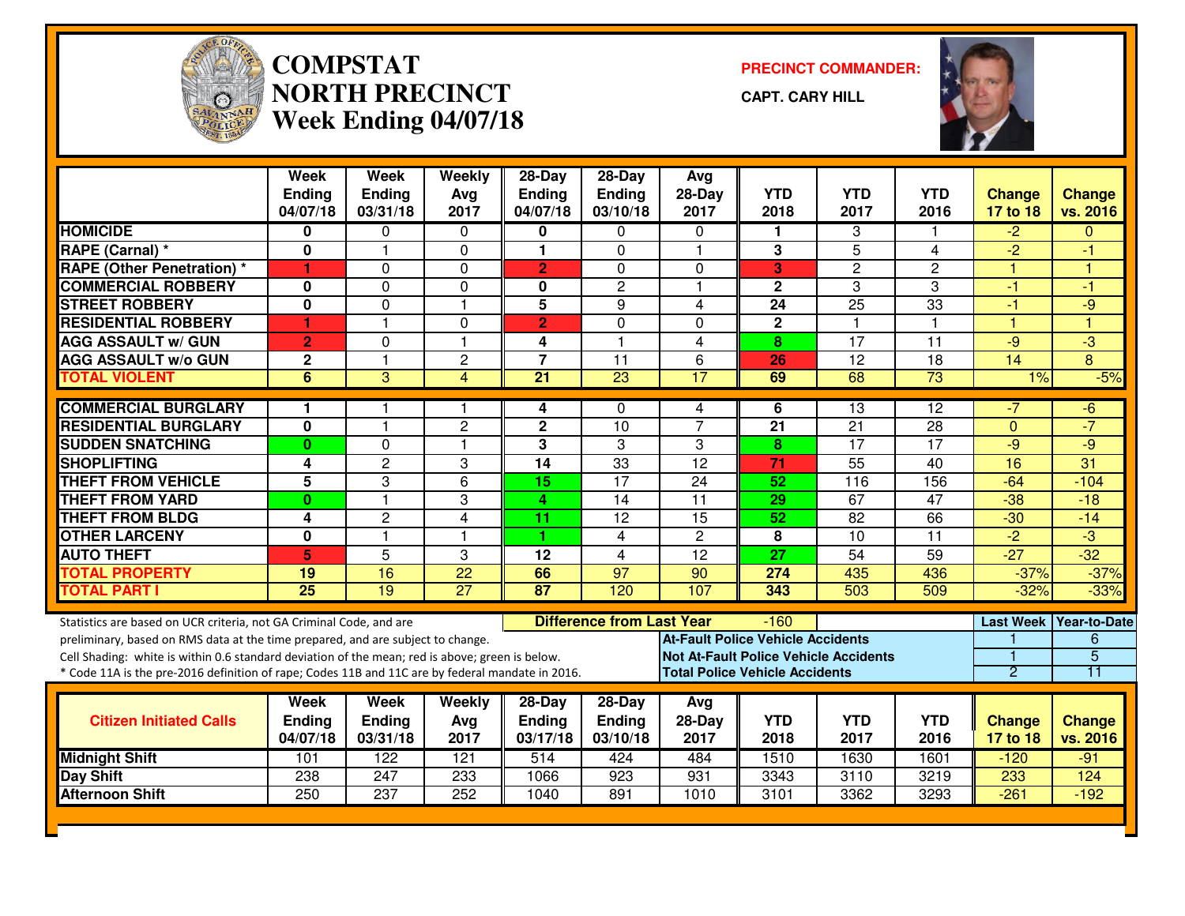# COMPSTAT NORTH PRECINCT Week Ending 04/07/18

**PRECINCT COMMANDER:**

**CAPT. CARY HILL**

| | Week Ending 04/07/18 | Week Ending 03/31/18 | Weekly Avg 2017 | 28-Day Ending 04/07/18 | 28-Day Ending 03/10/18 | Avg 28-Day 2017 | YTD 2018 | YTD 2017 | YTD 2016 | Change 17 to 18 | Change vs. 2016 |
|---|---|---|---|---|---|---|---|---|---|---|---|
| **HOMICIDE** | 0 | 0 | 0 | 0 | 0 | 0 | 1 | 3 | 1 | -2 | 0 |
| **RAPE (Carnal) *** | 0 | 1 | 0 | 1 | 0 | 1 | 3 | 5 | 4 | -2 | -1 |
| **RAPE (Other Penetration) *** | 1 | 0 | 0 | 2 | 0 | 0 | 3 | 2 | 2 | 1 | 1 |
| **COMMERCIAL ROBBERY** | 0 | 0 | 0 | 0 | 2 | 1 | 2 | 3 | 3 | -1 | -1 |
| **STREET ROBBERY** | 0 | 0 | 1 | 5 | 9 | 4 | 24 | 25 | 33 | -1 | -9 |
| **RESIDENTIAL ROBBERY** | 1 | 1 | 0 | 2 | 0 | 0 | 2 | 1 | 1 | 1 | 1 |
| **AGG ASSAULT w/ GUN** | 2 | 0 | 1 | 4 | 1 | 4 | 8 | 17 | 11 | -9 | -3 |
| **AGG ASSAULT w/o GUN** | 2 | 1 | 2 | 7 | 11 | 6 | 26 | 12 | 18 | 14 | 8 |
| **TOTAL VIOLENT** | 6 | 3 | 4 | 21 | 23 | 17 | 69 | 68 | 73 | 1% | -5% |
| **COMMERCIAL BURGLARY** | 1 | 1 | 1 | 4 | 0 | 4 | 6 | 13 | 12 | -7 | -6 |
| **RESIDENTIAL BURGLARY** | 0 | 1 | 2 | 2 | 10 | 7 | 21 | 21 | 28 | 0 | -7 |
| **SUDDEN SNATCHING** | 0 | 0 | 1 | 3 | 3 | 3 | 8 | 17 | 17 | -9 | -9 |
| **SHOPLIFTING** | 4 | 2 | 3 | 14 | 33 | 12 | 71 | 55 | 40 | 16 | 31 |
| **THEFT FROM VEHICLE** | 5 | 3 | 6 | 15 | 17 | 24 | 52 | 116 | 156 | -64 | -104 |
| **THEFT FROM YARD** | 0 | 1 | 3 | 4 | 14 | 11 | 29 | 67 | 47 | -38 | -18 |
| **THEFT FROM BLDG** | 4 | 2 | 4 | 11 | 12 | 15 | 52 | 82 | 66 | -30 | -14 |
| **OTHER LARCENY** | 0 | 1 | 1 | 1 | 4 | 2 | 8 | 10 | 11 | -2 | -3 |
| **AUTO THEFT** | 5 | 5 | 3 | 12 | 4 | 12 | 27 | 54 | 59 | -27 | -32 |
| **TOTAL PROPERTY** | 19 | 16 | 22 | 66 | 97 | 90 | 274 | 435 | 436 | -37% | -37% |
| **TOTAL PART I** | 25 | 19 | 27 | 87 | 120 | 107 | 343 | 503 | 509 | -32% | -33% |

Statistics are based on UCR criteria, not GA Criminal Code, and are preliminary, based on RMS data at the time prepared, and are subject to change.
Cell Shading: white is within 0.6 standard deviation of the mean; red is above; green is below.
* Code 11A is the pre-2016 definition of rape; Codes 11B and 11C are by federal mandate in 2016.

**Difference from Last Year:** -160

| | Last Week | Year-to-Date |
|---|---|---|
| **At-Fault Police Vehicle Accidents** | 1 | 6 |
| **Not At-Fault Police Vehicle Accidents** | 1 | 5 |
| **Total Police Vehicle Accidents** | 2 | 11 |

| Citizen Initiated Calls | Week Ending 04/07/18 | Week Ending 03/31/18 | Weekly Avg 2017 | 28-Day Ending 03/17/18 | 28-Day Ending 03/10/18 | Avg 28-Day 2017 | YTD 2018 | YTD 2017 | YTD 2016 | Change 17 to 18 | Change vs. 2016 |
|---|---|---|---|---|---|---|---|---|---|---|---|
| **Midnight Shift** | 101 | 122 | 121 | 514 | 424 | 484 | 1510 | 1630 | 1601 | -120 | -91 |
| **Day Shift** | 238 | 247 | 233 | 1066 | 923 | 931 | 3343 | 3110 | 3219 | 233 | 124 |
| **Afternoon Shift** | 250 | 237 | 252 | 1040 | 891 | 1010 | 3101 | 3362 | 3293 | -261 | -192 |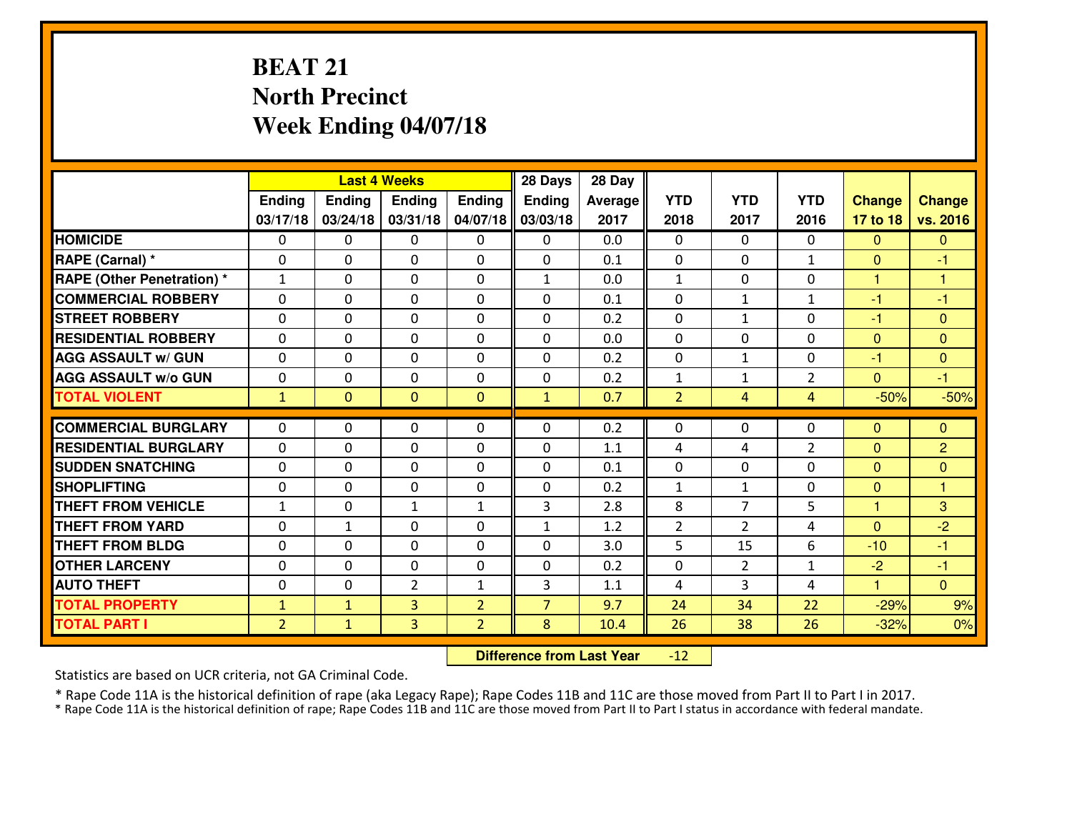# BEAT 21
## North Precinct
## Week Ending 04/07/18

| | Last 4 Weeks | | | | 28 Days | 28 Day | | | | | |
|---|---|---|---|---|---|---|---|---|---|---|---|
| | Ending 03/17/18 | Ending 03/24/18 | Ending 03/31/18 | Ending 04/07/18 | Ending 03/03/18 | Average 2017 | YTD 2018 | YTD 2017 | YTD 2016 | Change 17 to 18 | Change vs. 2016 |
| **HOMICIDE** | 0 | 0 | 0 | 0 | 0 | 0.0 | 0 | 0 | 0 | 0 | 0 |
| **RAPE (Carnal) *** | 0 | 0 | 0 | 0 | 0 | 0.1 | 0 | 0 | 1 | 0 | -1 |
| **RAPE (Other Penetration) *** | 1 | 0 | 0 | 0 | 1 | 0.0 | 1 | 0 | 0 | 1 | 1 |
| **COMMERCIAL ROBBERY** | 0 | 0 | 0 | 0 | 0 | 0.1 | 0 | 1 | 1 | -1 | -1 |
| **STREET ROBBERY** | 0 | 0 | 0 | 0 | 0 | 0.2 | 0 | 1 | 0 | -1 | 0 |
| **RESIDENTIAL ROBBERY** | 0 | 0 | 0 | 0 | 0 | 0.0 | 0 | 0 | 0 | 0 | 0 |
| **AGG ASSAULT w/ GUN** | 0 | 0 | 0 | 0 | 0 | 0.2 | 0 | 1 | 0 | -1 | 0 |
| **AGG ASSAULT w/o GUN** | 0 | 0 | 0 | 0 | 0 | 0.2 | 1 | 1 | 2 | 0 | -1 |
| **TOTAL VIOLENT** | 1 | 0 | 0 | 0 | 1 | 0.7 | 2 | 4 | 4 | -50% | -50% |
| **COMMERCIAL BURGLARY** | 0 | 0 | 0 | 0 | 0 | 0.2 | 0 | 0 | 0 | 0 | 0 |
| **RESIDENTIAL BURGLARY** | 0 | 0 | 0 | 0 | 0 | 1.1 | 4 | 4 | 2 | 0 | 2 |
| **SUDDEN SNATCHING** | 0 | 0 | 0 | 0 | 0 | 0.1 | 0 | 0 | 0 | 0 | 0 |
| **SHOPLIFTING** | 0 | 0 | 0 | 0 | 0 | 0.2 | 1 | 1 | 0 | 0 | 1 |
| **THEFT FROM VEHICLE** | 1 | 0 | 1 | 1 | 3 | 2.8 | 8 | 7 | 5 | 1 | 3 |
| **THEFT FROM YARD** | 0 | 1 | 0 | 0 | 1 | 1.2 | 2 | 2 | 4 | 0 | -2 |
| **THEFT FROM BLDG** | 0 | 0 | 0 | 0 | 0 | 3.0 | 5 | 15 | 6 | -10 | -1 |
| **OTHER LARCENY** | 0 | 0 | 0 | 0 | 0 | 0.2 | 0 | 2 | 1 | -2 | -1 |
| **AUTO THEFT** | 0 | 0 | 2 | 1 | 3 | 1.1 | 4 | 3 | 4 | 1 | 0 |
| **TOTAL PROPERTY** | 1 | 1 | 3 | 2 | 7 | 9.7 | 24 | 34 | 22 | -29% | 9% |
| **TOTAL PART I** | 2 | 1 | 3 | 2 | 8 | 10.4 | 26 | 38 | 26 | -32% | 0% |

**Difference from Last Year** -12

Statistics are based on UCR criteria, not GA Criminal Code.

* Rape Code 11A is the historical definition of rape (aka Legacy Rape); Rape Codes 11B and 11C are those moved from Part II to Part I in 2017.
* Rape Code 11A is the historical definition of rape; Rape Codes 11B and 11C are those moved from Part II to Part I status in accordance with federal mandate.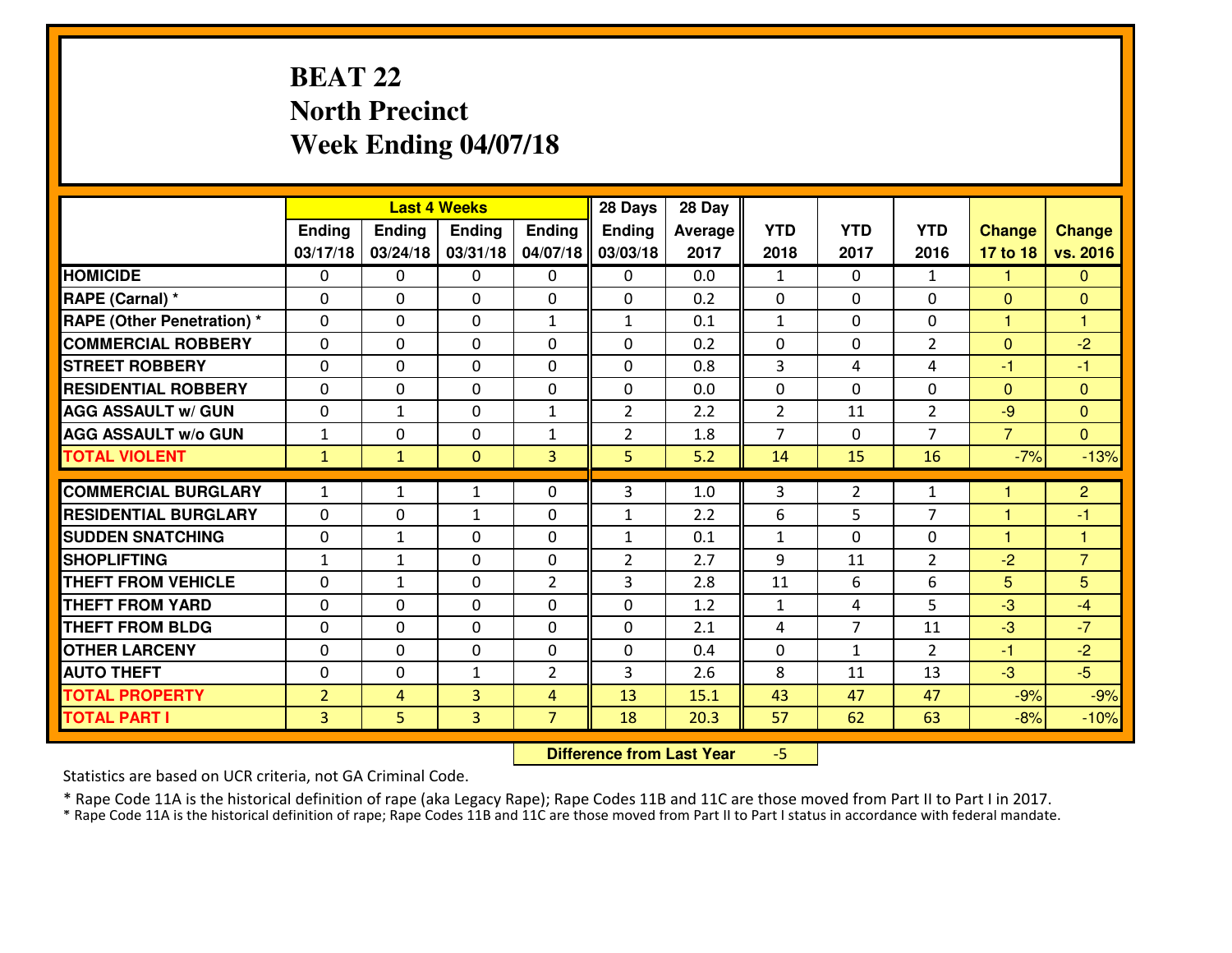# BEAT 22
## North Precinct
## Week Ending 04/07/18

| | Last 4 Weeks | | | | 28 Days | 28 Day | | | | | |
|---|---|---|---|---|---|---|---|---|---|---|---|
| | Ending 03/17/18 | Ending 03/24/18 | Ending 03/31/18 | Ending 04/07/18 | Ending 03/03/18 | Average 2017 | YTD 2018 | YTD 2017 | YTD 2016 | Change 17 to 18 | Change vs. 2016 |
| HOMICIDE | 0 | 0 | 0 | 0 | 0 | 0.0 | 1 | 0 | 1 | 1 | 0 |
| RAPE (Carnal) * | 0 | 0 | 0 | 0 | 0 | 0.2 | 0 | 0 | 0 | 0 | 0 |
| RAPE (Other Penetration) * | 0 | 0 | 0 | 1 | 1 | 0.1 | 1 | 0 | 0 | 1 | 1 |
| COMMERCIAL ROBBERY | 0 | 0 | 0 | 0 | 0 | 0.2 | 0 | 0 | 2 | 0 | -2 |
| STREET ROBBERY | 0 | 0 | 0 | 0 | 0 | 0.8 | 3 | 4 | 4 | -1 | -1 |
| RESIDENTIAL ROBBERY | 0 | 0 | 0 | 0 | 0 | 0.0 | 0 | 0 | 0 | 0 | 0 |
| AGG ASSAULT w/ GUN | 0 | 1 | 0 | 1 | 2 | 2.2 | 2 | 11 | 2 | -9 | 0 |
| AGG ASSAULT w/o GUN | 1 | 0 | 0 | 1 | 2 | 1.8 | 7 | 0 | 7 | 7 | 0 |
| TOTAL VIOLENT | 1 | 1 | 0 | 3 | 5 | 5.2 | 14 | 15 | 16 | -7% | -13% |
| COMMERCIAL BURGLARY | 1 | 1 | 1 | 0 | 3 | 1.0 | 3 | 2 | 1 | 1 | 2 |
| RESIDENTIAL BURGLARY | 0 | 0 | 1 | 0 | 1 | 2.2 | 6 | 5 | 7 | 1 | -1 |
| SUDDEN SNATCHING | 0 | 1 | 0 | 0 | 1 | 0.1 | 1 | 0 | 0 | 1 | 1 |
| SHOPLIFTING | 1 | 1 | 0 | 0 | 2 | 2.7 | 9 | 11 | 2 | -2 | 7 |
| THEFT FROM VEHICLE | 0 | 1 | 0 | 2 | 3 | 2.8 | 11 | 6 | 6 | 5 | 5 |
| THEFT FROM YARD | 0 | 0 | 0 | 0 | 0 | 1.2 | 1 | 4 | 5 | -3 | -4 |
| THEFT FROM BLDG | 0 | 0 | 0 | 0 | 0 | 2.1 | 4 | 7 | 11 | -3 | -7 |
| OTHER LARCENY | 0 | 0 | 0 | 0 | 0 | 0.4 | 0 | 1 | 2 | -1 | -2 |
| AUTO THEFT | 0 | 0 | 1 | 2 | 3 | 2.6 | 8 | 11 | 13 | -3 | -5 |
| TOTAL PROPERTY | 2 | 4 | 3 | 4 | 13 | 15.1 | 43 | 47 | 47 | -9% | -9% |
| TOTAL PART I | 3 | 5 | 3 | 7 | 18 | 20.3 | 57 | 62 | 63 | -8% | -10% |

**Difference from Last Year** -5

Statistics are based on UCR criteria, not GA Criminal Code.

* Rape Code 11A is the historical definition of rape (aka Legacy Rape); Rape Codes 11B and 11C are those moved from Part II to Part I in 2017.
* Rape Code 11A is the historical definition of rape; Rape Codes 11B and 11C are those moved from Part II to Part I status in accordance with federal mandate.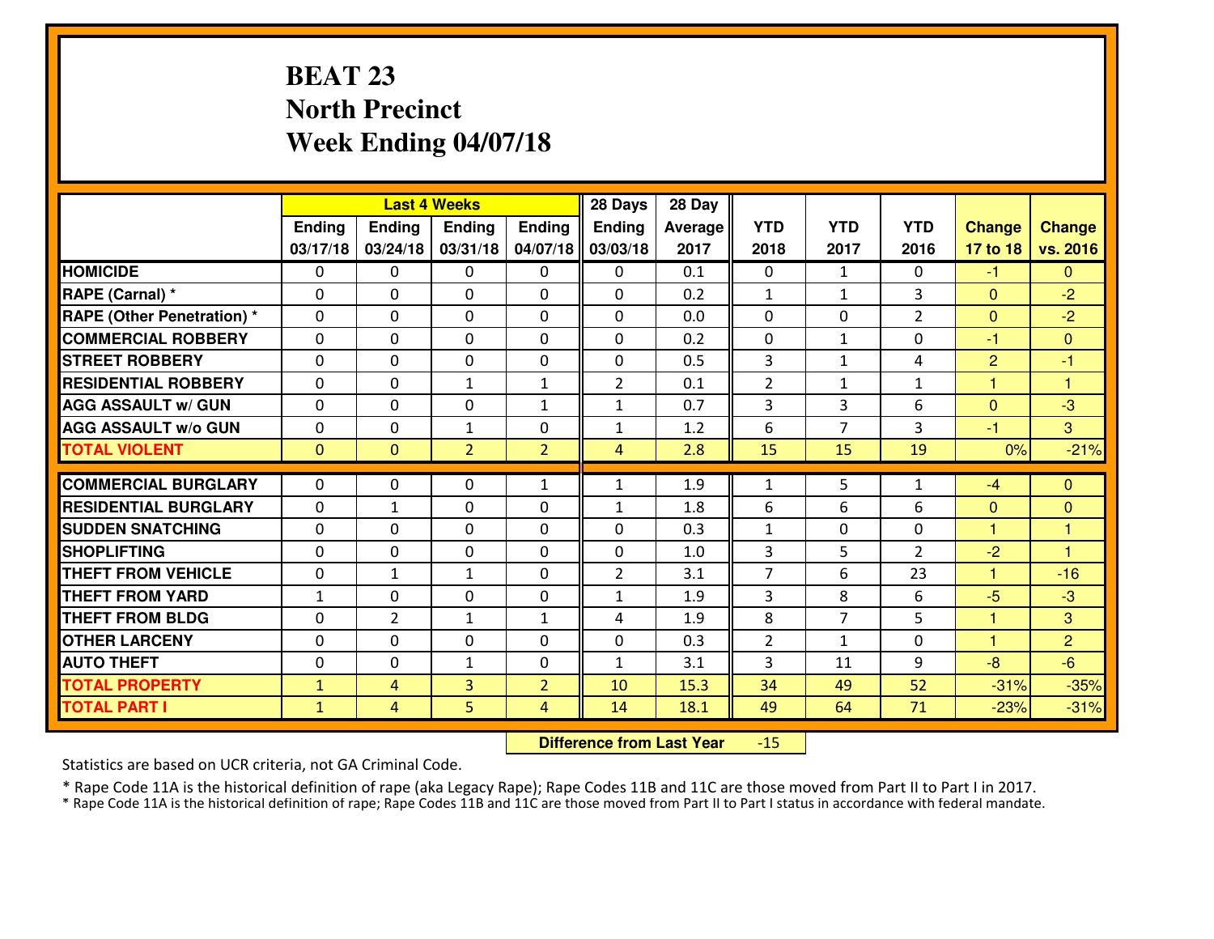# BEAT 23
## North Precinct
## Week Ending 04/07/18

| | Last 4 Weeks | | | | 28 Days | 28 Day | | | | | |
|---|---|---|---|---|---|---|---|---|---|---|---|
| | Ending 03/17/18 | Ending 03/24/18 | Ending 03/31/18 | Ending 04/07/18 | Ending 03/03/18 | Average 2017 | YTD 2018 | YTD 2017 | YTD 2016 | Change 17 to 18 | Change vs. 2016 |
| HOMICIDE | 0 | 0 | 0 | 0 | 0 | 0.1 | 0 | 1 | 0 | -1 | 0 |
| RAPE (Carnal) * | 0 | 0 | 0 | 0 | 0 | 0.2 | 1 | 1 | 3 | 0 | -2 |
| RAPE (Other Penetration) * | 0 | 0 | 0 | 0 | 0 | 0.0 | 0 | 0 | 2 | 0 | -2 |
| COMMERCIAL ROBBERY | 0 | 0 | 0 | 0 | 0 | 0.2 | 0 | 1 | 0 | -1 | 0 |
| STREET ROBBERY | 0 | 0 | 0 | 0 | 0 | 0.5 | 3 | 1 | 4 | 2 | -1 |
| RESIDENTIAL ROBBERY | 0 | 0 | 1 | 1 | 2 | 0.1 | 2 | 1 | 1 | 1 | 1 |
| AGG ASSAULT w/ GUN | 0 | 0 | 0 | 1 | 1 | 0.7 | 3 | 3 | 6 | 0 | -3 |
| AGG ASSAULT w/o GUN | 0 | 0 | 1 | 0 | 1 | 1.2 | 6 | 7 | 3 | -1 | 3 |
| TOTAL VIOLENT | 0 | 0 | 2 | 2 | 4 | 2.8 | 15 | 15 | 19 | 0% | -21% |
| COMMERCIAL BURGLARY | 0 | 0 | 0 | 1 | 1 | 1.9 | 1 | 5 | 1 | -4 | 0 |
| RESIDENTIAL BURGLARY | 0 | 1 | 0 | 0 | 1 | 1.8 | 6 | 6 | 6 | 0 | 0 |
| SUDDEN SNATCHING | 0 | 0 | 0 | 0 | 0 | 0.3 | 1 | 0 | 0 | 1 | 1 |
| SHOPLIFTING | 0 | 0 | 0 | 0 | 0 | 1.0 | 3 | 5 | 2 | -2 | 1 |
| THEFT FROM VEHICLE | 0 | 1 | 1 | 0 | 2 | 3.1 | 7 | 6 | 23 | 1 | -16 |
| THEFT FROM YARD | 1 | 0 | 0 | 0 | 1 | 1.9 | 3 | 8 | 6 | -5 | -3 |
| THEFT FROM BLDG | 0 | 2 | 1 | 1 | 4 | 1.9 | 8 | 7 | 5 | 1 | 3 |
| OTHER LARCENY | 0 | 0 | 0 | 0 | 0 | 0.3 | 2 | 1 | 0 | 1 | 2 |
| AUTO THEFT | 0 | 0 | 1 | 0 | 1 | 3.1 | 3 | 11 | 9 | -8 | -6 |
| TOTAL PROPERTY | 1 | 4 | 3 | 2 | 10 | 15.3 | 34 | 49 | 52 | -31% | -35% |
| TOTAL PART I | 1 | 4 | 5 | 4 | 14 | 18.1 | 49 | 64 | 71 | -23% | -31% |

**Difference from Last Year** -15

Statistics are based on UCR criteria, not GA Criminal Code.

* Rape Code 11A is the historical definition of rape (aka Legacy Rape); Rape Codes 11B and 11C are those moved from Part II to Part I in 2017.
* Rape Code 11A is the historical definition of rape; Rape Codes 11B and 11C are those moved from Part II to Part I status in accordance with federal mandate.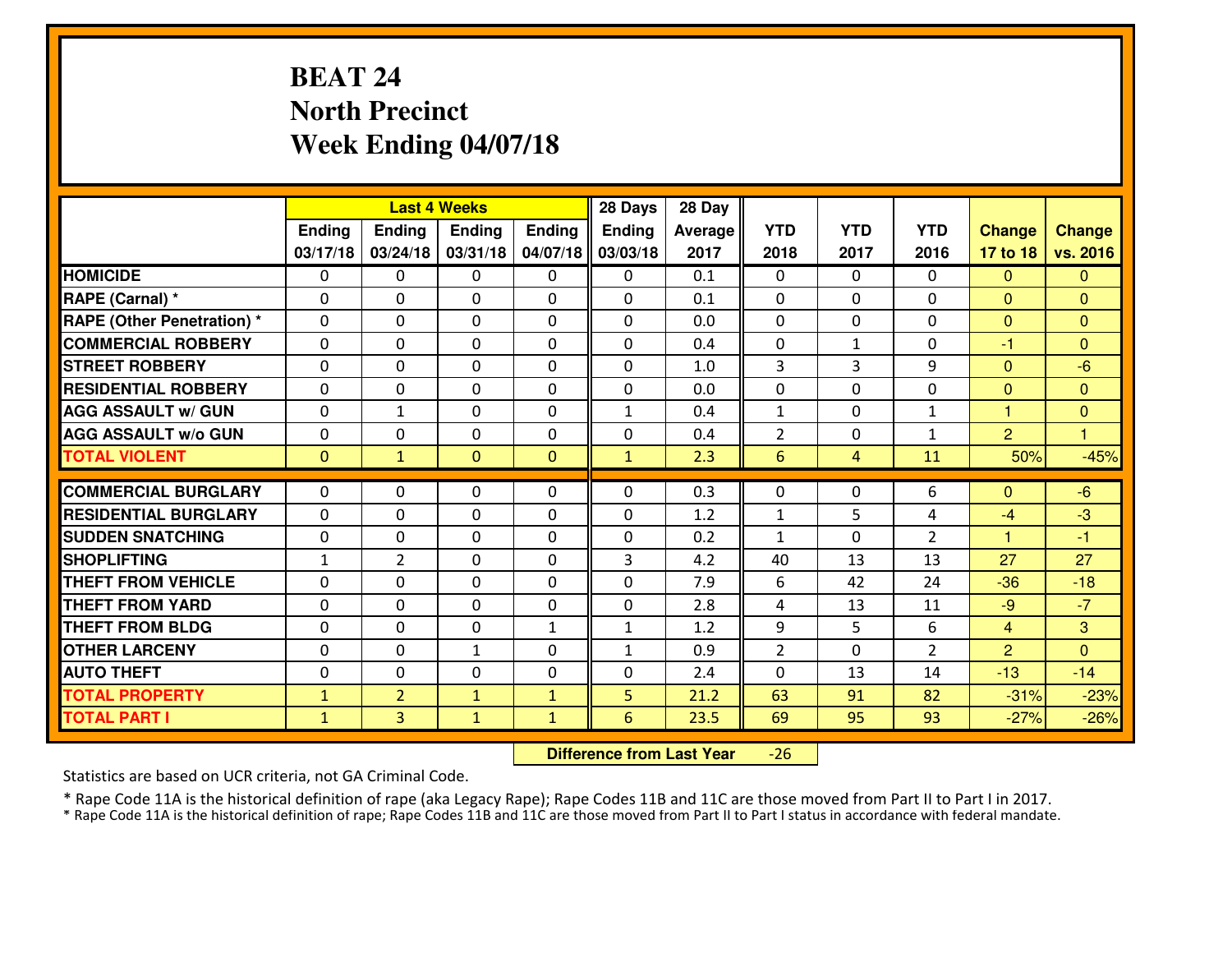# BEAT 24
## North Precinct
## Week Ending 04/07/18

| | Last 4 Weeks | | | | 28 Days | 28 Day | | | | | |
|---|---|---|---|---|---|---|---|---|---|---|---|
| | Ending 03/17/18 | Ending 03/24/18 | Ending 03/31/18 | Ending 04/07/18 | Ending 03/03/18 | Average 2017 | YTD 2018 | YTD 2017 | YTD 2016 | Change 17 to 18 | Change vs. 2016 |
| HOMICIDE | 0 | 0 | 0 | 0 | 0 | 0.1 | 0 | 0 | 0 | 0 | 0 |
| RAPE (Carnal) * | 0 | 0 | 0 | 0 | 0 | 0.1 | 0 | 0 | 0 | 0 | 0 |
| RAPE (Other Penetration) * | 0 | 0 | 0 | 0 | 0 | 0.0 | 0 | 0 | 0 | 0 | 0 |
| COMMERCIAL ROBBERY | 0 | 0 | 0 | 0 | 0 | 0.4 | 0 | 1 | 0 | -1 | 0 |
| STREET ROBBERY | 0 | 0 | 0 | 0 | 0 | 1.0 | 3 | 3 | 9 | 0 | -6 |
| RESIDENTIAL ROBBERY | 0 | 0 | 0 | 0 | 0 | 0.0 | 0 | 0 | 0 | 0 | 0 |
| AGG ASSAULT w/ GUN | 0 | 1 | 0 | 0 | 1 | 0.4 | 1 | 0 | 1 | 1 | 0 |
| AGG ASSAULT w/o GUN | 0 | 0 | 0 | 0 | 0 | 0.4 | 2 | 0 | 1 | 2 | 1 |
| TOTAL VIOLENT | 0 | 1 | 0 | 0 | 1 | 2.3 | 6 | 4 | 11 | 50% | -45% |
| COMMERCIAL BURGLARY | 0 | 0 | 0 | 0 | 0 | 0.3 | 0 | 0 | 6 | 0 | -6 |
| RESIDENTIAL BURGLARY | 0 | 0 | 0 | 0 | 0 | 1.2 | 1 | 5 | 4 | -4 | -3 |
| SUDDEN SNATCHING | 0 | 0 | 0 | 0 | 0 | 0.2 | 1 | 0 | 2 | 1 | -1 |
| SHOPLIFTING | 1 | 2 | 0 | 0 | 3 | 4.2 | 40 | 13 | 13 | 27 | 27 |
| THEFT FROM VEHICLE | 0 | 0 | 0 | 0 | 0 | 7.9 | 6 | 42 | 24 | -36 | -18 |
| THEFT FROM YARD | 0 | 0 | 0 | 0 | 0 | 2.8 | 4 | 13 | 11 | -9 | -7 |
| THEFT FROM BLDG | 0 | 0 | 0 | 1 | 1 | 1.2 | 9 | 5 | 6 | 4 | 3 |
| OTHER LARCENY | 0 | 0 | 1 | 0 | 1 | 0.9 | 2 | 0 | 2 | 2 | 0 |
| AUTO THEFT | 0 | 0 | 0 | 0 | 0 | 2.4 | 0 | 13 | 14 | -13 | -14 |
| TOTAL PROPERTY | 1 | 2 | 1 | 1 | 5 | 21.2 | 63 | 91 | 82 | -31% | -23% |
| TOTAL PART I | 1 | 3 | 1 | 1 | 6 | 23.5 | 69 | 95 | 93 | -27% | -26% |

**Difference from Last Year** -26

Statistics are based on UCR criteria, not GA Criminal Code.

* Rape Code 11A is the historical definition of rape (aka Legacy Rape); Rape Codes 11B and 11C are those moved from Part II to Part I in 2017.
* Rape Code 11A is the historical definition of rape; Rape Codes 11B and 11C are those moved from Part II to Part I status in accordance with federal mandate.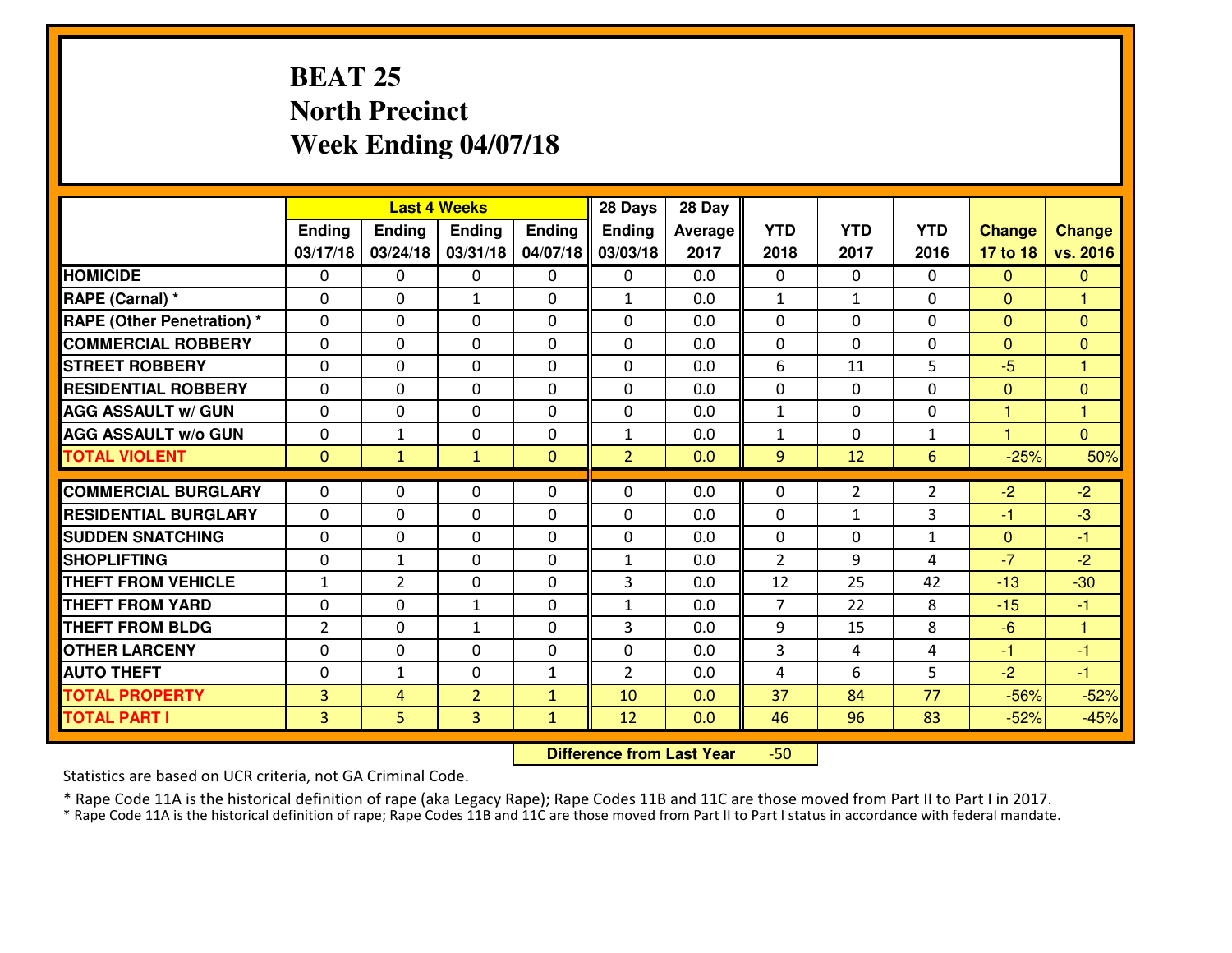# BEAT 25
## North Precinct
## Week Ending 04/07/18

| | Last 4 Weeks | | | | 28 Days | 28 Day | | | | | |
|---|---|---|---|---|---|---|---|---|---|---|---|
| | Ending 03/17/18 | Ending 03/24/18 | Ending 03/31/18 | Ending 04/07/18 | Ending 03/03/18 | Average 2017 | YTD 2018 | YTD 2017 | YTD 2016 | Change 17 to 18 | Change vs. 2016 |
| HOMICIDE | 0 | 0 | 0 | 0 | 0 | 0.0 | 0 | 0 | 0 | 0 | 0 |
| RAPE (Carnal) * | 0 | 0 | 1 | 0 | 1 | 0.0 | 1 | 1 | 0 | 0 | 1 |
| RAPE (Other Penetration) * | 0 | 0 | 0 | 0 | 0 | 0.0 | 0 | 0 | 0 | 0 | 0 |
| COMMERCIAL ROBBERY | 0 | 0 | 0 | 0 | 0 | 0.0 | 0 | 0 | 0 | 0 | 0 |
| STREET ROBBERY | 0 | 0 | 0 | 0 | 0 | 0.0 | 6 | 11 | 5 | -5 | 1 |
| RESIDENTIAL ROBBERY | 0 | 0 | 0 | 0 | 0 | 0.0 | 0 | 0 | 0 | 0 | 0 |
| AGG ASSAULT w/ GUN | 0 | 0 | 0 | 0 | 0 | 0.0 | 1 | 0 | 0 | 1 | 1 |
| AGG ASSAULT w/o GUN | 0 | 1 | 0 | 0 | 1 | 0.0 | 1 | 0 | 1 | 1 | 0 |
| TOTAL VIOLENT | 0 | 1 | 1 | 0 | 2 | 0.0 | 9 | 12 | 6 | -25% | 50% |
| COMMERCIAL BURGLARY | 0 | 0 | 0 | 0 | 0 | 0.0 | 0 | 2 | 2 | -2 | -2 |
| RESIDENTIAL BURGLARY | 0 | 0 | 0 | 0 | 0 | 0.0 | 0 | 1 | 3 | -1 | -3 |
| SUDDEN SNATCHING | 0 | 0 | 0 | 0 | 0 | 0.0 | 0 | 0 | 1 | 0 | -1 |
| SHOPLIFTING | 0 | 1 | 0 | 0 | 1 | 0.0 | 2 | 9 | 4 | -7 | -2 |
| THEFT FROM VEHICLE | 1 | 2 | 0 | 0 | 3 | 0.0 | 12 | 25 | 42 | -13 | -30 |
| THEFT FROM YARD | 0 | 0 | 1 | 0 | 1 | 0.0 | 7 | 22 | 8 | -15 | -1 |
| THEFT FROM BLDG | 2 | 0 | 1 | 0 | 3 | 0.0 | 9 | 15 | 8 | -6 | 1 |
| OTHER LARCENY | 0 | 0 | 0 | 0 | 0 | 0.0 | 3 | 4 | 4 | -1 | -1 |
| AUTO THEFT | 0 | 1 | 0 | 1 | 2 | 0.0 | 4 | 6 | 5 | -2 | -1 |
| TOTAL PROPERTY | 3 | 4 | 2 | 1 | 10 | 0.0 | 37 | 84 | 77 | -56% | -52% |
| TOTAL PART I | 3 | 5 | 3 | 1 | 12 | 0.0 | 46 | 96 | 83 | -52% | -45% |

**Difference from Last Year** -50

Statistics are based on UCR criteria, not GA Criminal Code.

* Rape Code 11A is the historical definition of rape (aka Legacy Rape); Rape Codes 11B and 11C are those moved from Part II to Part I in 2017.
* Rape Code 11A is the historical definition of rape; Rape Codes 11B and 11C are those moved from Part II to Part I status in accordance with federal mandate.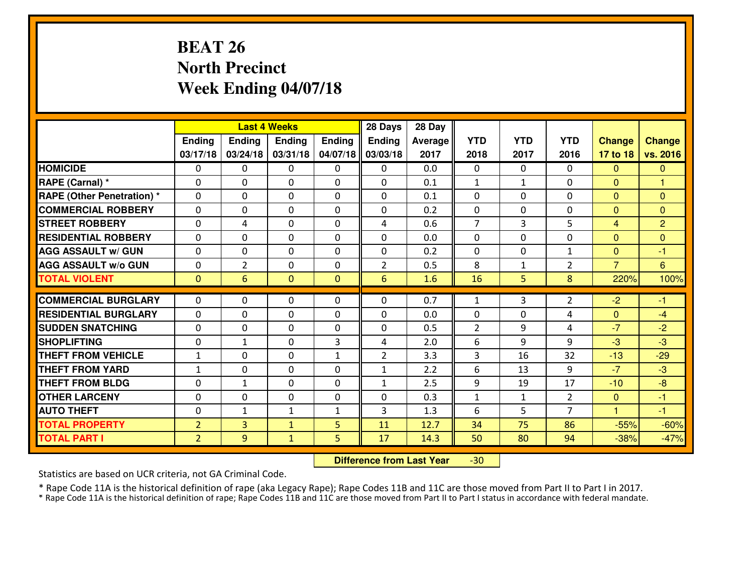# BEAT 26
## North Precinct
## Week Ending 04/07/18

| | Last 4 Weeks | | | | 28 Days | 28 Day | | | | | |
|---|---|---|---|---|---|---|---|---|---|---|---|
| | Ending 03/17/18 | Ending 03/24/18 | Ending 03/31/18 | Ending 04/07/18 | Ending 03/03/18 | Average 2017 | YTD 2018 | YTD 2017 | YTD 2016 | Change 17 to 18 | Change vs. 2016 |
| HOMICIDE | 0 | 0 | 0 | 0 | 0 | 0.0 | 0 | 0 | 0 | 0 | 0 |
| RAPE (Carnal) * | 0 | 0 | 0 | 0 | 0 | 0.1 | 1 | 1 | 0 | 0 | 1 |
| RAPE (Other Penetration) * | 0 | 0 | 0 | 0 | 0 | 0.1 | 0 | 0 | 0 | 0 | 0 |
| COMMERCIAL ROBBERY | 0 | 0 | 0 | 0 | 0 | 0.2 | 0 | 0 | 0 | 0 | 0 |
| STREET ROBBERY | 0 | 4 | 0 | 0 | 4 | 0.6 | 7 | 3 | 5 | 4 | 2 |
| RESIDENTIAL ROBBERY | 0 | 0 | 0 | 0 | 0 | 0.0 | 0 | 0 | 0 | 0 | 0 |
| AGG ASSAULT w/ GUN | 0 | 0 | 0 | 0 | 0 | 0.2 | 0 | 0 | 1 | 0 | -1 |
| AGG ASSAULT w/o GUN | 0 | 2 | 0 | 0 | 2 | 0.5 | 8 | 1 | 2 | 7 | 6 |
| TOTAL VIOLENT | 0 | 6 | 0 | 0 | 6 | 1.6 | 16 | 5 | 8 | 220% | 100% |
| COMMERCIAL BURGLARY | 0 | 0 | 0 | 0 | 0 | 0.7 | 1 | 3 | 2 | -2 | -1 |
| RESIDENTIAL BURGLARY | 0 | 0 | 0 | 0 | 0 | 0.0 | 0 | 0 | 4 | 0 | -4 |
| SUDDEN SNATCHING | 0 | 0 | 0 | 0 | 0 | 0.5 | 2 | 9 | 4 | -7 | -2 |
| SHOPLIFTING | 0 | 1 | 0 | 3 | 4 | 2.0 | 6 | 9 | 9 | -3 | -3 |
| THEFT FROM VEHICLE | 1 | 0 | 0 | 1 | 2 | 3.3 | 3 | 16 | 32 | -13 | -29 |
| THEFT FROM YARD | 1 | 0 | 0 | 0 | 1 | 2.2 | 6 | 13 | 9 | -7 | -3 |
| THEFT FROM BLDG | 0 | 1 | 0 | 0 | 1 | 2.5 | 9 | 19 | 17 | -10 | -8 |
| OTHER LARCENY | 0 | 0 | 0 | 0 | 0 | 0.3 | 1 | 1 | 2 | 0 | -1 |
| AUTO THEFT | 0 | 1 | 1 | 1 | 3 | 1.3 | 6 | 5 | 7 | 1 | -1 |
| TOTAL PROPERTY | 2 | 3 | 1 | 5 | 11 | 12.7 | 34 | 75 | 86 | -55% | -60% |
| TOTAL PART I | 2 | 9 | 1 | 5 | 17 | 14.3 | 50 | 80 | 94 | -38% | -47% |

**Difference from Last Year** -30

Statistics are based on UCR criteria, not GA Criminal Code.

* Rape Code 11A is the historical definition of rape (aka Legacy Rape); Rape Codes 11B and 11C are those moved from Part II to Part I in 2017.
* Rape Code 11A is the historical definition of rape; Rape Codes 11B and 11C are those moved from Part II to Part I status in accordance with federal mandate.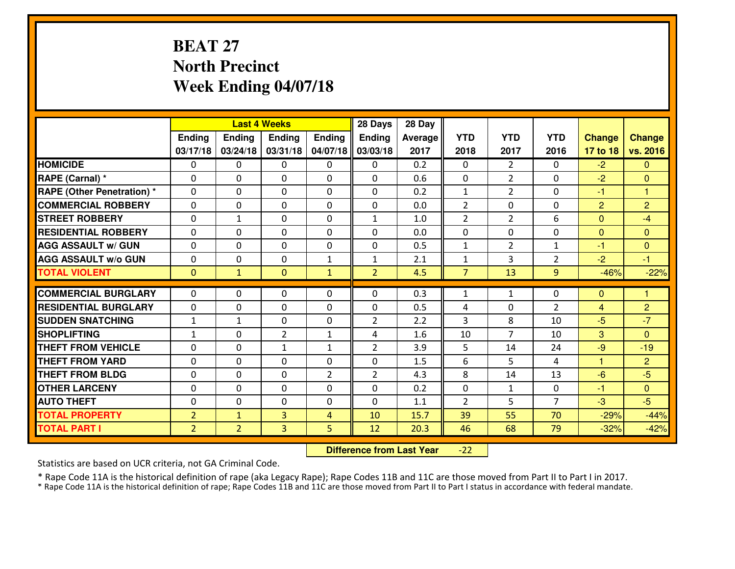# BEAT 27
## North Precinct
## Week Ending 04/07/18

| | Last 4 Weeks | | | | 28 Days | 28 Day | | | | | |
|---|---|---|---|---|---|---|---|---|---|---|---|
| | Ending 03/17/18 | Ending 03/24/18 | Ending 03/31/18 | Ending 04/07/18 | Ending 03/03/18 | Average 2017 | YTD 2018 | YTD 2017 | YTD 2016 | Change 17 to 18 | Change vs. 2016 |
| HOMICIDE | 0 | 0 | 0 | 0 | 0 | 0.2 | 0 | 2 | 0 | -2 | 0 |
| RAPE (Carnal) * | 0 | 0 | 0 | 0 | 0 | 0.6 | 0 | 2 | 0 | -2 | 0 |
| RAPE (Other Penetration) * | 0 | 0 | 0 | 0 | 0 | 0.2 | 1 | 2 | 0 | -1 | 1 |
| COMMERCIAL ROBBERY | 0 | 0 | 0 | 0 | 0 | 0.0 | 2 | 0 | 0 | 2 | 2 |
| STREET ROBBERY | 0 | 1 | 0 | 0 | 1 | 1.0 | 2 | 2 | 6 | 0 | -4 |
| RESIDENTIAL ROBBERY | 0 | 0 | 0 | 0 | 0 | 0.0 | 0 | 0 | 0 | 0 | 0 |
| AGG ASSAULT w/ GUN | 0 | 0 | 0 | 0 | 0 | 0.5 | 1 | 2 | 1 | -1 | 0 |
| AGG ASSAULT w/o GUN | 0 | 0 | 0 | 1 | 1 | 2.1 | 1 | 3 | 2 | -2 | -1 |
| TOTAL VIOLENT | 0 | 1 | 0 | 1 | 2 | 4.5 | 7 | 13 | 9 | -46% | -22% |
| COMMERCIAL BURGLARY | 0 | 0 | 0 | 0 | 0 | 0.3 | 1 | 1 | 0 | 0 | 1 |
| RESIDENTIAL BURGLARY | 0 | 0 | 0 | 0 | 0 | 0.5 | 4 | 0 | 2 | 4 | 2 |
| SUDDEN SNATCHING | 1 | 1 | 0 | 0 | 2 | 2.2 | 3 | 8 | 10 | -5 | -7 |
| SHOPLIFTING | 1 | 0 | 2 | 1 | 4 | 1.6 | 10 | 7 | 10 | 3 | 0 |
| THEFT FROM VEHICLE | 0 | 0 | 1 | 1 | 2 | 3.9 | 5 | 14 | 24 | -9 | -19 |
| THEFT FROM YARD | 0 | 0 | 0 | 0 | 0 | 1.5 | 6 | 5 | 4 | 1 | 2 |
| THEFT FROM BLDG | 0 | 0 | 0 | 2 | 2 | 4.3 | 8 | 14 | 13 | -6 | -5 |
| OTHER LARCENY | 0 | 0 | 0 | 0 | 0 | 0.2 | 0 | 1 | 0 | -1 | 0 |
| AUTO THEFT | 0 | 0 | 0 | 0 | 0 | 1.1 | 2 | 5 | 7 | -3 | -5 |
| TOTAL PROPERTY | 2 | 1 | 3 | 4 | 10 | 15.7 | 39 | 55 | 70 | -29% | -44% |
| TOTAL PART I | 2 | 2 | 3 | 5 | 12 | 20.3 | 46 | 68 | 79 | -32% | -42% |

**Difference from Last Year** -22

Statistics are based on UCR criteria, not GA Criminal Code.

* Rape Code 11A is the historical definition of rape (aka Legacy Rape); Rape Codes 11B and 11C are those moved from Part II to Part I in 2017.
* Rape Code 11A is the historical definition of rape; Rape Codes 11B and 11C are those moved from Part II to Part I status in accordance with federal mandate.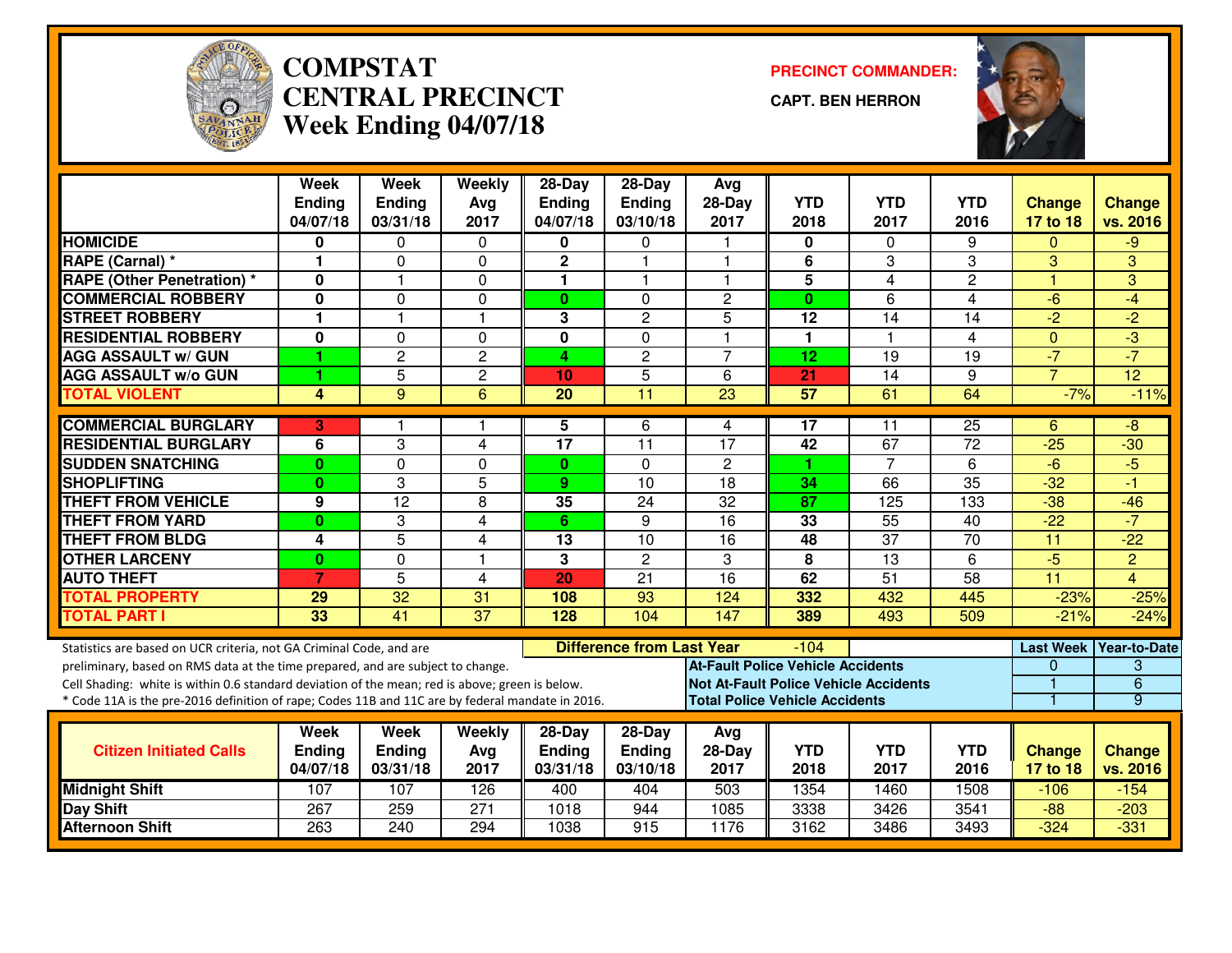# COMPSTAT
# CENTRAL PRECINCT
# Week Ending 04/07/18

**PRECINCT COMMANDER:**

**CAPT. BEN HERRON**

| | Week Ending 04/07/18 | Week Ending 03/31/18 | Weekly Avg 2017 | 28-Day Ending 04/07/18 | 28-Day Ending 03/10/18 | Avg 28-Day 2017 | YTD 2018 | YTD 2017 | YTD 2016 | Change 17 to 18 | Change vs. 2016 |
|---|---|---|---|---|---|---|---|---|---|---|---|
| HOMICIDE | 0 | 0 | 0 | 0 | 0 | 1 | 0 | 0 | 9 | 0 | -9 |
| RAPE (Carnal) * | 1 | 0 | 0 | 2 | 1 | 1 | 6 | 3 | 3 | 3 | 3 |
| RAPE (Other Penetration) * | 0 | 1 | 0 | 1 | 1 | 1 | 5 | 4 | 2 | 1 | 3 |
| COMMERCIAL ROBBERY | 0 | 0 | 0 | 0 | 0 | 2 | 0 | 6 | 4 | -6 | -4 |
| STREET ROBBERY | 1 | 1 | 1 | 3 | 2 | 5 | 12 | 14 | 14 | -2 | -2 |
| RESIDENTIAL ROBBERY | 0 | 0 | 0 | 0 | 0 | 1 | 1 | 1 | 4 | 0 | -3 |
| AGG ASSAULT w/ GUN | 1 | 2 | 2 | 4 | 2 | 7 | 12 | 19 | 19 | -7 | -7 |
| AGG ASSAULT w/o GUN | 1 | 5 | 2 | 10 | 5 | 6 | 21 | 14 | 9 | 7 | 12 |
| TOTAL VIOLENT | 4 | 9 | 6 | 20 | 11 | 23 | 57 | 61 | 64 | -7% | -11% |
| COMMERCIAL BURGLARY | 3 | 1 | 1 | 5 | 6 | 4 | 17 | 11 | 25 | 6 | -8 |
| RESIDENTIAL BURGLARY | 6 | 3 | 4 | 17 | 11 | 17 | 42 | 67 | 72 | -25 | -30 |
| SUDDEN SNATCHING | 0 | 0 | 0 | 0 | 0 | 2 | 1 | 7 | 6 | -6 | -5 |
| SHOPLIFTING | 0 | 3 | 5 | 9 | 10 | 18 | 34 | 66 | 35 | -32 | -1 |
| THEFT FROM VEHICLE | 9 | 12 | 8 | 35 | 24 | 32 | 87 | 125 | 133 | -38 | -46 |
| THEFT FROM YARD | 0 | 3 | 4 | 6 | 9 | 16 | 33 | 55 | 40 | -22 | -7 |
| THEFT FROM BLDG | 4 | 5 | 4 | 13 | 10 | 16 | 48 | 37 | 70 | 11 | -22 |
| OTHER LARCENY | 0 | 0 | 1 | 3 | 2 | 3 | 8 | 13 | 6 | -5 | 2 |
| AUTO THEFT | 7 | 5 | 4 | 20 | 21 | 16 | 62 | 51 | 58 | 11 | 4 |
| TOTAL PROPERTY | 29 | 32 | 31 | 108 | 93 | 124 | 332 | 432 | 445 | -23% | -25% |
| TOTAL PART I | 33 | 41 | 37 | 128 | 104 | 147 | 389 | 493 | 509 | -21% | -24% |

**Difference from Last Year:** -104

| | Last Week | Year-to-Date |
|---|---|---|
| At-Fault Police Vehicle Accidents | 0 | 3 |
| Not At-Fault Police Vehicle Accidents | 1 | 6 |
| Total Police Vehicle Accidents | 1 | 9 |

Statistics are based on UCR criteria, not GA Criminal Code, and are preliminary, based on RMS data at the time prepared, and are subject to change.
Cell Shading: white is within 0.6 standard deviation of the mean; red is above; green is below.
* Code 11A is the pre-2016 definition of rape; Codes 11B and 11C are by federal mandate in 2016.

| Citizen Initiated Calls | Week Ending 04/07/18 | Week Ending 03/31/18 | Weekly Avg 2017 | 28-Day Ending 03/31/18 | 28-Day Ending 03/10/18 | Avg 28-Day 2017 | YTD 2018 | YTD 2017 | YTD 2016 | Change 17 to 18 | Change vs. 2016 |
|---|---|---|---|---|---|---|---|---|---|---|---|
| Midnight Shift | 107 | 107 | 126 | 400 | 404 | 503 | 1354 | 1460 | 1508 | -106 | -154 |
| Day Shift | 267 | 259 | 271 | 1018 | 944 | 1085 | 3338 | 3426 | 3541 | -88 | -203 |
| Afternoon Shift | 263 | 240 | 294 | 1038 | 915 | 1176 | 3162 | 3486 | 3493 | -324 | -331 |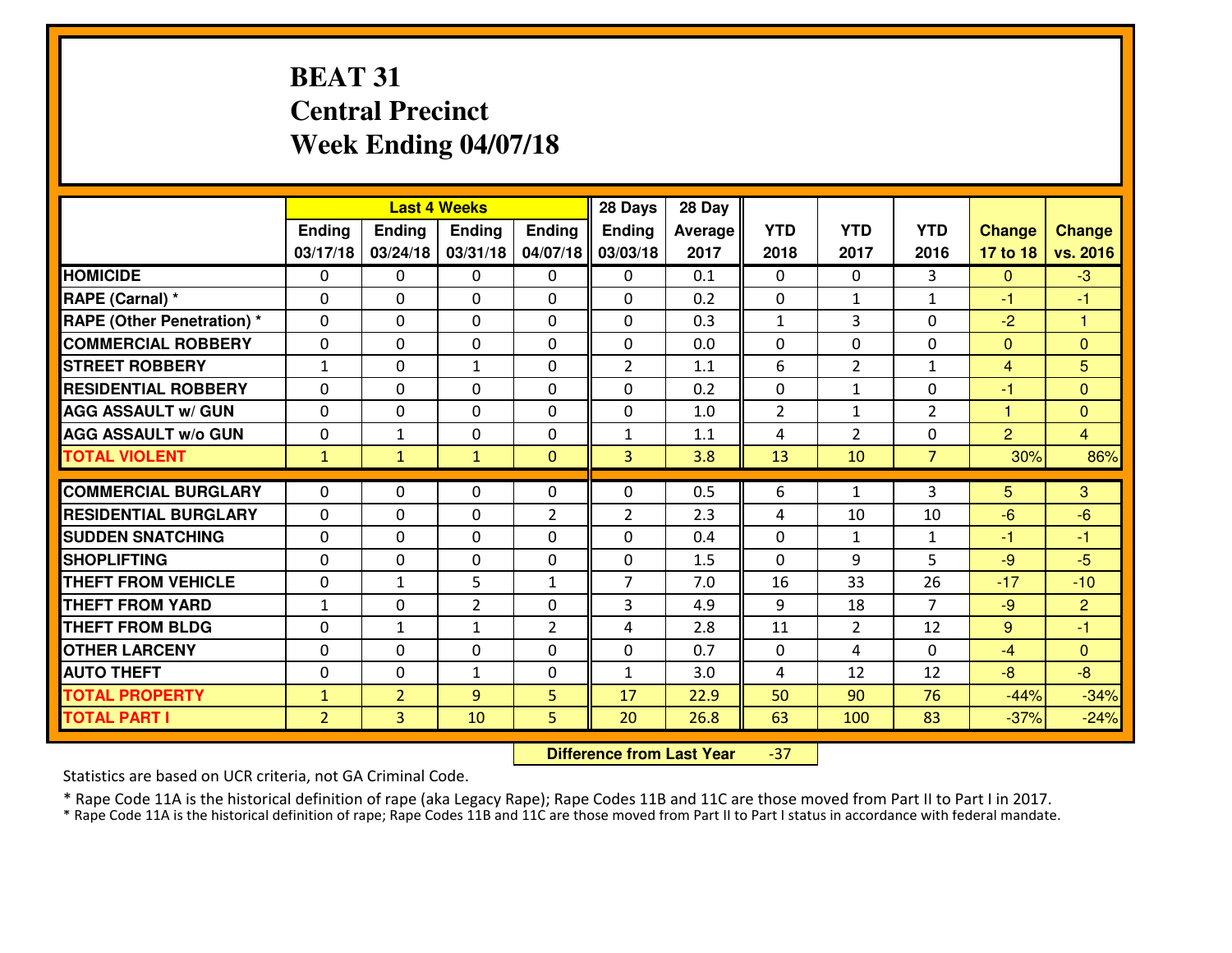# BEAT 31
# Central Precinct
# Week Ending 04/07/18

| | Last 4 Weeks | | | | 28 Days | 28 Day | | | | | |
|---|---|---|---|---|---|---|---|---|---|---|---|
| | Ending 03/17/18 | Ending 03/24/18 | Ending 03/31/18 | Ending 04/07/18 | Ending 03/03/18 | Average 2017 | YTD 2018 | YTD 2017 | YTD 2016 | Change 17 to 18 | Change vs. 2016 |
| HOMICIDE | 0 | 0 | 0 | 0 | 0 | 0.1 | 0 | 0 | 3 | 0 | -3 |
| RAPE (Carnal) * | 0 | 0 | 0 | 0 | 0 | 0.2 | 0 | 1 | 1 | -1 | -1 |
| RAPE (Other Penetration) * | 0 | 0 | 0 | 0 | 0 | 0.3 | 1 | 3 | 0 | -2 | 1 |
| COMMERCIAL ROBBERY | 0 | 0 | 0 | 0 | 0 | 0.0 | 0 | 0 | 0 | 0 | 0 |
| STREET ROBBERY | 1 | 0 | 1 | 0 | 2 | 1.1 | 6 | 2 | 1 | 4 | 5 |
| RESIDENTIAL ROBBERY | 0 | 0 | 0 | 0 | 0 | 0.2 | 0 | 1 | 0 | -1 | 0 |
| AGG ASSAULT w/ GUN | 0 | 0 | 0 | 0 | 0 | 1.0 | 2 | 1 | 2 | 1 | 0 |
| AGG ASSAULT w/o GUN | 0 | 1 | 0 | 0 | 1 | 1.1 | 4 | 2 | 0 | 2 | 4 |
| TOTAL VIOLENT | 1 | 1 | 1 | 0 | 3 | 3.8 | 13 | 10 | 7 | 30% | 86% |
| COMMERCIAL BURGLARY | 0 | 0 | 0 | 0 | 0 | 0.5 | 6 | 1 | 3 | 5 | 3 |
| RESIDENTIAL BURGLARY | 0 | 0 | 0 | 2 | 2 | 2.3 | 4 | 10 | 10 | -6 | -6 |
| SUDDEN SNATCHING | 0 | 0 | 0 | 0 | 0 | 0.4 | 0 | 1 | 1 | -1 | -1 |
| SHOPLIFTING | 0 | 0 | 0 | 0 | 0 | 1.5 | 0 | 9 | 5 | -9 | -5 |
| THEFT FROM VEHICLE | 0 | 1 | 5 | 1 | 7 | 7.0 | 16 | 33 | 26 | -17 | -10 |
| THEFT FROM YARD | 1 | 0 | 2 | 0 | 3 | 4.9 | 9 | 18 | 7 | -9 | 2 |
| THEFT FROM BLDG | 0 | 1 | 1 | 2 | 4 | 2.8 | 11 | 2 | 12 | 9 | -1 |
| OTHER LARCENY | 0 | 0 | 0 | 0 | 0 | 0.7 | 0 | 4 | 0 | -4 | 0 |
| AUTO THEFT | 0 | 0 | 1 | 0 | 1 | 3.0 | 4 | 12 | 12 | -8 | -8 |
| TOTAL PROPERTY | 1 | 2 | 9 | 5 | 17 | 22.9 | 50 | 90 | 76 | -44% | -34% |
| TOTAL PART I | 2 | 3 | 10 | 5 | 20 | 26.8 | 63 | 100 | 83 | -37% | -24% |

**Difference from Last Year** -37

Statistics are based on UCR criteria, not GA Criminal Code.

* Rape Code 11A is the historical definition of rape (aka Legacy Rape); Rape Codes 11B and 11C are those moved from Part II to Part I in 2017.
* Rape Code 11A is the historical definition of rape; Rape Codes 11B and 11C are those moved from Part II to Part I status in accordance with federal mandate.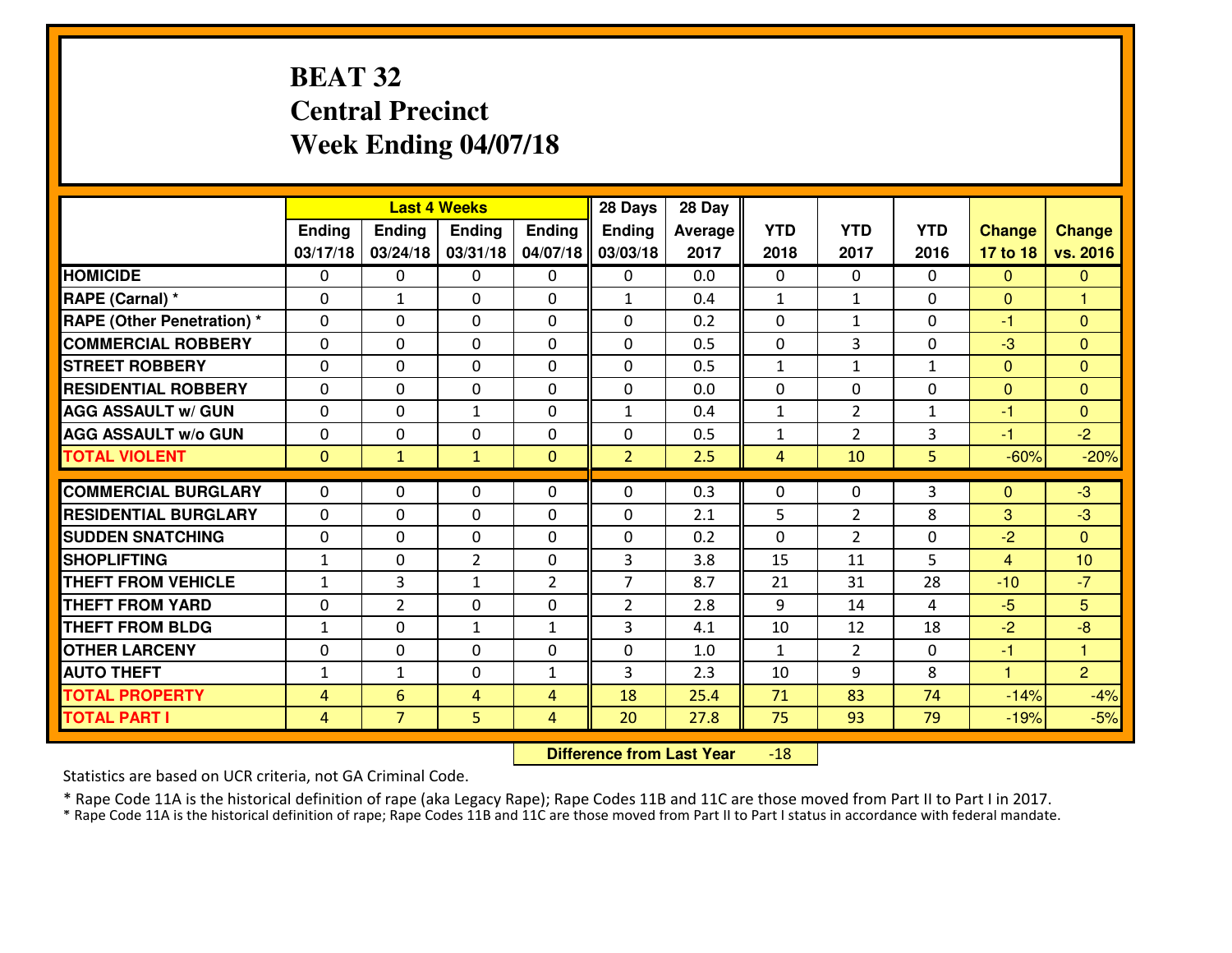# BEAT 32
## Central Precinct
## Week Ending 04/07/18

| | Last 4 Weeks | | | | 28 Days | 28 Day | | | | | |
|---|---|---|---|---|---|---|---|---|---|---|---|
| | Ending 03/17/18 | Ending 03/24/18 | Ending 03/31/18 | Ending 04/07/18 | Ending 03/03/18 | Average 2017 | YTD 2018 | YTD 2017 | YTD 2016 | Change 17 to 18 | Change vs. 2016 |
| HOMICIDE | 0 | 0 | 0 | 0 | 0 | 0.0 | 0 | 0 | 0 | 0 | 0 |
| RAPE (Carnal) * | 0 | 1 | 0 | 0 | 1 | 0.4 | 1 | 1 | 0 | 0 | 1 |
| RAPE (Other Penetration) * | 0 | 0 | 0 | 0 | 0 | 0.2 | 0 | 1 | 0 | -1 | 0 |
| COMMERCIAL ROBBERY | 0 | 0 | 0 | 0 | 0 | 0.5 | 0 | 3 | 0 | -3 | 0 |
| STREET ROBBERY | 0 | 0 | 0 | 0 | 0 | 0.5 | 1 | 1 | 1 | 0 | 0 |
| RESIDENTIAL ROBBERY | 0 | 0 | 0 | 0 | 0 | 0.0 | 0 | 0 | 0 | 0 | 0 |
| AGG ASSAULT w/ GUN | 0 | 0 | 1 | 0 | 1 | 0.4 | 1 | 2 | 1 | -1 | 0 |
| AGG ASSAULT w/o GUN | 0 | 0 | 0 | 0 | 0 | 0.5 | 1 | 2 | 3 | -1 | -2 |
| TOTAL VIOLENT | 0 | 1 | 1 | 0 | 2 | 2.5 | 4 | 10 | 5 | -60% | -20% |
| COMMERCIAL BURGLARY | 0 | 0 | 0 | 0 | 0 | 0.3 | 0 | 0 | 3 | 0 | -3 |
| RESIDENTIAL BURGLARY | 0 | 0 | 0 | 0 | 0 | 2.1 | 5 | 2 | 8 | 3 | -3 |
| SUDDEN SNATCHING | 0 | 0 | 0 | 0 | 0 | 0.2 | 0 | 2 | 0 | -2 | 0 |
| SHOPLIFTING | 1 | 0 | 2 | 0 | 3 | 3.8 | 15 | 11 | 5 | 4 | 10 |
| THEFT FROM VEHICLE | 1 | 3 | 1 | 2 | 7 | 8.7 | 21 | 31 | 28 | -10 | -7 |
| THEFT FROM YARD | 0 | 2 | 0 | 0 | 2 | 2.8 | 9 | 14 | 4 | -5 | 5 |
| THEFT FROM BLDG | 1 | 0 | 1 | 1 | 3 | 4.1 | 10 | 12 | 18 | -2 | -8 |
| OTHER LARCENY | 0 | 0 | 0 | 0 | 0 | 1.0 | 1 | 2 | 0 | -1 | 1 |
| AUTO THEFT | 1 | 1 | 0 | 1 | 3 | 2.3 | 10 | 9 | 8 | 1 | 2 |
| TOTAL PROPERTY | 4 | 6 | 4 | 4 | 18 | 25.4 | 71 | 83 | 74 | -14% | -4% |
| TOTAL PART I | 4 | 7 | 5 | 4 | 20 | 27.8 | 75 | 93 | 79 | -19% | -5% |

**Difference from Last Year** -18

Statistics are based on UCR criteria, not GA Criminal Code.

* Rape Code 11A is the historical definition of rape (aka Legacy Rape); Rape Codes 11B and 11C are those moved from Part II to Part I in 2017.
* Rape Code 11A is the historical definition of rape; Rape Codes 11B and 11C are those moved from Part II to Part I status in accordance with federal mandate.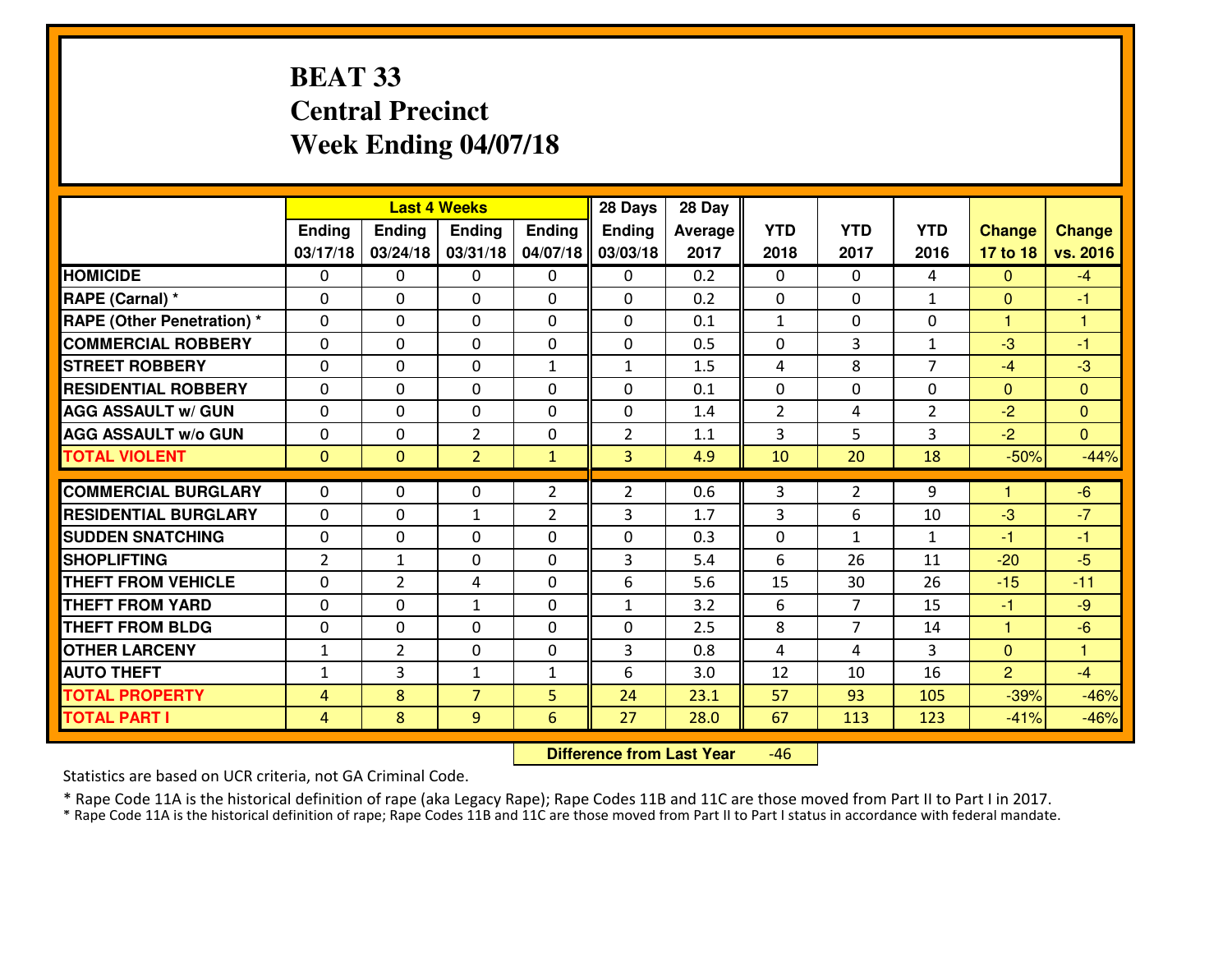# BEAT 33
## Central Precinct
## Week Ending 04/07/18

| | Last 4 Weeks | | | | 28 Days | 28 Day | | | | | |
|---|---|---|---|---|---|---|---|---|---|---|---|
| | Ending 03/17/18 | Ending 03/24/18 | Ending 03/31/18 | Ending 04/07/18 | Ending 03/03/18 | Average 2017 | YTD 2018 | YTD 2017 | YTD 2016 | Change 17 to 18 | Change vs. 2016 |
| HOMICIDE | 0 | 0 | 0 | 0 | 0 | 0.2 | 0 | 0 | 4 | 0 | -4 |
| RAPE (Carnal) * | 0 | 0 | 0 | 0 | 0 | 0.2 | 0 | 0 | 1 | 0 | -1 |
| RAPE (Other Penetration) * | 0 | 0 | 0 | 0 | 0 | 0.1 | 1 | 0 | 0 | 1 | 1 |
| COMMERCIAL ROBBERY | 0 | 0 | 0 | 0 | 0 | 0.5 | 0 | 3 | 1 | -3 | -1 |
| STREET ROBBERY | 0 | 0 | 0 | 1 | 1 | 1.5 | 4 | 8 | 7 | -4 | -3 |
| RESIDENTIAL ROBBERY | 0 | 0 | 0 | 0 | 0 | 0.1 | 0 | 0 | 0 | 0 | 0 |
| AGG ASSAULT w/ GUN | 0 | 0 | 0 | 0 | 0 | 1.4 | 2 | 4 | 2 | -2 | 0 |
| AGG ASSAULT w/o GUN | 0 | 0 | 2 | 0 | 2 | 1.1 | 3 | 5 | 3 | -2 | 0 |
| TOTAL VIOLENT | 0 | 0 | 2 | 1 | 3 | 4.9 | 10 | 20 | 18 | -50% | -44% |
| COMMERCIAL BURGLARY | 0 | 0 | 0 | 2 | 2 | 0.6 | 3 | 2 | 9 | 1 | -6 |
| RESIDENTIAL BURGLARY | 0 | 0 | 1 | 2 | 3 | 1.7 | 3 | 6 | 10 | -3 | -7 |
| SUDDEN SNATCHING | 0 | 0 | 0 | 0 | 0 | 0.3 | 0 | 1 | 1 | -1 | -1 |
| SHOPLIFTING | 2 | 1 | 0 | 0 | 3 | 5.4 | 6 | 26 | 11 | -20 | -5 |
| THEFT FROM VEHICLE | 0 | 2 | 4 | 0 | 6 | 5.6 | 15 | 30 | 26 | -15 | -11 |
| THEFT FROM YARD | 0 | 0 | 1 | 0 | 1 | 3.2 | 6 | 7 | 15 | -1 | -9 |
| THEFT FROM BLDG | 0 | 0 | 0 | 0 | 0 | 2.5 | 8 | 7 | 14 | 1 | -6 |
| OTHER LARCENY | 1 | 2 | 0 | 0 | 3 | 0.8 | 4 | 4 | 3 | 0 | 1 |
| AUTO THEFT | 1 | 3 | 1 | 1 | 6 | 3.0 | 12 | 10 | 16 | 2 | -4 |
| TOTAL PROPERTY | 4 | 8 | 7 | 5 | 24 | 23.1 | 57 | 93 | 105 | -39% | -46% |
| TOTAL PART I | 4 | 8 | 9 | 6 | 27 | 28.0 | 67 | 113 | 123 | -41% | -46% |

**Difference from Last Year** -46

Statistics are based on UCR criteria, not GA Criminal Code.

* Rape Code 11A is the historical definition of rape (aka Legacy Rape); Rape Codes 11B and 11C are those moved from Part II to Part I in 2017.
* Rape Code 11A is the historical definition of rape; Rape Codes 11B and 11C are those moved from Part II to Part I status in accordance with federal mandate.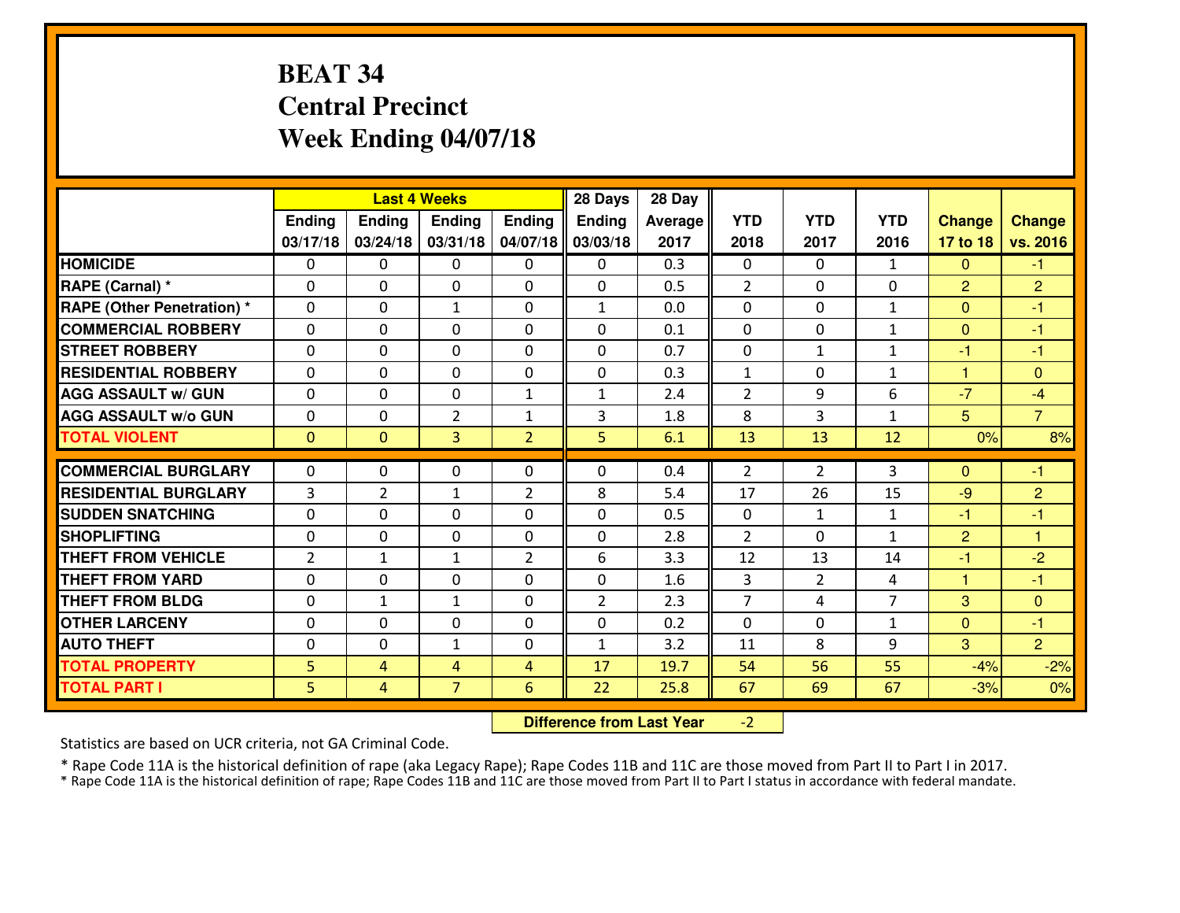# BEAT 34
## Central Precinct
## Week Ending 04/07/18

| | Last 4 Weeks | | | | 28 Days | 28 Day | | | | | |
|---|---|---|---|---|---|---|---|---|---|---|---|
| | Ending 03/17/18 | Ending 03/24/18 | Ending 03/31/18 | Ending 04/07/18 | Ending 03/03/18 | Average 2017 | YTD 2018 | YTD 2017 | YTD 2016 | Change 17 to 18 | Change vs. 2016 |
| HOMICIDE | 0 | 0 | 0 | 0 | 0 | 0.3 | 0 | 0 | 1 | 0 | -1 |
| RAPE (Carnal) * | 0 | 0 | 0 | 0 | 0 | 0.5 | 2 | 0 | 0 | 2 | 2 |
| RAPE (Other Penetration) * | 0 | 0 | 1 | 0 | 1 | 0.0 | 0 | 0 | 1 | 0 | -1 |
| COMMERCIAL ROBBERY | 0 | 0 | 0 | 0 | 0 | 0.1 | 0 | 0 | 1 | 0 | -1 |
| STREET ROBBERY | 0 | 0 | 0 | 0 | 0 | 0.7 | 0 | 1 | 1 | -1 | -1 |
| RESIDENTIAL ROBBERY | 0 | 0 | 0 | 0 | 0 | 0.3 | 1 | 0 | 1 | 1 | 0 |
| AGG ASSAULT w/ GUN | 0 | 0 | 0 | 1 | 1 | 2.4 | 2 | 9 | 6 | -7 | -4 |
| AGG ASSAULT w/o GUN | 0 | 0 | 2 | 1 | 3 | 1.8 | 8 | 3 | 1 | 5 | 7 |
| TOTAL VIOLENT | 0 | 0 | 3 | 2 | 5 | 6.1 | 13 | 13 | 12 | 0% | 8% |
| COMMERCIAL BURGLARY | 0 | 0 | 0 | 0 | 0 | 0.4 | 2 | 2 | 3 | 0 | -1 |
| RESIDENTIAL BURGLARY | 3 | 2 | 1 | 2 | 8 | 5.4 | 17 | 26 | 15 | -9 | 2 |
| SUDDEN SNATCHING | 0 | 0 | 0 | 0 | 0 | 0.5 | 0 | 1 | 1 | -1 | -1 |
| SHOPLIFTING | 0 | 0 | 0 | 0 | 0 | 2.8 | 2 | 0 | 1 | 2 | 1 |
| THEFT FROM VEHICLE | 2 | 1 | 1 | 2 | 6 | 3.3 | 12 | 13 | 14 | -1 | -2 |
| THEFT FROM YARD | 0 | 0 | 0 | 0 | 0 | 1.6 | 3 | 2 | 4 | 1 | -1 |
| THEFT FROM BLDG | 0 | 1 | 1 | 0 | 2 | 2.3 | 7 | 4 | 7 | 3 | 0 |
| OTHER LARCENY | 0 | 0 | 0 | 0 | 0 | 0.2 | 0 | 0 | 1 | 0 | -1 |
| AUTO THEFT | 0 | 0 | 1 | 0 | 1 | 3.2 | 11 | 8 | 9 | 3 | 2 |
| TOTAL PROPERTY | 5 | 4 | 4 | 4 | 17 | 19.7 | 54 | 56 | 55 | -4% | -2% |
| TOTAL PART I | 5 | 4 | 7 | 6 | 22 | 25.8 | 67 | 69 | 67 | -3% | 0% |

**Difference from Last Year** -2

Statistics are based on UCR criteria, not GA Criminal Code.

\* Rape Code 11A is the historical definition of rape (aka Legacy Rape); Rape Codes 11B and 11C are those moved from Part II to Part I in 2017.

\* Rape Code 11A is the historical definition of rape; Rape Codes 11B and 11C are those moved from Part II to Part I status in accordance with federal mandate.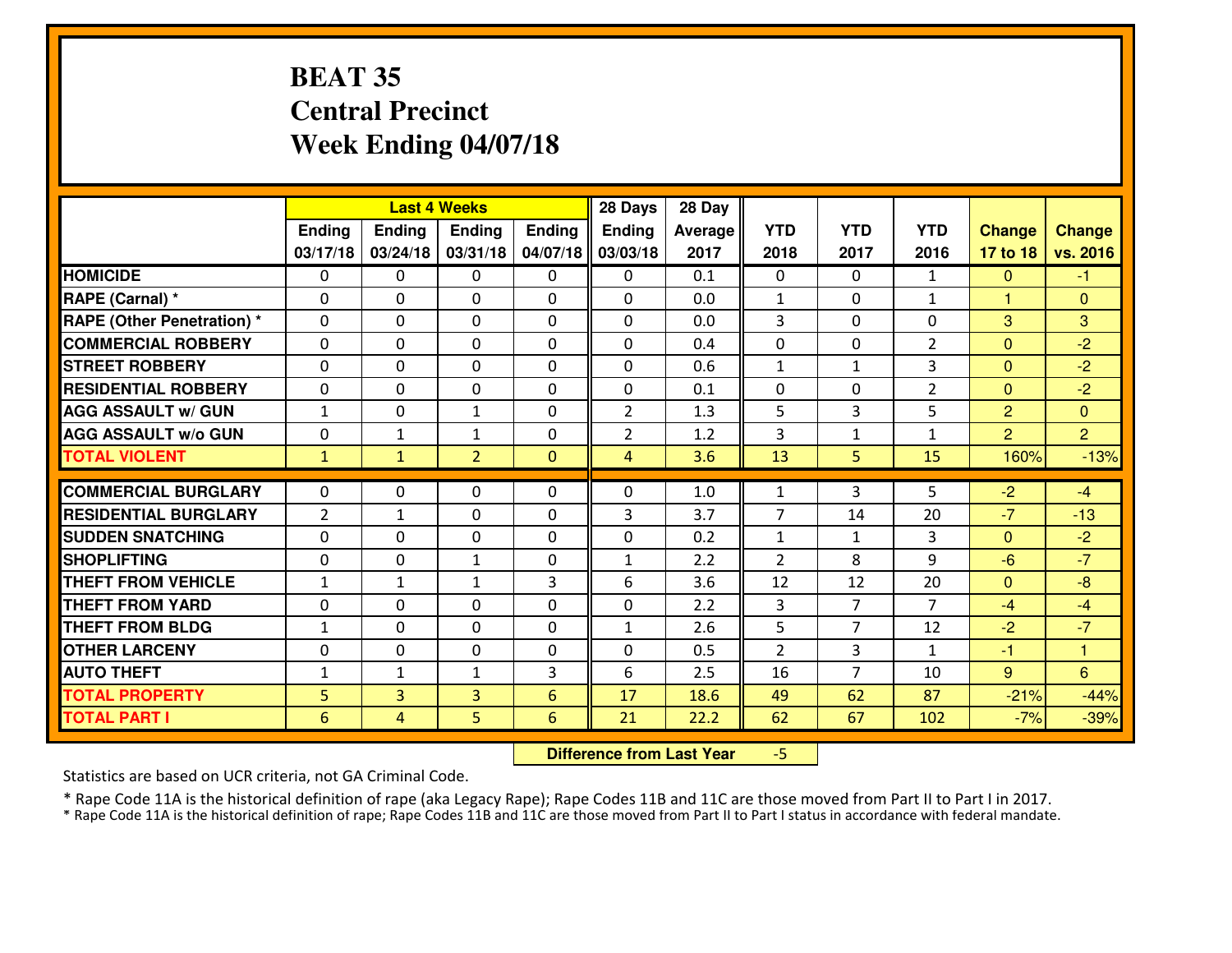# BEAT 35
## Central Precinct
## Week Ending 04/07/18

| | Last 4 Weeks | | | | 28 Days | 28 Day | | | | | |
|---|---|---|---|---|---|---|---|---|---|---|---|
| | Ending 03/17/18 | Ending 03/24/18 | Ending 03/31/18 | Ending 04/07/18 | Ending 03/03/18 | Average 2017 | YTD 2018 | YTD 2017 | YTD 2016 | Change 17 to 18 | Change vs. 2016 |
| HOMICIDE | 0 | 0 | 0 | 0 | 0 | 0.1 | 0 | 0 | 1 | 0 | -1 |
| RAPE (Carnal) * | 0 | 0 | 0 | 0 | 0 | 0.0 | 1 | 0 | 1 | 1 | 0 |
| RAPE (Other Penetration) * | 0 | 0 | 0 | 0 | 0 | 0.0 | 3 | 0 | 0 | 3 | 3 |
| COMMERCIAL ROBBERY | 0 | 0 | 0 | 0 | 0 | 0.4 | 0 | 0 | 2 | 0 | -2 |
| STREET ROBBERY | 0 | 0 | 0 | 0 | 0 | 0.6 | 1 | 1 | 3 | 0 | -2 |
| RESIDENTIAL ROBBERY | 0 | 0 | 0 | 0 | 0 | 0.1 | 0 | 0 | 2 | 0 | -2 |
| AGG ASSAULT w/ GUN | 1 | 0 | 1 | 0 | 2 | 1.3 | 5 | 3 | 5 | 2 | 0 |
| AGG ASSAULT w/o GUN | 0 | 1 | 1 | 0 | 2 | 1.2 | 3 | 1 | 1 | 2 | 2 |
| TOTAL VIOLENT | 1 | 1 | 2 | 0 | 4 | 3.6 | 13 | 5 | 15 | 160% | -13% |
| COMMERCIAL BURGLARY | 0 | 0 | 0 | 0 | 0 | 1.0 | 1 | 3 | 5 | -2 | -4 |
| RESIDENTIAL BURGLARY | 2 | 1 | 0 | 0 | 3 | 3.7 | 7 | 14 | 20 | -7 | -13 |
| SUDDEN SNATCHING | 0 | 0 | 0 | 0 | 0 | 0.2 | 1 | 1 | 3 | 0 | -2 |
| SHOPLIFTING | 0 | 0 | 1 | 0 | 1 | 2.2 | 2 | 8 | 9 | -6 | -7 |
| THEFT FROM VEHICLE | 1 | 1 | 1 | 3 | 6 | 3.6 | 12 | 12 | 20 | 0 | -8 |
| THEFT FROM YARD | 0 | 0 | 0 | 0 | 0 | 2.2 | 3 | 7 | 7 | -4 | -4 |
| THEFT FROM BLDG | 1 | 0 | 0 | 0 | 1 | 2.6 | 5 | 7 | 12 | -2 | -7 |
| OTHER LARCENY | 0 | 0 | 0 | 0 | 0 | 0.5 | 2 | 3 | 1 | -1 | 1 |
| AUTO THEFT | 1 | 1 | 1 | 3 | 6 | 2.5 | 16 | 7 | 10 | 9 | 6 |
| TOTAL PROPERTY | 5 | 3 | 3 | 6 | 17 | 18.6 | 49 | 62 | 87 | -21% | -44% |
| TOTAL PART I | 6 | 4 | 5 | 6 | 21 | 22.2 | 62 | 67 | 102 | -7% | -39% |

**Difference from Last Year** -5

Statistics are based on UCR criteria, not GA Criminal Code.

\* Rape Code 11A is the historical definition of rape (aka Legacy Rape); Rape Codes 11B and 11C are those moved from Part II to Part I in 2017.
\* Rape Code 11A is the historical definition of rape; Rape Codes 11B and 11C are those moved from Part II to Part I status in accordance with federal mandate.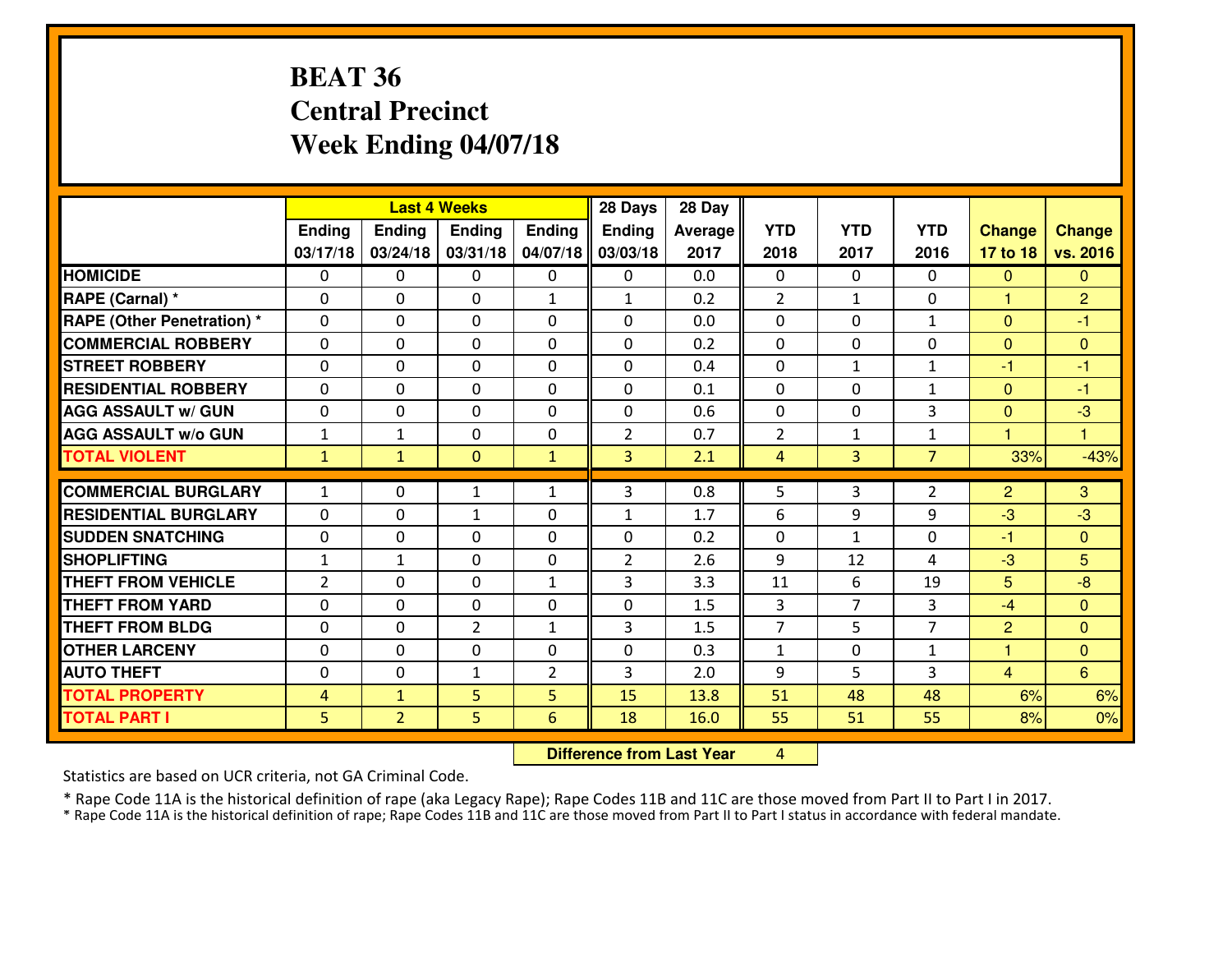# BEAT 36
## Central Precinct
## Week Ending 04/07/18

| | Last 4 Weeks | | | | 28 Days | 28 Day | | | | | |
|---|---|---|---|---|---|---|---|---|---|---|---|
| | Ending 03/17/18 | Ending 03/24/18 | Ending 03/31/18 | Ending 04/07/18 | Ending 03/03/18 | Average 2017 | YTD 2018 | YTD 2017 | YTD 2016 | Change 17 to 18 | Change vs. 2016 |
| HOMICIDE | 0 | 0 | 0 | 0 | 0 | 0.0 | 0 | 0 | 0 | 0 | 0 |
| RAPE (Carnal) * | 0 | 0 | 0 | 1 | 1 | 0.2 | 2 | 1 | 0 | 1 | 2 |
| RAPE (Other Penetration) * | 0 | 0 | 0 | 0 | 0 | 0.0 | 0 | 0 | 1 | 0 | -1 |
| COMMERCIAL ROBBERY | 0 | 0 | 0 | 0 | 0 | 0.2 | 0 | 0 | 0 | 0 | 0 |
| STREET ROBBERY | 0 | 0 | 0 | 0 | 0 | 0.4 | 0 | 1 | 1 | -1 | -1 |
| RESIDENTIAL ROBBERY | 0 | 0 | 0 | 0 | 0 | 0.1 | 0 | 0 | 1 | 0 | -1 |
| AGG ASSAULT w/ GUN | 0 | 0 | 0 | 0 | 0 | 0.6 | 0 | 0 | 3 | 0 | -3 |
| AGG ASSAULT w/o GUN | 1 | 1 | 0 | 0 | 2 | 0.7 | 2 | 1 | 1 | 1 | 1 |
| TOTAL VIOLENT | 1 | 1 | 0 | 1 | 3 | 2.1 | 4 | 3 | 7 | 33% | -43% |
| COMMERCIAL BURGLARY | 1 | 0 | 1 | 1 | 3 | 0.8 | 5 | 3 | 2 | 2 | 3 |
| RESIDENTIAL BURGLARY | 0 | 0 | 1 | 0 | 1 | 1.7 | 6 | 9 | 9 | -3 | -3 |
| SUDDEN SNATCHING | 0 | 0 | 0 | 0 | 0 | 0.2 | 0 | 1 | 0 | -1 | 0 |
| SHOPLIFTING | 1 | 1 | 0 | 0 | 2 | 2.6 | 9 | 12 | 4 | -3 | 5 |
| THEFT FROM VEHICLE | 2 | 0 | 0 | 1 | 3 | 3.3 | 11 | 6 | 19 | 5 | -8 |
| THEFT FROM YARD | 0 | 0 | 0 | 0 | 0 | 1.5 | 3 | 7 | 3 | -4 | 0 |
| THEFT FROM BLDG | 0 | 0 | 2 | 1 | 3 | 1.5 | 7 | 5 | 7 | 2 | 0 |
| OTHER LARCENY | 0 | 0 | 0 | 0 | 0 | 0.3 | 1 | 0 | 1 | 1 | 0 |
| AUTO THEFT | 0 | 0 | 1 | 2 | 3 | 2.0 | 9 | 5 | 3 | 4 | 6 |
| TOTAL PROPERTY | 4 | 1 | 5 | 5 | 15 | 13.8 | 51 | 48 | 48 | 6% | 6% |
| TOTAL PART I | 5 | 2 | 5 | 6 | 18 | 16.0 | 55 | 51 | 55 | 8% | 0% |

**Difference from Last Year** 4

Statistics are based on UCR criteria, not GA Criminal Code.

* Rape Code 11A is the historical definition of rape (aka Legacy Rape); Rape Codes 11B and 11C are those moved from Part II to Part I in 2017.
* Rape Code 11A is the historical definition of rape; Rape Codes 11B and 11C are those moved from Part II to Part I status in accordance with federal mandate.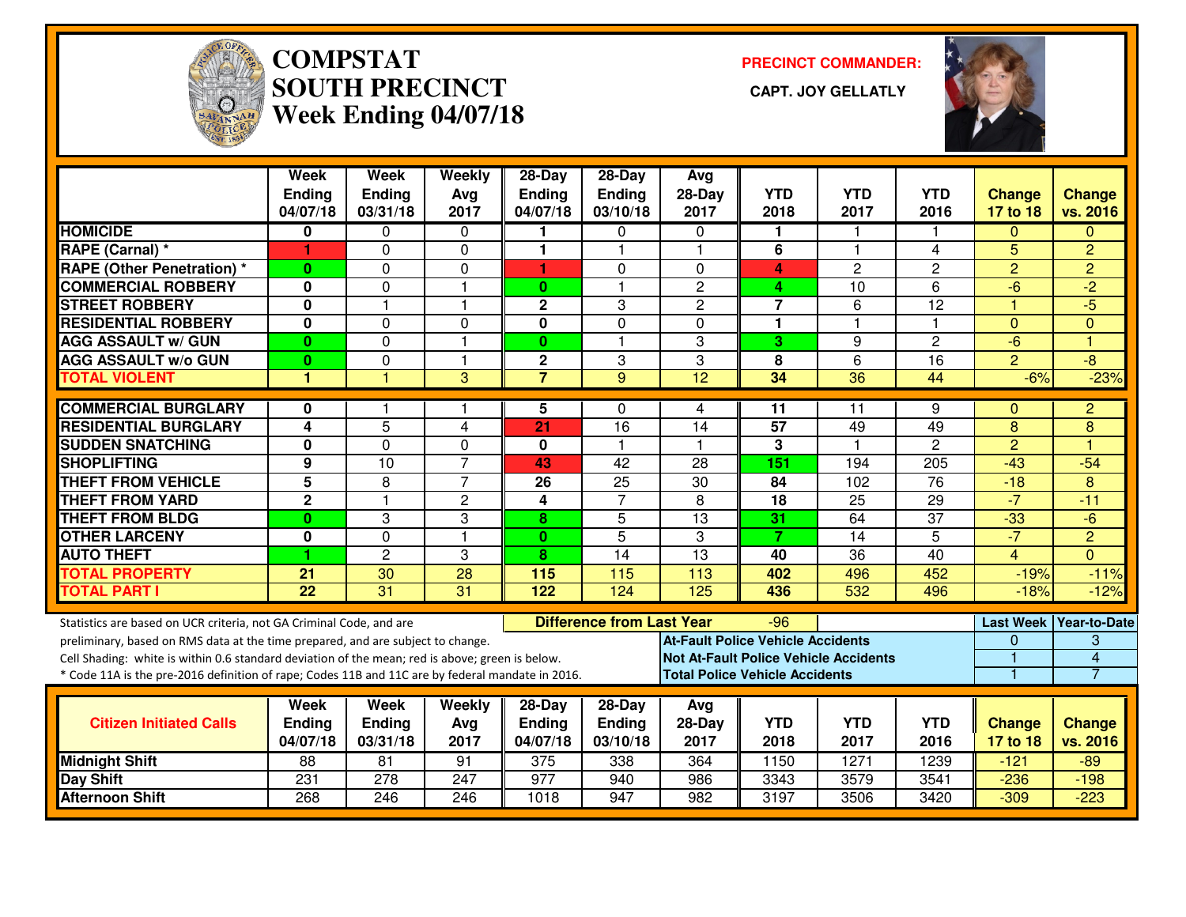# COMPSTAT SOUTH PRECINCT
## Week Ending 04/07/18

**PRECINCT COMMANDER:**

**CAPT. JOY GELLATLY**

| | Week Ending 04/07/18 | Week Ending 03/31/18 | Weekly Avg 2017 | 28-Day Ending 04/07/18 | 28-Day Ending 03/10/18 | Avg 28-Day 2017 | YTD 2018 | YTD 2017 | YTD 2016 | Change 17 to 18 | Change vs. 2016 |
|---|---|---|---|---|---|---|---|---|---|---|---|
| HOMICIDE | 0 | 0 | 0 | 1 | 0 | 0 | 1 | 1 | 1 | 0 | 0 |
| RAPE (Carnal) * | 1 | 0 | 0 | 1 | 1 | 1 | 6 | 1 | 4 | 5 | 2 |
| RAPE (Other Penetration) * | 0 | 0 | 0 | 1 | 0 | 0 | 4 | 2 | 2 | 2 | 2 |
| COMMERCIAL ROBBERY | 0 | 0 | 1 | 0 | 1 | 2 | 4 | 10 | 6 | -6 | -2 |
| STREET ROBBERY | 0 | 1 | 1 | 2 | 3 | 2 | 7 | 6 | 12 | 1 | -5 |
| RESIDENTIAL ROBBERY | 0 | 0 | 0 | 0 | 0 | 0 | 1 | 1 | 1 | 0 | 0 |
| AGG ASSAULT w/ GUN | 0 | 0 | 1 | 0 | 1 | 3 | 3 | 9 | 2 | -6 | 1 |
| AGG ASSAULT w/o GUN | 0 | 0 | 1 | 2 | 3 | 3 | 8 | 6 | 16 | 2 | -8 |
| TOTAL VIOLENT | 1 | 1 | 3 | 7 | 9 | 12 | 34 | 36 | 44 | -6% | -23% |
| COMMERCIAL BURGLARY | 0 | 1 | 1 | 5 | 0 | 4 | 11 | 11 | 9 | 0 | 2 |
| RESIDENTIAL BURGLARY | 4 | 5 | 4 | 21 | 16 | 14 | 57 | 49 | 49 | 8 | 8 |
| SUDDEN SNATCHING | 0 | 0 | 0 | 0 | 1 | 1 | 3 | 1 | 2 | 2 | 1 |
| SHOPLIFTING | 9 | 10 | 7 | 43 | 42 | 28 | 151 | 194 | 205 | -43 | -54 |
| THEFT FROM VEHICLE | 5 | 8 | 7 | 26 | 25 | 30 | 84 | 102 | 76 | -18 | 8 |
| THEFT FROM YARD | 2 | 1 | 2 | 4 | 7 | 8 | 18 | 25 | 29 | -7 | -11 |
| THEFT FROM BLDG | 0 | 3 | 3 | 8 | 5 | 13 | 31 | 64 | 37 | -33 | -6 |
| OTHER LARCENY | 0 | 0 | 1 | 0 | 5 | 3 | 7 | 14 | 5 | -7 | 2 |
| AUTO THEFT | 1 | 2 | 3 | 8 | 14 | 13 | 40 | 36 | 40 | 4 | 0 |
| TOTAL PROPERTY | 21 | 30 | 28 | 115 | 115 | 113 | 402 | 496 | 452 | -19% | -11% |
| TOTAL PART I | 22 | 31 | 31 | 122 | 124 | 125 | 436 | 532 | 496 | -18% | -12% |

Statistics are based on UCR criteria, not GA Criminal Code, and are preliminary, based on RMS data at the time prepared, and are subject to change.

Cell Shading: white is within 0.6 standard deviation of the mean; red is above; green is below.

* Code 11A is the pre-2016 definition of rape; Codes 11B and 11C are by federal mandate in 2016.

**Difference from Last Year:** -96

| | Last Week | Year-to-Date |
|---|---|---|
| At-Fault Police Vehicle Accidents | 0 | 3 |
| Not At-Fault Police Vehicle Accidents | 1 | 4 |
| Total Police Vehicle Accidents | 1 | 7 |

| Citizen Initiated Calls | Week Ending 04/07/18 | Week Ending 03/31/18 | Weekly Avg 2017 | 28-Day Ending 04/07/18 | 28-Day Ending 03/10/18 | Avg 28-Day 2017 | YTD 2018 | YTD 2017 | YTD 2016 | Change 17 to 18 | Change vs. 2016 |
|---|---|---|---|---|---|---|---|---|---|---|---|
| Midnight Shift | 88 | 81 | 91 | 375 | 338 | 364 | 1150 | 1271 | 1239 | -121 | -89 |
| Day Shift | 231 | 278 | 247 | 977 | 940 | 986 | 3343 | 3579 | 3541 | -236 | -198 |
| Afternoon Shift | 268 | 246 | 246 | 1018 | 947 | 982 | 3197 | 3506 | 3420 | -309 | -223 |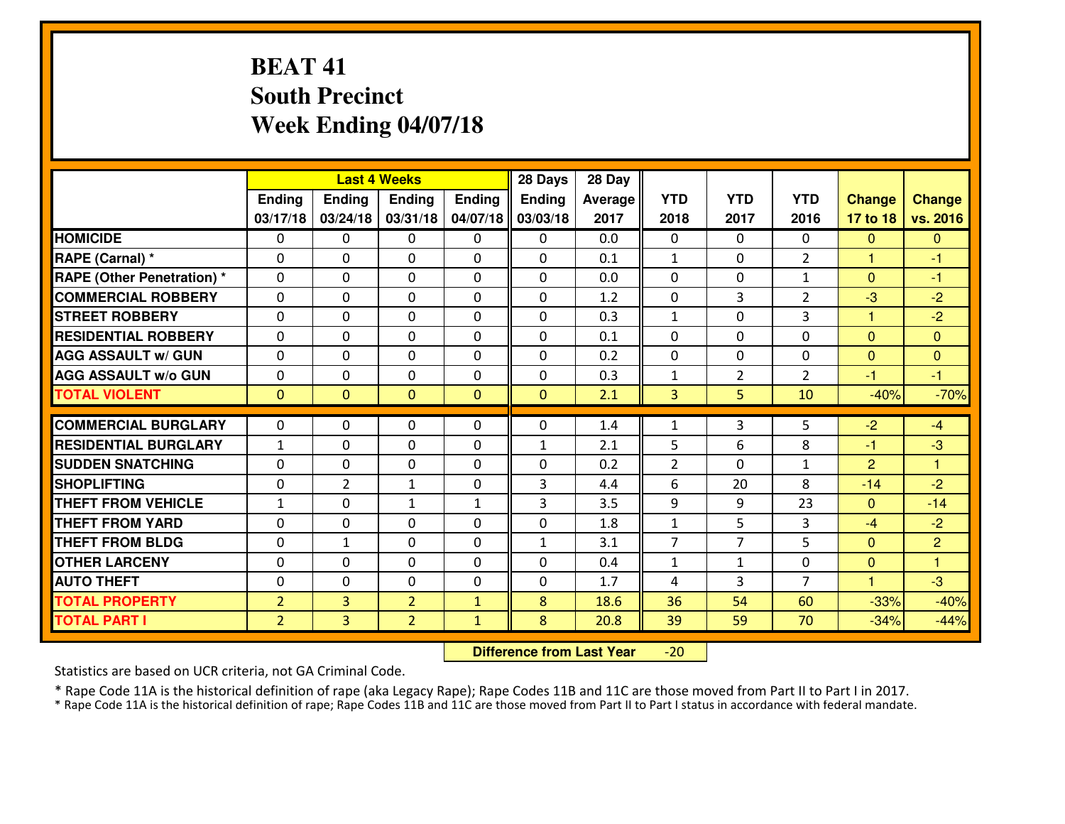# BEAT 41
## South Precinct
## Week Ending 04/07/18

| | Last 4 Weeks | | | | 28 Days | 28 Day | | | | | |
|---|---|---|---|---|---|---|---|---|---|---|---|
| | Ending 03/17/18 | Ending 03/24/18 | Ending 03/31/18 | Ending 04/07/18 | Ending 03/03/18 | Average 2017 | YTD 2018 | YTD 2017 | YTD 2016 | Change 17 to 18 | Change vs. 2016 |
| HOMICIDE | 0 | 0 | 0 | 0 | 0 | 0.0 | 0 | 0 | 0 | 0 | 0 |
| RAPE (Carnal) * | 0 | 0 | 0 | 0 | 0 | 0.1 | 1 | 0 | 2 | 1 | -1 |
| RAPE (Other Penetration) * | 0 | 0 | 0 | 0 | 0 | 0.0 | 0 | 0 | 1 | 0 | -1 |
| COMMERCIAL ROBBERY | 0 | 0 | 0 | 0 | 0 | 1.2 | 0 | 3 | 2 | -3 | -2 |
| STREET ROBBERY | 0 | 0 | 0 | 0 | 0 | 0.3 | 1 | 0 | 3 | 1 | -2 |
| RESIDENTIAL ROBBERY | 0 | 0 | 0 | 0 | 0 | 0.1 | 0 | 0 | 0 | 0 | 0 |
| AGG ASSAULT w/ GUN | 0 | 0 | 0 | 0 | 0 | 0.2 | 0 | 0 | 0 | 0 | 0 |
| AGG ASSAULT w/o GUN | 0 | 0 | 0 | 0 | 0 | 0.3 | 1 | 2 | 2 | -1 | -1 |
| TOTAL VIOLENT | 0 | 0 | 0 | 0 | 0 | 2.1 | 3 | 5 | 10 | -40% | -70% |
| COMMERCIAL BURGLARY | 0 | 0 | 0 | 0 | 0 | 1.4 | 1 | 3 | 5 | -2 | -4 |
| RESIDENTIAL BURGLARY | 1 | 0 | 0 | 0 | 1 | 2.1 | 5 | 6 | 8 | -1 | -3 |
| SUDDEN SNATCHING | 0 | 0 | 0 | 0 | 0 | 0.2 | 2 | 0 | 1 | 2 | 1 |
| SHOPLIFTING | 0 | 2 | 1 | 0 | 3 | 4.4 | 6 | 20 | 8 | -14 | -2 |
| THEFT FROM VEHICLE | 1 | 0 | 1 | 1 | 3 | 3.5 | 9 | 9 | 23 | 0 | -14 |
| THEFT FROM YARD | 0 | 0 | 0 | 0 | 0 | 1.8 | 1 | 5 | 3 | -4 | -2 |
| THEFT FROM BLDG | 0 | 1 | 0 | 0 | 1 | 3.1 | 7 | 7 | 5 | 0 | 2 |
| OTHER LARCENY | 0 | 0 | 0 | 0 | 0 | 0.4 | 1 | 1 | 0 | 0 | 1 |
| AUTO THEFT | 0 | 0 | 0 | 0 | 0 | 1.7 | 4 | 3 | 7 | 1 | -3 |
| TOTAL PROPERTY | 2 | 3 | 2 | 1 | 8 | 18.6 | 36 | 54 | 60 | -33% | -40% |
| TOTAL PART I | 2 | 3 | 2 | 1 | 8 | 20.8 | 39 | 59 | 70 | -34% | -44% |

**Difference from Last Year** -20

Statistics are based on UCR criteria, not GA Criminal Code.

* Rape Code 11A is the historical definition of rape (aka Legacy Rape); Rape Codes 11B and 11C are those moved from Part II to Part I in 2017.
* Rape Code 11A is the historical definition of rape; Rape Codes 11B and 11C are those moved from Part II to Part I status in accordance with federal mandate.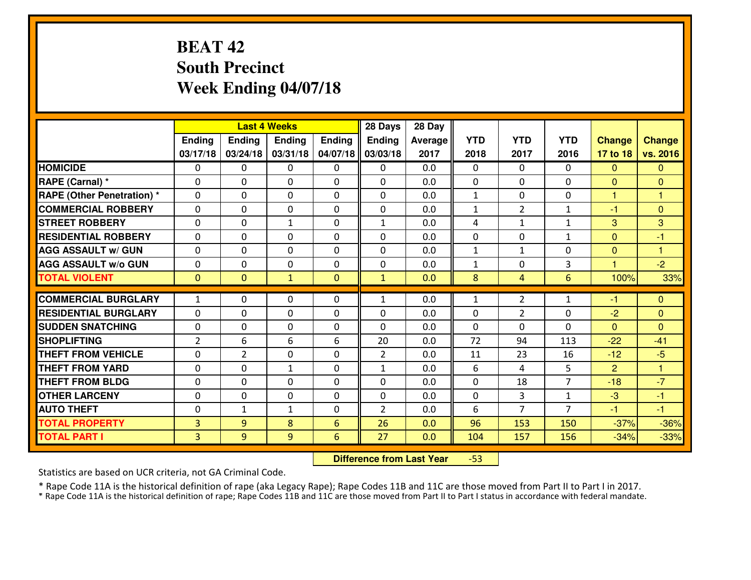# BEAT 42
# South Precinct
# Week Ending 04/07/18

| | Last 4 Weeks | | | | 28 Days | 28 Day | | | | | |
|---|---|---|---|---|---|---|---|---|---|---|---|
| | Ending 03/17/18 | Ending 03/24/18 | Ending 03/31/18 | Ending 04/07/18 | Ending 03/03/18 | Average 2017 | YTD 2018 | YTD 2017 | YTD 2016 | Change 17 to 18 | Change vs. 2016 |
| HOMICIDE | 0 | 0 | 0 | 0 | 0 | 0.0 | 0 | 0 | 0 | 0 | 0 |
| RAPE (Carnal) * | 0 | 0 | 0 | 0 | 0 | 0.0 | 0 | 0 | 0 | 0 | 0 |
| RAPE (Other Penetration) * | 0 | 0 | 0 | 0 | 0 | 0.0 | 1 | 0 | 0 | 1 | 1 |
| COMMERCIAL ROBBERY | 0 | 0 | 0 | 0 | 0 | 0.0 | 1 | 2 | 1 | -1 | 0 |
| STREET ROBBERY | 0 | 0 | 1 | 0 | 1 | 0.0 | 4 | 1 | 1 | 3 | 3 |
| RESIDENTIAL ROBBERY | 0 | 0 | 0 | 0 | 0 | 0.0 | 0 | 0 | 1 | 0 | -1 |
| AGG ASSAULT w/ GUN | 0 | 0 | 0 | 0 | 0 | 0.0 | 1 | 1 | 0 | 0 | 1 |
| AGG ASSAULT w/o GUN | 0 | 0 | 0 | 0 | 0 | 0.0 | 1 | 0 | 3 | 1 | -2 |
| TOTAL VIOLENT | 0 | 0 | 1 | 0 | 1 | 0.0 | 8 | 4 | 6 | 100% | 33% |
| COMMERCIAL BURGLARY | 1 | 0 | 0 | 0 | 1 | 0.0 | 1 | 2 | 1 | -1 | 0 |
| RESIDENTIAL BURGLARY | 0 | 0 | 0 | 0 | 0 | 0.0 | 0 | 2 | 0 | -2 | 0 |
| SUDDEN SNATCHING | 0 | 0 | 0 | 0 | 0 | 0.0 | 0 | 0 | 0 | 0 | 0 |
| SHOPLIFTING | 2 | 6 | 6 | 6 | 20 | 0.0 | 72 | 94 | 113 | -22 | -41 |
| THEFT FROM VEHICLE | 0 | 2 | 0 | 0 | 2 | 0.0 | 11 | 23 | 16 | -12 | -5 |
| THEFT FROM YARD | 0 | 0 | 1 | 0 | 1 | 0.0 | 6 | 4 | 5 | 2 | 1 |
| THEFT FROM BLDG | 0 | 0 | 0 | 0 | 0 | 0.0 | 0 | 18 | 7 | -18 | -7 |
| OTHER LARCENY | 0 | 0 | 0 | 0 | 0 | 0.0 | 0 | 3 | 1 | -3 | -1 |
| AUTO THEFT | 0 | 1 | 1 | 0 | 2 | 0.0 | 6 | 7 | 7 | -1 | -1 |
| TOTAL PROPERTY | 3 | 9 | 8 | 6 | 26 | 0.0 | 96 | 153 | 150 | -37% | -36% |
| TOTAL PART I | 3 | 9 | 9 | 6 | 27 | 0.0 | 104 | 157 | 156 | -34% | -33% |

**Difference from Last Year** -53

Statistics are based on UCR criteria, not GA Criminal Code.

* Rape Code 11A is the historical definition of rape (aka Legacy Rape); Rape Codes 11B and 11C are those moved from Part II to Part I in 2017.
* Rape Code 11A is the historical definition of rape; Rape Codes 11B and 11C are those moved from Part II to Part I status in accordance with federal mandate.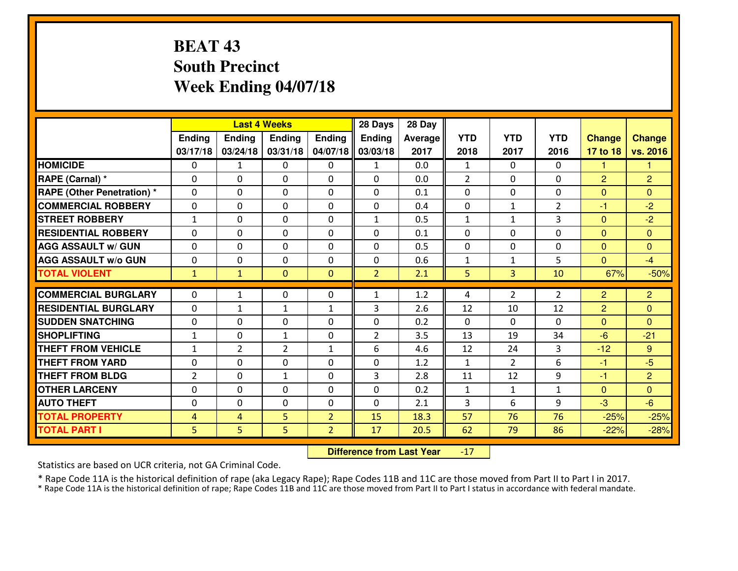# BEAT 43
## South Precinct
## Week Ending 04/07/18

| | Last 4 Weeks | | | | 28 Days | 28 Day | | | | | |
|---|---|---|---|---|---|---|---|---|---|---|---|
| | Ending 03/17/18 | Ending 03/24/18 | Ending 03/31/18 | Ending 04/07/18 | Ending 03/03/18 | Average 2017 | YTD 2018 | YTD 2017 | YTD 2016 | Change 17 to 18 | Change vs. 2016 |
| HOMICIDE | 0 | 1 | 0 | 0 | 1 | 0.0 | 1 | 0 | 0 | 1 | 1 |
| RAPE (Carnal) * | 0 | 0 | 0 | 0 | 0 | 0.0 | 2 | 0 | 0 | 2 | 2 |
| RAPE (Other Penetration) * | 0 | 0 | 0 | 0 | 0 | 0.1 | 0 | 0 | 0 | 0 | 0 |
| COMMERCIAL ROBBERY | 0 | 0 | 0 | 0 | 0 | 0.4 | 0 | 1 | 2 | -1 | -2 |
| STREET ROBBERY | 1 | 0 | 0 | 0 | 1 | 0.5 | 1 | 1 | 3 | 0 | -2 |
| RESIDENTIAL ROBBERY | 0 | 0 | 0 | 0 | 0 | 0.1 | 0 | 0 | 0 | 0 | 0 |
| AGG ASSAULT w/ GUN | 0 | 0 | 0 | 0 | 0 | 0.5 | 0 | 0 | 0 | 0 | 0 |
| AGG ASSAULT w/o GUN | 0 | 0 | 0 | 0 | 0 | 0.6 | 1 | 1 | 5 | 0 | -4 |
| TOTAL VIOLENT | 1 | 1 | 0 | 0 | 2 | 2.1 | 5 | 3 | 10 | 67% | -50% |
| COMMERCIAL BURGLARY | 0 | 1 | 0 | 0 | 1 | 1.2 | 4 | 2 | 2 | 2 | 2 |
| RESIDENTIAL BURGLARY | 0 | 1 | 1 | 1 | 3 | 2.6 | 12 | 10 | 12 | 2 | 0 |
| SUDDEN SNATCHING | 0 | 0 | 0 | 0 | 0 | 0.2 | 0 | 0 | 0 | 0 | 0 |
| SHOPLIFTING | 1 | 0 | 1 | 0 | 2 | 3.5 | 13 | 19 | 34 | -6 | -21 |
| THEFT FROM VEHICLE | 1 | 2 | 2 | 1 | 6 | 4.6 | 12 | 24 | 3 | -12 | 9 |
| THEFT FROM YARD | 0 | 0 | 0 | 0 | 0 | 1.2 | 1 | 2 | 6 | -1 | -5 |
| THEFT FROM BLDG | 2 | 0 | 1 | 0 | 3 | 2.8 | 11 | 12 | 9 | -1 | 2 |
| OTHER LARCENY | 0 | 0 | 0 | 0 | 0 | 0.2 | 1 | 1 | 1 | 0 | 0 |
| AUTO THEFT | 0 | 0 | 0 | 0 | 0 | 2.1 | 3 | 6 | 9 | -3 | -6 |
| TOTAL PROPERTY | 4 | 4 | 5 | 2 | 15 | 18.3 | 57 | 76 | 76 | -25% | -25% |
| TOTAL PART I | 5 | 5 | 5 | 2 | 17 | 20.5 | 62 | 79 | 86 | -22% | -28% |

**Difference from Last Year** -17

Statistics are based on UCR criteria, not GA Criminal Code.

* Rape Code 11A is the historical definition of rape (aka Legacy Rape); Rape Codes 11B and 11C are those moved from Part II to Part I in 2017.
* Rape Code 11A is the historical definition of rape; Rape Codes 11B and 11C are those moved from Part II to Part I status in accordance with federal mandate.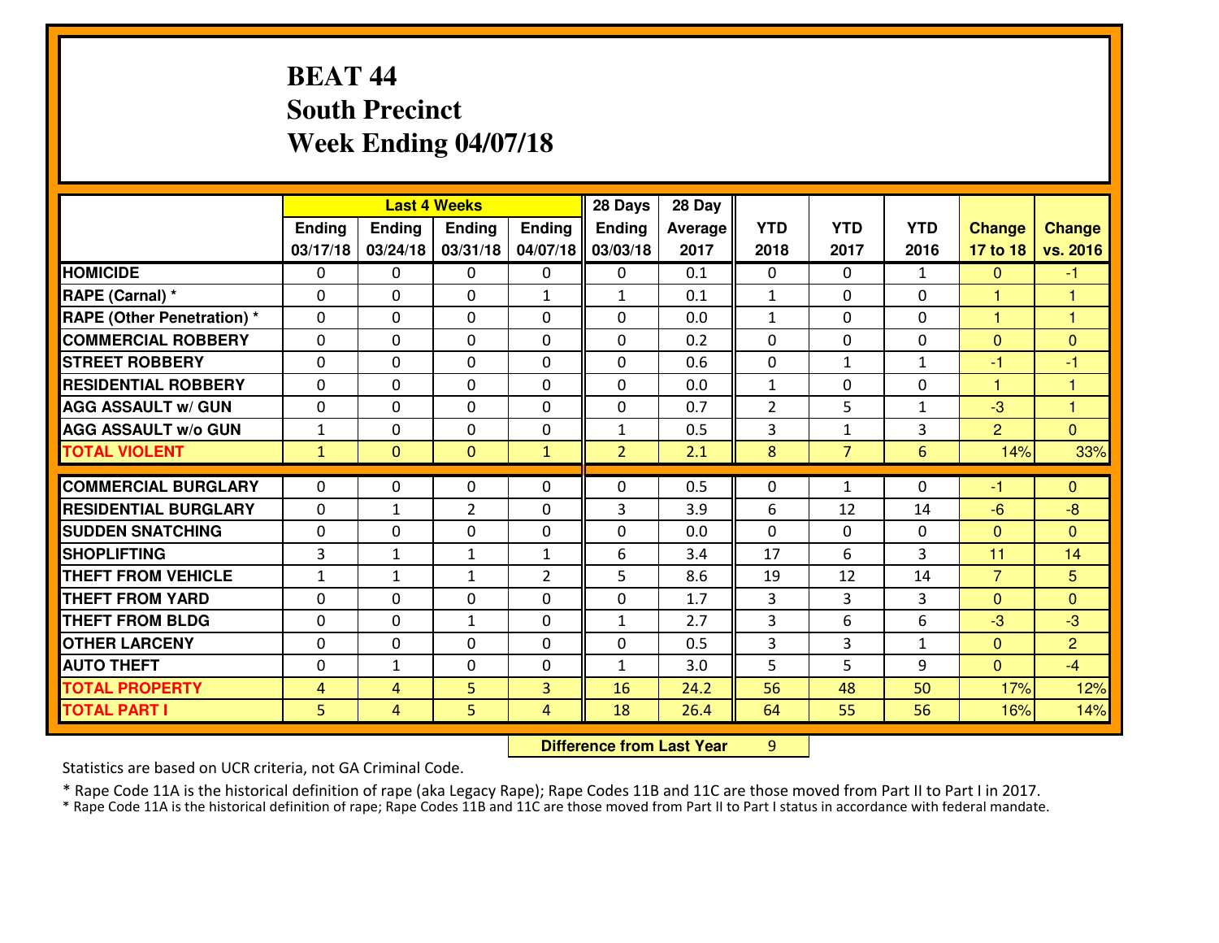# BEAT 44
## South Precinct
## Week Ending 04/07/18

| | Last 4 Weeks | | | | 28 Days | 28 Day | | | | | |
|---|---|---|---|---|---|---|---|---|---|---|---|
| | Ending 03/17/18 | Ending 03/24/18 | Ending 03/31/18 | Ending 04/07/18 | Ending 03/03/18 | Average 2017 | YTD 2018 | YTD 2017 | YTD 2016 | Change 17 to 18 | Change vs. 2016 |
| HOMICIDE | 0 | 0 | 0 | 0 | 0 | 0.1 | 0 | 0 | 1 | 0 | -1 |
| RAPE (Carnal) * | 0 | 0 | 0 | 1 | 1 | 0.1 | 1 | 0 | 0 | 1 | 1 |
| RAPE (Other Penetration) * | 0 | 0 | 0 | 0 | 0 | 0.0 | 1 | 0 | 0 | 1 | 1 |
| COMMERCIAL ROBBERY | 0 | 0 | 0 | 0 | 0 | 0.2 | 0 | 0 | 0 | 0 | 0 |
| STREET ROBBERY | 0 | 0 | 0 | 0 | 0 | 0.6 | 0 | 1 | 1 | -1 | -1 |
| RESIDENTIAL ROBBERY | 0 | 0 | 0 | 0 | 0 | 0.0 | 1 | 0 | 0 | 1 | 1 |
| AGG ASSAULT w/ GUN | 0 | 0 | 0 | 0 | 0 | 0.7 | 2 | 5 | 1 | -3 | 1 |
| AGG ASSAULT w/o GUN | 1 | 0 | 0 | 0 | 1 | 0.5 | 3 | 1 | 3 | 2 | 0 |
| TOTAL VIOLENT | 1 | 0 | 0 | 1 | 2 | 2.1 | 8 | 7 | 6 | 14% | 33% |
| COMMERCIAL BURGLARY | 0 | 0 | 0 | 0 | 0 | 0.5 | 0 | 1 | 0 | -1 | 0 |
| RESIDENTIAL BURGLARY | 0 | 1 | 2 | 0 | 3 | 3.9 | 6 | 12 | 14 | -6 | -8 |
| SUDDEN SNATCHING | 0 | 0 | 0 | 0 | 0 | 0.0 | 0 | 0 | 0 | 0 | 0 |
| SHOPLIFTING | 3 | 1 | 1 | 1 | 6 | 3.4 | 17 | 6 | 3 | 11 | 14 |
| THEFT FROM VEHICLE | 1 | 1 | 1 | 2 | 5 | 8.6 | 19 | 12 | 14 | 7 | 5 |
| THEFT FROM YARD | 0 | 0 | 0 | 0 | 0 | 1.7 | 3 | 3 | 3 | 0 | 0 |
| THEFT FROM BLDG | 0 | 0 | 1 | 0 | 1 | 2.7 | 3 | 6 | 6 | -3 | -3 |
| OTHER LARCENY | 0 | 0 | 0 | 0 | 0 | 0.5 | 3 | 3 | 1 | 0 | 2 |
| AUTO THEFT | 0 | 1 | 0 | 0 | 1 | 3.0 | 5 | 5 | 9 | 0 | -4 |
| TOTAL PROPERTY | 4 | 4 | 5 | 3 | 16 | 24.2 | 56 | 48 | 50 | 17% | 12% |
| TOTAL PART I | 5 | 4 | 5 | 4 | 18 | 26.4 | 64 | 55 | 56 | 16% | 14% |

**Difference from Last Year** 9

Statistics are based on UCR criteria, not GA Criminal Code.

* Rape Code 11A is the historical definition of rape (aka Legacy Rape); Rape Codes 11B and 11C are those moved from Part II to Part I in 2017.
* Rape Code 11A is the historical definition of rape; Rape Codes 11B and 11C are those moved from Part II to Part I status in accordance with federal mandate.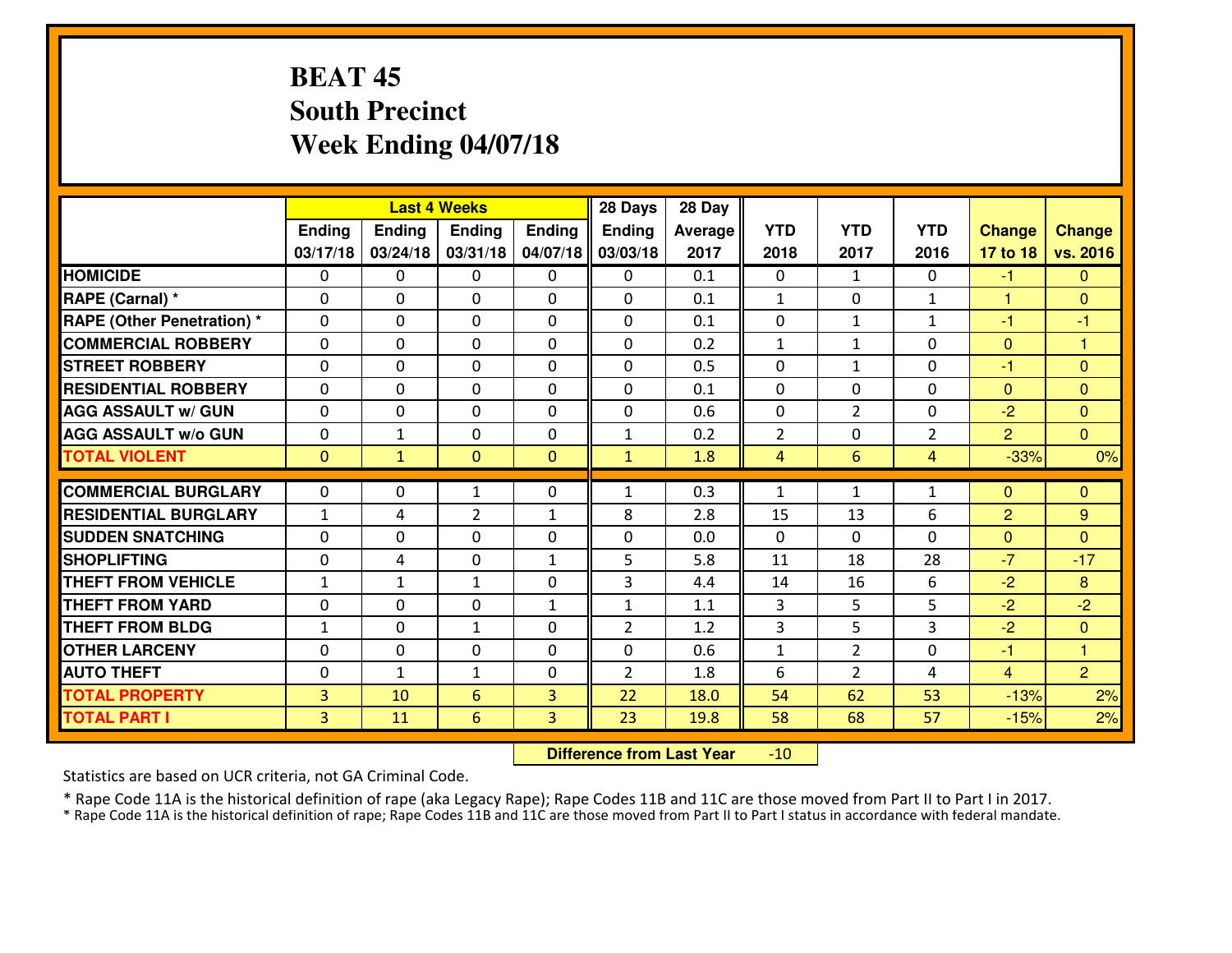# BEAT 45
## South Precinct
## Week Ending 04/07/18

| | Last 4 Weeks | | | | 28 Days | 28 Day | | | | | |
|---|---|---|---|---|---|---|---|---|---|---|---|
| | Ending 03/17/18 | Ending 03/24/18 | Ending 03/31/18 | Ending 04/07/18 | Ending 03/03/18 | Average 2017 | YTD 2018 | YTD 2017 | YTD 2016 | Change 17 to 18 | Change vs. 2016 |
| HOMICIDE | 0 | 0 | 0 | 0 | 0 | 0.1 | 0 | 1 | 0 | -1 | 0 |
| RAPE (Carnal) * | 0 | 0 | 0 | 0 | 0 | 0.1 | 1 | 0 | 1 | 1 | 0 |
| RAPE (Other Penetration) * | 0 | 0 | 0 | 0 | 0 | 0.1 | 0 | 1 | 1 | -1 | -1 |
| COMMERCIAL ROBBERY | 0 | 0 | 0 | 0 | 0 | 0.2 | 1 | 1 | 0 | 0 | 1 |
| STREET ROBBERY | 0 | 0 | 0 | 0 | 0 | 0.5 | 0 | 1 | 0 | -1 | 0 |
| RESIDENTIAL ROBBERY | 0 | 0 | 0 | 0 | 0 | 0.1 | 0 | 0 | 0 | 0 | 0 |
| AGG ASSAULT w/ GUN | 0 | 0 | 0 | 0 | 0 | 0.6 | 0 | 2 | 0 | -2 | 0 |
| AGG ASSAULT w/o GUN | 0 | 1 | 0 | 0 | 1 | 0.2 | 2 | 0 | 2 | 2 | 0 |
| TOTAL VIOLENT | 0 | 1 | 0 | 0 | 1 | 1.8 | 4 | 6 | 4 | -33% | 0% |
| COMMERCIAL BURGLARY | 0 | 0 | 1 | 0 | 1 | 0.3 | 1 | 1 | 1 | 0 | 0 |
| RESIDENTIAL BURGLARY | 1 | 4 | 2 | 1 | 8 | 2.8 | 15 | 13 | 6 | 2 | 9 |
| SUDDEN SNATCHING | 0 | 0 | 0 | 0 | 0 | 0.0 | 0 | 0 | 0 | 0 | 0 |
| SHOPLIFTING | 0 | 4 | 0 | 1 | 5 | 5.8 | 11 | 18 | 28 | -7 | -17 |
| THEFT FROM VEHICLE | 1 | 1 | 1 | 0 | 3 | 4.4 | 14 | 16 | 6 | -2 | 8 |
| THEFT FROM YARD | 0 | 0 | 0 | 1 | 1 | 1.1 | 3 | 5 | 5 | -2 | -2 |
| THEFT FROM BLDG | 1 | 0 | 1 | 0 | 2 | 1.2 | 3 | 5 | 3 | -2 | 0 |
| OTHER LARCENY | 0 | 0 | 0 | 0 | 0 | 0.6 | 1 | 2 | 0 | -1 | 1 |
| AUTO THEFT | 0 | 1 | 1 | 0 | 2 | 1.8 | 6 | 2 | 4 | 4 | 2 |
| TOTAL PROPERTY | 3 | 10 | 6 | 3 | 22 | 18.0 | 54 | 62 | 53 | -13% | 2% |
| TOTAL PART I | 3 | 11 | 6 | 3 | 23 | 19.8 | 58 | 68 | 57 | -15% | 2% |

**Difference from Last Year** -10

Statistics are based on UCR criteria, not GA Criminal Code.

* Rape Code 11A is the historical definition of rape (aka Legacy Rape); Rape Codes 11B and 11C are those moved from Part II to Part I in 2017.
* Rape Code 11A is the historical definition of rape; Rape Codes 11B and 11C are those moved from Part II to Part I status in accordance with federal mandate.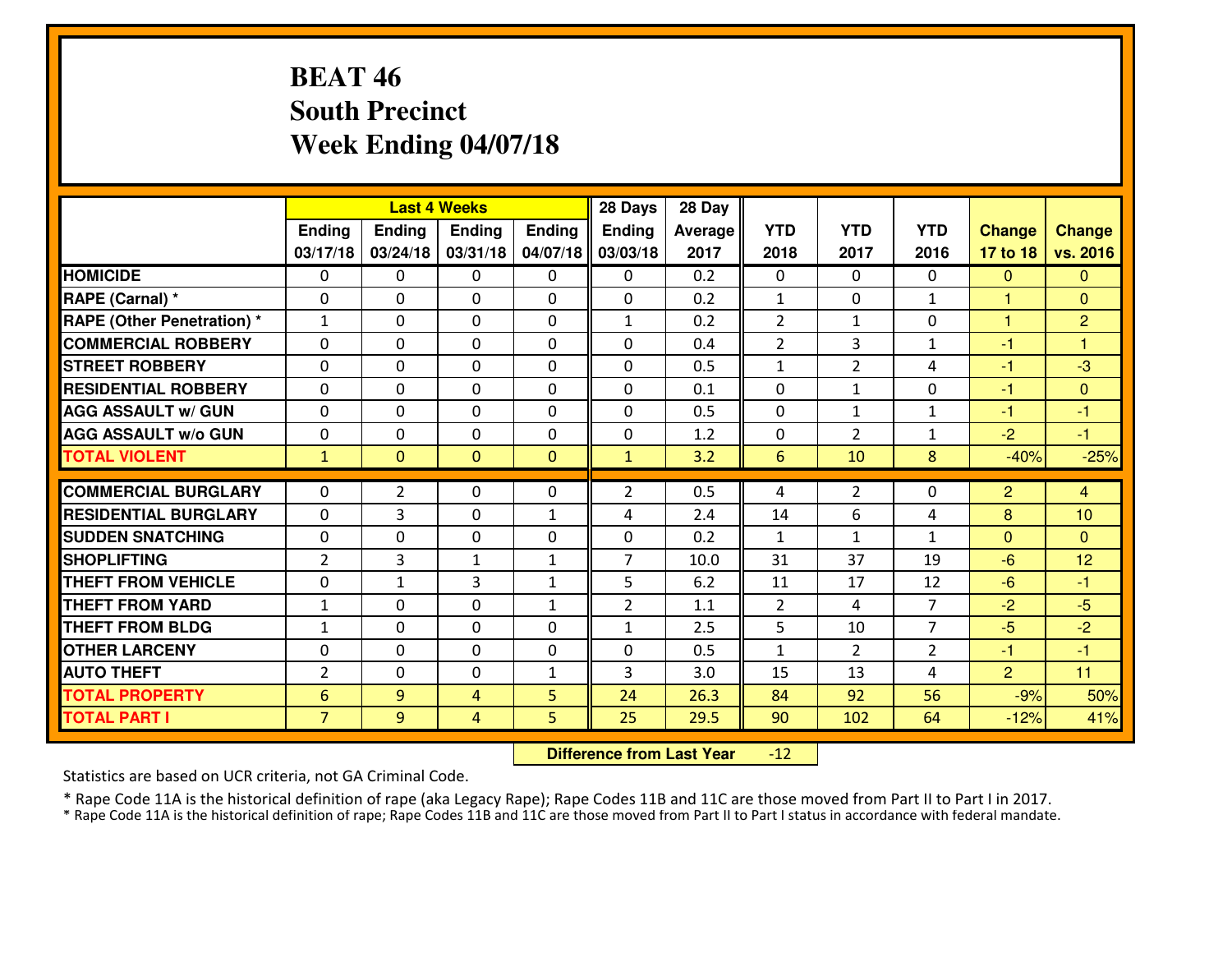# BEAT 46
## South Precinct
## Week Ending 04/07/18

| | Last 4 Weeks | | | | 28 Days | 28 Day | | | | | |
|---|---|---|---|---|---|---|---|---|---|---|---|
| | Ending 03/17/18 | Ending 03/24/18 | Ending 03/31/18 | Ending 04/07/18 | Ending 03/03/18 | Average 2017 | YTD 2018 | YTD 2017 | YTD 2016 | Change 17 to 18 | Change vs. 2016 |
| HOMICIDE | 0 | 0 | 0 | 0 | 0 | 0.2 | 0 | 0 | 0 | 0 | 0 |
| RAPE (Carnal) * | 0 | 0 | 0 | 0 | 0 | 0.2 | 1 | 0 | 1 | 1 | 0 |
| RAPE (Other Penetration) * | 1 | 0 | 0 | 0 | 1 | 0.2 | 2 | 1 | 0 | 1 | 2 |
| COMMERCIAL ROBBERY | 0 | 0 | 0 | 0 | 0 | 0.4 | 2 | 3 | 1 | -1 | 1 |
| STREET ROBBERY | 0 | 0 | 0 | 0 | 0 | 0.5 | 1 | 2 | 4 | -1 | -3 |
| RESIDENTIAL ROBBERY | 0 | 0 | 0 | 0 | 0 | 0.1 | 0 | 1 | 0 | -1 | 0 |
| AGG ASSAULT w/ GUN | 0 | 0 | 0 | 0 | 0 | 0.5 | 0 | 1 | 1 | -1 | -1 |
| AGG ASSAULT w/o GUN | 0 | 0 | 0 | 0 | 0 | 1.2 | 0 | 2 | 1 | -2 | -1 |
| TOTAL VIOLENT | 1 | 0 | 0 | 0 | 1 | 3.2 | 6 | 10 | 8 | -40% | -25% |
| COMMERCIAL BURGLARY | 0 | 2 | 0 | 0 | 2 | 0.5 | 4 | 2 | 0 | 2 | 4 |
| RESIDENTIAL BURGLARY | 0 | 3 | 0 | 1 | 4 | 2.4 | 14 | 6 | 4 | 8 | 10 |
| SUDDEN SNATCHING | 0 | 0 | 0 | 0 | 0 | 0.2 | 1 | 1 | 1 | 0 | 0 |
| SHOPLIFTING | 2 | 3 | 1 | 1 | 7 | 10.0 | 31 | 37 | 19 | -6 | 12 |
| THEFT FROM VEHICLE | 0 | 1 | 3 | 1 | 5 | 6.2 | 11 | 17 | 12 | -6 | -1 |
| THEFT FROM YARD | 1 | 0 | 0 | 1 | 2 | 1.1 | 2 | 4 | 7 | -2 | -5 |
| THEFT FROM BLDG | 1 | 0 | 0 | 0 | 1 | 2.5 | 5 | 10 | 7 | -5 | -2 |
| OTHER LARCENY | 0 | 0 | 0 | 0 | 0 | 0.5 | 1 | 2 | 2 | -1 | -1 |
| AUTO THEFT | 2 | 0 | 0 | 1 | 3 | 3.0 | 15 | 13 | 4 | 2 | 11 |
| TOTAL PROPERTY | 6 | 9 | 4 | 5 | 24 | 26.3 | 84 | 92 | 56 | -9% | 50% |
| TOTAL PART I | 7 | 9 | 4 | 5 | 25 | 29.5 | 90 | 102 | 64 | -12% | 41% |

**Difference from Last Year** -12

Statistics are based on UCR criteria, not GA Criminal Code.

\* Rape Code 11A is the historical definition of rape (aka Legacy Rape); Rape Codes 11B and 11C are those moved from Part II to Part I in 2017.

\* Rape Code 11A is the historical definition of rape; Rape Codes 11B and 11C are those moved from Part II to Part I status in accordance with federal mandate.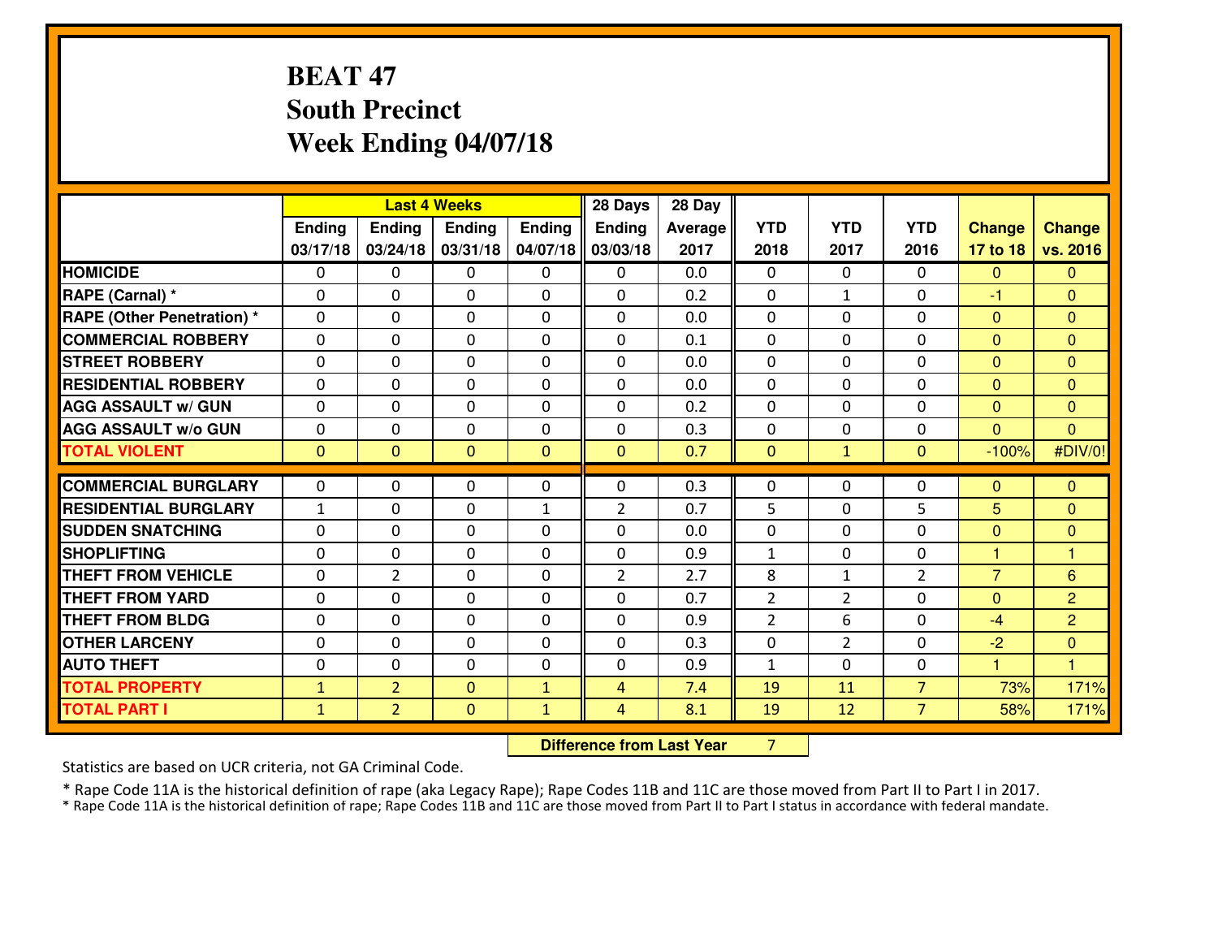# BEAT 47
## South Precinct
## Week Ending 04/07/18

| | Last 4 Weeks | | | | 28 Days | 28 Day | | | | | |
|---|---|---|---|---|---|---|---|---|---|---|---|
| | Ending 03/17/18 | Ending 03/24/18 | Ending 03/31/18 | Ending 04/07/18 | Ending 03/03/18 | Average 2017 | YTD 2018 | YTD 2017 | YTD 2016 | Change 17 to 18 | Change vs. 2016 |
| **HOMICIDE** | 0 | 0 | 0 | 0 | 0 | 0.0 | 0 | 0 | 0 | 0 | 0 |
| **RAPE (Carnal) *** | 0 | 0 | 0 | 0 | 0 | 0.2 | 0 | 1 | 0 | -1 | 0 |
| **RAPE (Other Penetration) *** | 0 | 0 | 0 | 0 | 0 | 0.0 | 0 | 0 | 0 | 0 | 0 |
| **COMMERCIAL ROBBERY** | 0 | 0 | 0 | 0 | 0 | 0.1 | 0 | 0 | 0 | 0 | 0 |
| **STREET ROBBERY** | 0 | 0 | 0 | 0 | 0 | 0.0 | 0 | 0 | 0 | 0 | 0 |
| **RESIDENTIAL ROBBERY** | 0 | 0 | 0 | 0 | 0 | 0.0 | 0 | 0 | 0 | 0 | 0 |
| **AGG ASSAULT w/ GUN** | 0 | 0 | 0 | 0 | 0 | 0.2 | 0 | 0 | 0 | 0 | 0 |
| **AGG ASSAULT w/o GUN** | 0 | 0 | 0 | 0 | 0 | 0.3 | 0 | 0 | 0 | 0 | 0 |
| **TOTAL VIOLENT** | 0 | 0 | 0 | 0 | 0 | 0.7 | 0 | 1 | 0 | -100% | #DIV/0! |
| **COMMERCIAL BURGLARY** | 0 | 0 | 0 | 0 | 0 | 0.3 | 0 | 0 | 0 | 0 | 0 |
| **RESIDENTIAL BURGLARY** | 1 | 0 | 0 | 1 | 2 | 0.7 | 5 | 0 | 5 | 5 | 0 |
| **SUDDEN SNATCHING** | 0 | 0 | 0 | 0 | 0 | 0.0 | 0 | 0 | 0 | 0 | 0 |
| **SHOPLIFTING** | 0 | 0 | 0 | 0 | 0 | 0.9 | 1 | 0 | 0 | 1 | 1 |
| **THEFT FROM VEHICLE** | 0 | 2 | 0 | 0 | 2 | 2.7 | 8 | 1 | 2 | 7 | 6 |
| **THEFT FROM YARD** | 0 | 0 | 0 | 0 | 0 | 0.7 | 2 | 2 | 0 | 0 | 2 |
| **THEFT FROM BLDG** | 0 | 0 | 0 | 0 | 0 | 0.9 | 2 | 6 | 0 | -4 | 2 |
| **OTHER LARCENY** | 0 | 0 | 0 | 0 | 0 | 0.3 | 0 | 2 | 0 | -2 | 0 |
| **AUTO THEFT** | 0 | 0 | 0 | 0 | 0 | 0.9 | 1 | 0 | 0 | 1 | 1 |
| **TOTAL PROPERTY** | 1 | 2 | 0 | 1 | 4 | 7.4 | 19 | 11 | 7 | 73% | 171% |
| **TOTAL PART I** | 1 | 2 | 0 | 1 | 4 | 8.1 | 19 | 12 | 7 | 58% | 171% |

**Difference from Last Year** 7

Statistics are based on UCR criteria, not GA Criminal Code.

* Rape Code 11A is the historical definition of rape (aka Legacy Rape); Rape Codes 11B and 11C are those moved from Part II to Part I in 2017.
* Rape Code 11A is the historical definition of rape; Rape Codes 11B and 11C are those moved from Part II to Part I status in accordance with federal mandate.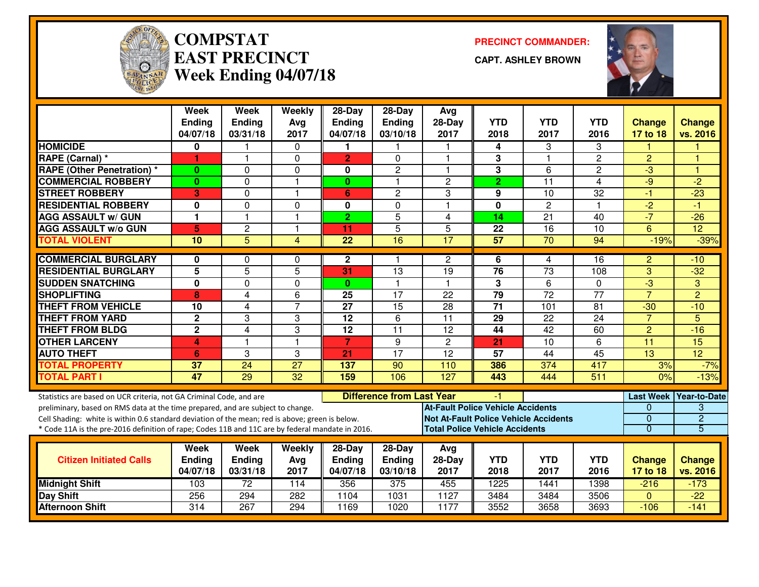# COMPSTAT EAST PRECINCT
## Week Ending 04/07/18

**PRECINCT COMMANDER:**

**CAPT. ASHLEY BROWN**

| | Week Ending 04/07/18 | Week Ending 03/31/18 | Weekly Avg 2017 | 28-Day Ending 04/07/18 | 28-Day Ending 03/10/18 | Avg 28-Day 2017 | YTD 2018 | YTD 2017 | YTD 2016 | Change 17 to 18 | Change vs. 2016 |
|---|---|---|---|---|---|---|---|---|---|---|---|
| HOMICIDE | 0 | 1 | 0 | 1 | 1 | 1 | 4 | 3 | 3 | 1 | 1 |
| RAPE (Carnal) * | 1 | 1 | 0 | 2 | 0 | 1 | 3 | 1 | 2 | 2 | 1 |
| RAPE (Other Penetration) * | 0 | 0 | 0 | 0 | 2 | 1 | 3 | 6 | 2 | -3 | 1 |
| COMMERCIAL ROBBERY | 0 | 0 | 1 | 0 | 1 | 2 | 2 | 11 | 4 | -9 | -2 |
| STREET ROBBERY | 3 | 0 | 1 | 6 | 2 | 3 | 9 | 10 | 32 | -1 | -23 |
| RESIDENTIAL ROBBERY | 0 | 0 | 0 | 0 | 0 | 1 | 0 | 2 | 1 | -2 | -1 |
| AGG ASSAULT w/ GUN | 1 | 1 | 1 | 2 | 5 | 4 | 14 | 21 | 40 | -7 | -26 |
| AGG ASSAULT w/o GUN | 5 | 2 | 1 | 11 | 5 | 5 | 22 | 16 | 10 | 6 | 12 |
| TOTAL VIOLENT | 10 | 5 | 4 | 22 | 16 | 17 | 57 | 70 | 94 | -19% | -39% |
| COMMERCIAL BURGLARY | 0 | 0 | 0 | 2 | 1 | 2 | 6 | 4 | 16 | 2 | -10 |
| RESIDENTIAL BURGLARY | 5 | 5 | 5 | 31 | 13 | 19 | 76 | 73 | 108 | 3 | -32 |
| SUDDEN SNATCHING | 0 | 0 | 0 | 0 | 1 | 1 | 3 | 6 | 0 | -3 | 3 |
| SHOPLIFTING | 8 | 4 | 6 | 25 | 17 | 22 | 79 | 72 | 77 | 7 | 2 |
| THEFT FROM VEHICLE | 10 | 4 | 7 | 27 | 15 | 28 | 71 | 101 | 81 | -30 | -10 |
| THEFT FROM YARD | 2 | 3 | 3 | 12 | 6 | 11 | 29 | 22 | 24 | 7 | 5 |
| THEFT FROM BLDG | 2 | 4 | 3 | 12 | 11 | 12 | 44 | 42 | 60 | 2 | -16 |
| OTHER LARCENY | 4 | 1 | 1 | 7 | 9 | 2 | 21 | 10 | 6 | 11 | 15 |
| AUTO THEFT | 6 | 3 | 3 | 21 | 17 | 12 | 57 | 44 | 45 | 13 | 12 |
| TOTAL PROPERTY | 37 | 24 | 27 | 137 | 90 | 110 | 386 | 374 | 417 | 3% | -7% |
| TOTAL PART I | 47 | 29 | 32 | 159 | 106 | 127 | 443 | 444 | 511 | 0% | -13% |

Statistics are based on UCR criteria, not GA Criminal Code, and are preliminary, based on RMS data at the time prepared, and are subject to change.

Cell Shading: white is within 0.6 standard deviation of the mean; red is above; green is below.

* Code 11A is the pre-2016 definition of rape; Codes 11B and 11C are by federal mandate in 2016.

**Difference from Last Year**: -1

| | Last Week | Year-to-Date |
|---|---|---|
| At-Fault Police Vehicle Accidents | 0 | 3 |
| Not At-Fault Police Vehicle Accidents | 0 | 2 |
| Total Police Vehicle Accidents | 0 | 5 |

| Citizen Initiated Calls | Week Ending 04/07/18 | Week Ending 03/31/18 | Weekly Avg 2017 | 28-Day Ending 04/07/18 | 28-Day Ending 03/10/18 | Avg 28-Day 2017 | YTD 2018 | YTD 2017 | YTD 2016 | Change 17 to 18 | Change vs. 2016 |
|---|---|---|---|---|---|---|---|---|---|---|---|
| Midnight Shift | 103 | 72 | 114 | 356 | 375 | 455 | 1225 | 1441 | 1398 | -216 | -173 |
| Day Shift | 256 | 294 | 282 | 1104 | 1031 | 1127 | 3484 | 3484 | 3506 | 0 | -22 |
| Afternoon Shift | 314 | 267 | 294 | 1169 | 1020 | 1177 | 3552 | 3658 | 3693 | -106 | -141 |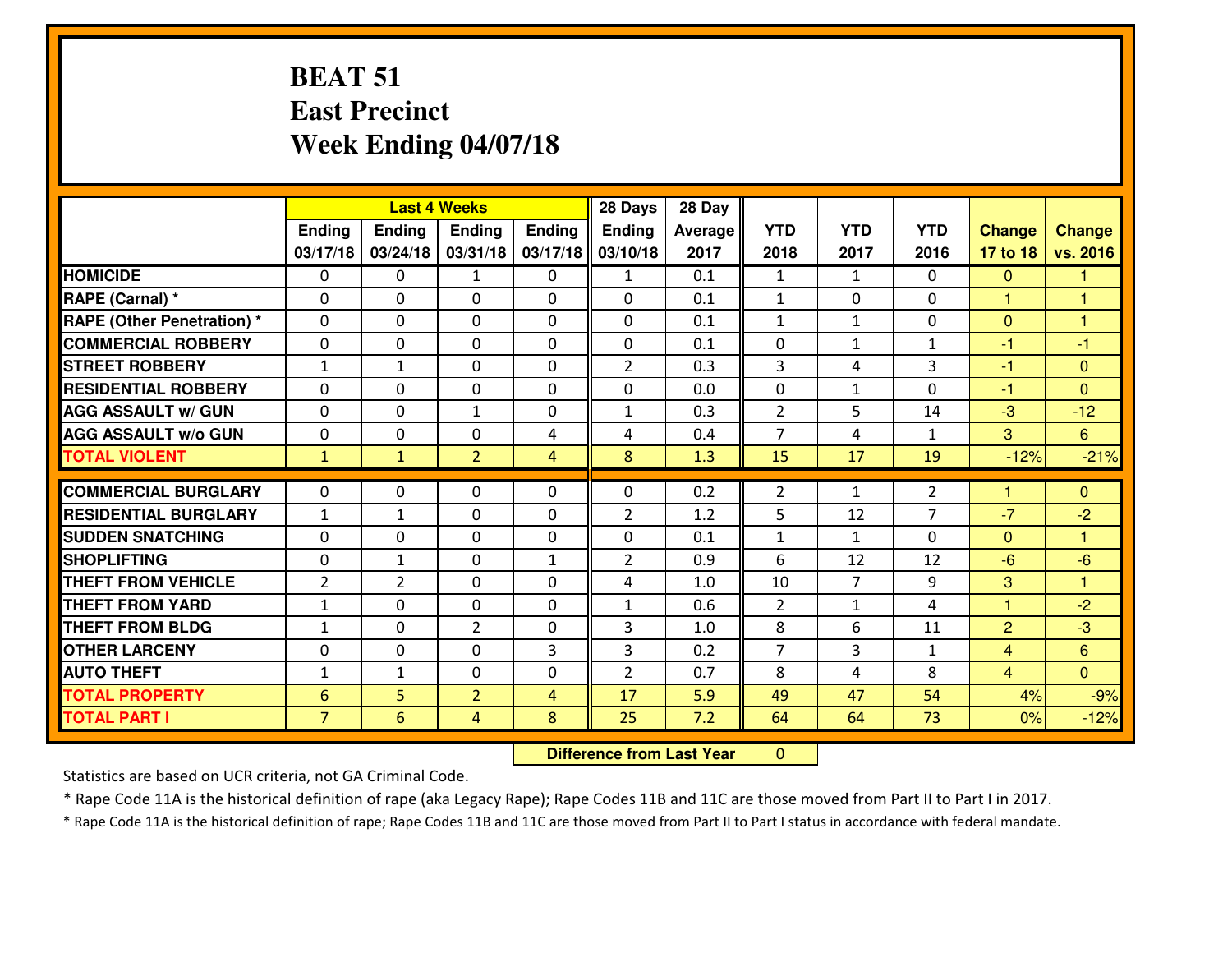# BEAT 51
## East Precinct
## Week Ending 04/07/18

| | Last 4 Weeks | | | | 28 Days | 28 Day | | | | | |
|---|---|---|---|---|---|---|---|---|---|---|---|
| | Ending 03/17/18 | Ending 03/24/18 | Ending 03/31/18 | Ending 03/17/18 | Ending 03/10/18 | Average 2017 | YTD 2018 | YTD 2017 | YTD 2016 | Change 17 to 18 | Change vs. 2016 |
| HOMICIDE | 0 | 0 | 1 | 0 | 1 | 0.1 | 1 | 1 | 0 | 0 | 1 |
| RAPE (Carnal) * | 0 | 0 | 0 | 0 | 0 | 0.1 | 1 | 0 | 0 | 1 | 1 |
| RAPE (Other Penetration) * | 0 | 0 | 0 | 0 | 0 | 0.1 | 1 | 1 | 0 | 0 | 1 |
| COMMERCIAL ROBBERY | 0 | 0 | 0 | 0 | 0 | 0.1 | 0 | 1 | 1 | -1 | -1 |
| STREET ROBBERY | 1 | 1 | 0 | 0 | 2 | 0.3 | 3 | 4 | 3 | -1 | 0 |
| RESIDENTIAL ROBBERY | 0 | 0 | 0 | 0 | 0 | 0.0 | 0 | 1 | 0 | -1 | 0 |
| AGG ASSAULT w/ GUN | 0 | 0 | 1 | 0 | 1 | 0.3 | 2 | 5 | 14 | -3 | -12 |
| AGG ASSAULT w/o GUN | 0 | 0 | 0 | 4 | 4 | 0.4 | 7 | 4 | 1 | 3 | 6 |
| TOTAL VIOLENT | 1 | 1 | 2 | 4 | 8 | 1.3 | 15 | 17 | 19 | -12% | -21% |
| COMMERCIAL BURGLARY | 0 | 0 | 0 | 0 | 0 | 0.2 | 2 | 1 | 2 | 1 | 0 |
| RESIDENTIAL BURGLARY | 1 | 1 | 0 | 0 | 2 | 1.2 | 5 | 12 | 7 | -7 | -2 |
| SUDDEN SNATCHING | 0 | 0 | 0 | 0 | 0 | 0.1 | 1 | 1 | 0 | 0 | 1 |
| SHOPLIFTING | 0 | 1 | 0 | 1 | 2 | 0.9 | 6 | 12 | 12 | -6 | -6 |
| THEFT FROM VEHICLE | 2 | 2 | 0 | 0 | 4 | 1.0 | 10 | 7 | 9 | 3 | 1 |
| THEFT FROM YARD | 1 | 0 | 0 | 0 | 1 | 0.6 | 2 | 1 | 4 | 1 | -2 |
| THEFT FROM BLDG | 1 | 0 | 2 | 0 | 3 | 1.0 | 8 | 6 | 11 | 2 | -3 |
| OTHER LARCENY | 0 | 0 | 0 | 3 | 3 | 0.2 | 7 | 3 | 1 | 4 | 6 |
| AUTO THEFT | 1 | 1 | 0 | 0 | 2 | 0.7 | 8 | 4 | 8 | 4 | 0 |
| TOTAL PROPERTY | 6 | 5 | 2 | 4 | 17 | 5.9 | 49 | 47 | 54 | 4% | -9% |
| TOTAL PART I | 7 | 6 | 4 | 8 | 25 | 7.2 | 64 | 64 | 73 | 0% | -12% |

**Difference from Last Year** 0

Statistics are based on UCR criteria, not GA Criminal Code.

* Rape Code 11A is the historical definition of rape (aka Legacy Rape); Rape Codes 11B and 11C are those moved from Part II to Part I in 2017.

* Rape Code 11A is the historical definition of rape; Rape Codes 11B and 11C are those moved from Part II to Part I status in accordance with federal mandate.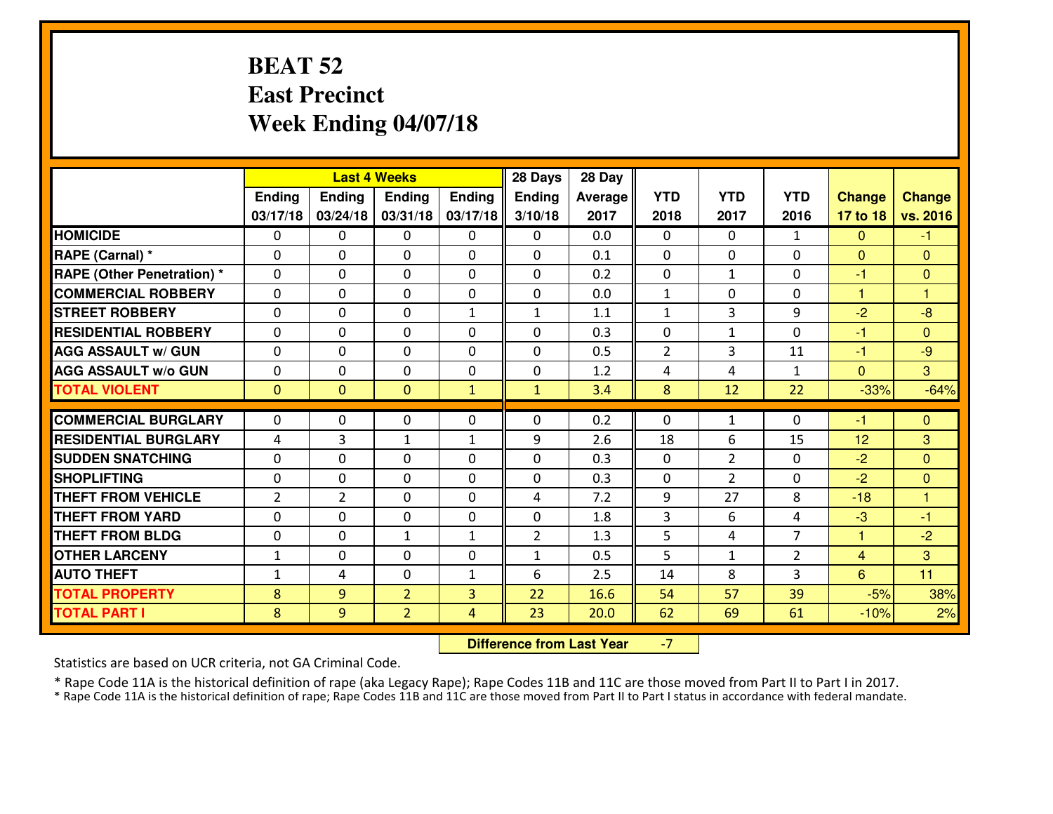# BEAT 52
## East Precinct
## Week Ending 04/07/18

| | Last 4 Weeks | | | | 28 Days | 28 Day | | | | | |
|---|---|---|---|---|---|---|---|---|---|---|---|
| | Ending 03/17/18 | Ending 03/24/18 | Ending 03/31/18 | Ending 03/17/18 | Ending 3/10/18 | Average 2017 | YTD 2018 | YTD 2017 | YTD 2016 | Change 17 to 18 | Change vs. 2016 |
| HOMICIDE | 0 | 0 | 0 | 0 | 0 | 0.0 | 0 | 0 | 1 | 0 | -1 |
| RAPE (Carnal) * | 0 | 0 | 0 | 0 | 0 | 0.1 | 0 | 0 | 0 | 0 | 0 |
| RAPE (Other Penetration) * | 0 | 0 | 0 | 0 | 0 | 0.2 | 0 | 1 | 0 | -1 | 0 |
| COMMERCIAL ROBBERY | 0 | 0 | 0 | 0 | 0 | 0.0 | 1 | 0 | 0 | 1 | 1 |
| STREET ROBBERY | 0 | 0 | 0 | 1 | 1 | 1.1 | 1 | 3 | 9 | -2 | -8 |
| RESIDENTIAL ROBBERY | 0 | 0 | 0 | 0 | 0 | 0.3 | 0 | 1 | 0 | -1 | 0 |
| AGG ASSAULT w/ GUN | 0 | 0 | 0 | 0 | 0 | 0.5 | 2 | 3 | 11 | -1 | -9 |
| AGG ASSAULT w/o GUN | 0 | 0 | 0 | 0 | 0 | 1.2 | 4 | 4 | 1 | 0 | 3 |
| TOTAL VIOLENT | 0 | 0 | 0 | 1 | 1 | 3.4 | 8 | 12 | 22 | -33% | -64% |
| COMMERCIAL BURGLARY | 0 | 0 | 0 | 0 | 0 | 0.2 | 0 | 1 | 0 | -1 | 0 |
| RESIDENTIAL BURGLARY | 4 | 3 | 1 | 1 | 9 | 2.6 | 18 | 6 | 15 | 12 | 3 |
| SUDDEN SNATCHING | 0 | 0 | 0 | 0 | 0 | 0.3 | 0 | 2 | 0 | -2 | 0 |
| SHOPLIFTING | 0 | 0 | 0 | 0 | 0 | 0.3 | 0 | 2 | 0 | -2 | 0 |
| THEFT FROM VEHICLE | 2 | 2 | 0 | 0 | 4 | 7.2 | 9 | 27 | 8 | -18 | 1 |
| THEFT FROM YARD | 0 | 0 | 0 | 0 | 0 | 1.8 | 3 | 6 | 4 | -3 | -1 |
| THEFT FROM BLDG | 0 | 0 | 1 | 1 | 2 | 1.3 | 5 | 4 | 7 | 1 | -2 |
| OTHER LARCENY | 1 | 0 | 0 | 0 | 1 | 0.5 | 5 | 1 | 2 | 4 | 3 |
| AUTO THEFT | 1 | 4 | 0 | 1 | 6 | 2.5 | 14 | 8 | 3 | 6 | 11 |
| TOTAL PROPERTY | 8 | 9 | 2 | 3 | 22 | 16.6 | 54 | 57 | 39 | -5% | 38% |
| TOTAL PART I | 8 | 9 | 2 | 4 | 23 | 20.0 | 62 | 69 | 61 | -10% | 2% |

**Difference from Last Year** -7

Statistics are based on UCR criteria, not GA Criminal Code.

* Rape Code 11A is the historical definition of rape (aka Legacy Rape); Rape Codes 11B and 11C are those moved from Part II to Part I in 2017.
* Rape Code 11A is the historical definition of rape; Rape Codes 11B and 11C are those moved from Part II to Part I status in accordance with federal mandate.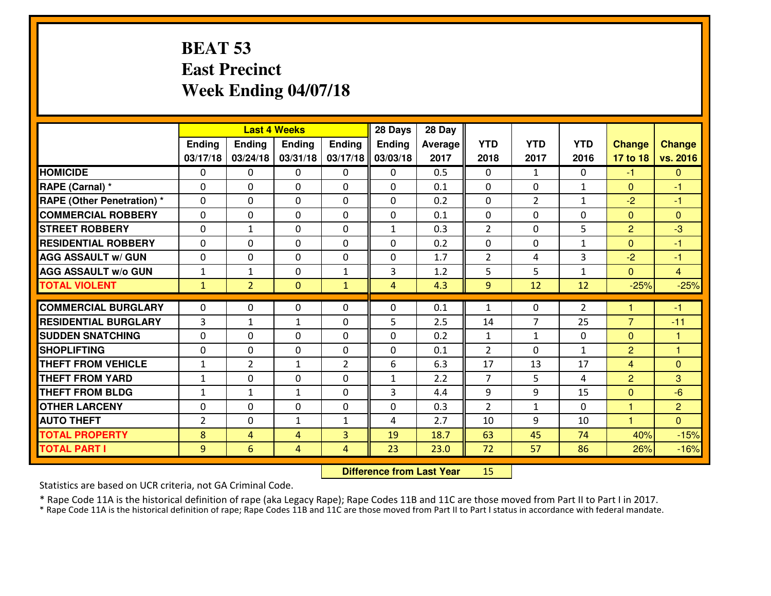# BEAT 53
## East Precinct
## Week Ending 04/07/18

| | Last 4 Weeks | | | | 28 Days | 28 Day | | | | | |
|---|---|---|---|---|---|---|---|---|---|---|---|
| | Ending 03/17/18 | Ending 03/24/18 | Ending 03/31/18 | Ending 03/17/18 | Ending 03/03/18 | Average 2017 | YTD 2018 | YTD 2017 | YTD 2016 | Change 17 to 18 | Change vs. 2016 |
| HOMICIDE | 0 | 0 | 0 | 0 | 0 | 0.5 | 0 | 1 | 0 | -1 | 0 |
| RAPE (Carnal) * | 0 | 0 | 0 | 0 | 0 | 0.1 | 0 | 0 | 1 | 0 | -1 |
| RAPE (Other Penetration) * | 0 | 0 | 0 | 0 | 0 | 0.2 | 0 | 2 | 1 | -2 | -1 |
| COMMERCIAL ROBBERY | 0 | 0 | 0 | 0 | 0 | 0.1 | 0 | 0 | 0 | 0 | 0 |
| STREET ROBBERY | 0 | 1 | 0 | 0 | 1 | 0.3 | 2 | 0 | 5 | 2 | -3 |
| RESIDENTIAL ROBBERY | 0 | 0 | 0 | 0 | 0 | 0.2 | 0 | 0 | 1 | 0 | -1 |
| AGG ASSAULT w/ GUN | 0 | 0 | 0 | 0 | 0 | 1.7 | 2 | 4 | 3 | -2 | -1 |
| AGG ASSAULT w/o GUN | 1 | 1 | 0 | 1 | 3 | 1.2 | 5 | 5 | 1 | 0 | 4 |
| TOTAL VIOLENT | 1 | 2 | 0 | 1 | 4 | 4.3 | 9 | 12 | 12 | -25% | -25% |
| COMMERCIAL BURGLARY | 0 | 0 | 0 | 0 | 0 | 0.1 | 1 | 0 | 2 | 1 | -1 |
| RESIDENTIAL BURGLARY | 3 | 1 | 1 | 0 | 5 | 2.5 | 14 | 7 | 25 | 7 | -11 |
| SUDDEN SNATCHING | 0 | 0 | 0 | 0 | 0 | 0.2 | 1 | 1 | 0 | 0 | 1 |
| SHOPLIFTING | 0 | 0 | 0 | 0 | 0 | 0.1 | 2 | 0 | 1 | 2 | 1 |
| THEFT FROM VEHICLE | 1 | 2 | 1 | 2 | 6 | 6.3 | 17 | 13 | 17 | 4 | 0 |
| THEFT FROM YARD | 1 | 0 | 0 | 0 | 1 | 2.2 | 7 | 5 | 4 | 2 | 3 |
| THEFT FROM BLDG | 1 | 1 | 1 | 0 | 3 | 4.4 | 9 | 9 | 15 | 0 | -6 |
| OTHER LARCENY | 0 | 0 | 0 | 0 | 0 | 0.3 | 2 | 1 | 0 | 1 | 2 |
| AUTO THEFT | 2 | 0 | 1 | 1 | 4 | 2.7 | 10 | 9 | 10 | 1 | 0 |
| TOTAL PROPERTY | 8 | 4 | 4 | 3 | 19 | 18.7 | 63 | 45 | 74 | 40% | -15% |
| TOTAL PART I | 9 | 6 | 4 | 4 | 23 | 23.0 | 72 | 57 | 86 | 26% | -16% |

**Difference from Last Year** 15

Statistics are based on UCR criteria, not GA Criminal Code.

* Rape Code 11A is the historical definition of rape (aka Legacy Rape); Rape Codes 11B and 11C are those moved from Part II to Part I in 2017.
* Rape Code 11A is the historical definition of rape; Rape Codes 11B and 11C are those moved from Part II to Part I status in accordance with federal mandate.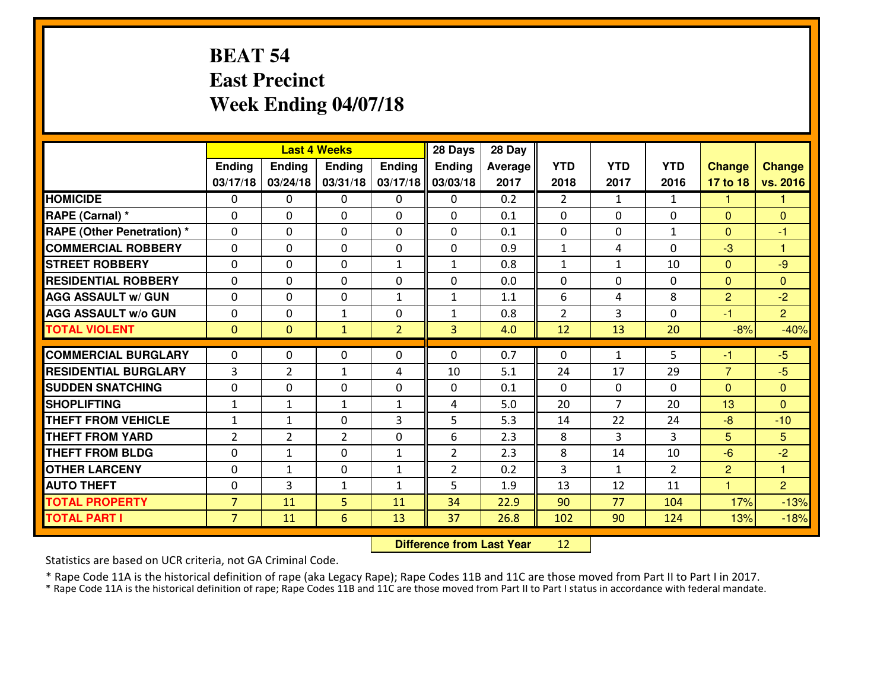# BEAT 54
# East Precinct
# Week Ending 04/07/18

| | Last 4 Weeks | | | | 28 Days | 28 Day | | | | | |
|---|---|---|---|---|---|---|---|---|---|---|---|
| | Ending 03/17/18 | Ending 03/24/18 | Ending 03/31/18 | Ending 03/17/18 | Ending 03/03/18 | Average 2017 | YTD 2018 | YTD 2017 | YTD 2016 | Change 17 to 18 | Change vs. 2016 |
| HOMICIDE | 0 | 0 | 0 | 0 | 0 | 0.2 | 2 | 1 | 1 | 1 | 1 |
| RAPE (Carnal) * | 0 | 0 | 0 | 0 | 0 | 0.1 | 0 | 0 | 0 | 0 | 0 |
| RAPE (Other Penetration) * | 0 | 0 | 0 | 0 | 0 | 0.1 | 0 | 0 | 1 | 0 | -1 |
| COMMERCIAL ROBBERY | 0 | 0 | 0 | 0 | 0 | 0.9 | 1 | 4 | 0 | -3 | 1 |
| STREET ROBBERY | 0 | 0 | 0 | 1 | 1 | 0.8 | 1 | 1 | 10 | 0 | -9 |
| RESIDENTIAL ROBBERY | 0 | 0 | 0 | 0 | 0 | 0.0 | 0 | 0 | 0 | 0 | 0 |
| AGG ASSAULT w/ GUN | 0 | 0 | 0 | 1 | 1 | 1.1 | 6 | 4 | 8 | 2 | -2 |
| AGG ASSAULT w/o GUN | 0 | 0 | 1 | 0 | 1 | 0.8 | 2 | 3 | 0 | -1 | 2 |
| TOTAL VIOLENT | 0 | 0 | 1 | 2 | 3 | 4.0 | 12 | 13 | 20 | -8% | -40% |
| COMMERCIAL BURGLARY | 0 | 0 | 0 | 0 | 0 | 0.7 | 0 | 1 | 5 | -1 | -5 |
| RESIDENTIAL BURGLARY | 3 | 2 | 1 | 4 | 10 | 5.1 | 24 | 17 | 29 | 7 | -5 |
| SUDDEN SNATCHING | 0 | 0 | 0 | 0 | 0 | 0.1 | 0 | 0 | 0 | 0 | 0 |
| SHOPLIFTING | 1 | 1 | 1 | 1 | 4 | 5.0 | 20 | 7 | 20 | 13 | 0 |
| THEFT FROM VEHICLE | 1 | 1 | 0 | 3 | 5 | 5.3 | 14 | 22 | 24 | -8 | -10 |
| THEFT FROM YARD | 2 | 2 | 2 | 0 | 6 | 2.3 | 8 | 3 | 3 | 5 | 5 |
| THEFT FROM BLDG | 0 | 1 | 0 | 1 | 2 | 2.3 | 8 | 14 | 10 | -6 | -2 |
| OTHER LARCENY | 0 | 1 | 0 | 1 | 2 | 0.2 | 3 | 1 | 2 | 2 | 1 |
| AUTO THEFT | 0 | 3 | 1 | 1 | 5 | 1.9 | 13 | 12 | 11 | 1 | 2 |
| TOTAL PROPERTY | 7 | 11 | 5 | 11 | 34 | 22.9 | 90 | 77 | 104 | 17% | -13% |
| TOTAL PART I | 7 | 11 | 6 | 13 | 37 | 26.8 | 102 | 90 | 124 | 13% | -18% |

**Difference from Last Year** 12

Statistics are based on UCR criteria, not GA Criminal Code.

* Rape Code 11A is the historical definition of rape (aka Legacy Rape); Rape Codes 11B and 11C are those moved from Part II to Part I in 2017.
* Rape Code 11A is the historical definition of rape; Rape Codes 11B and 11C are those moved from Part II to Part I status in accordance with federal mandate.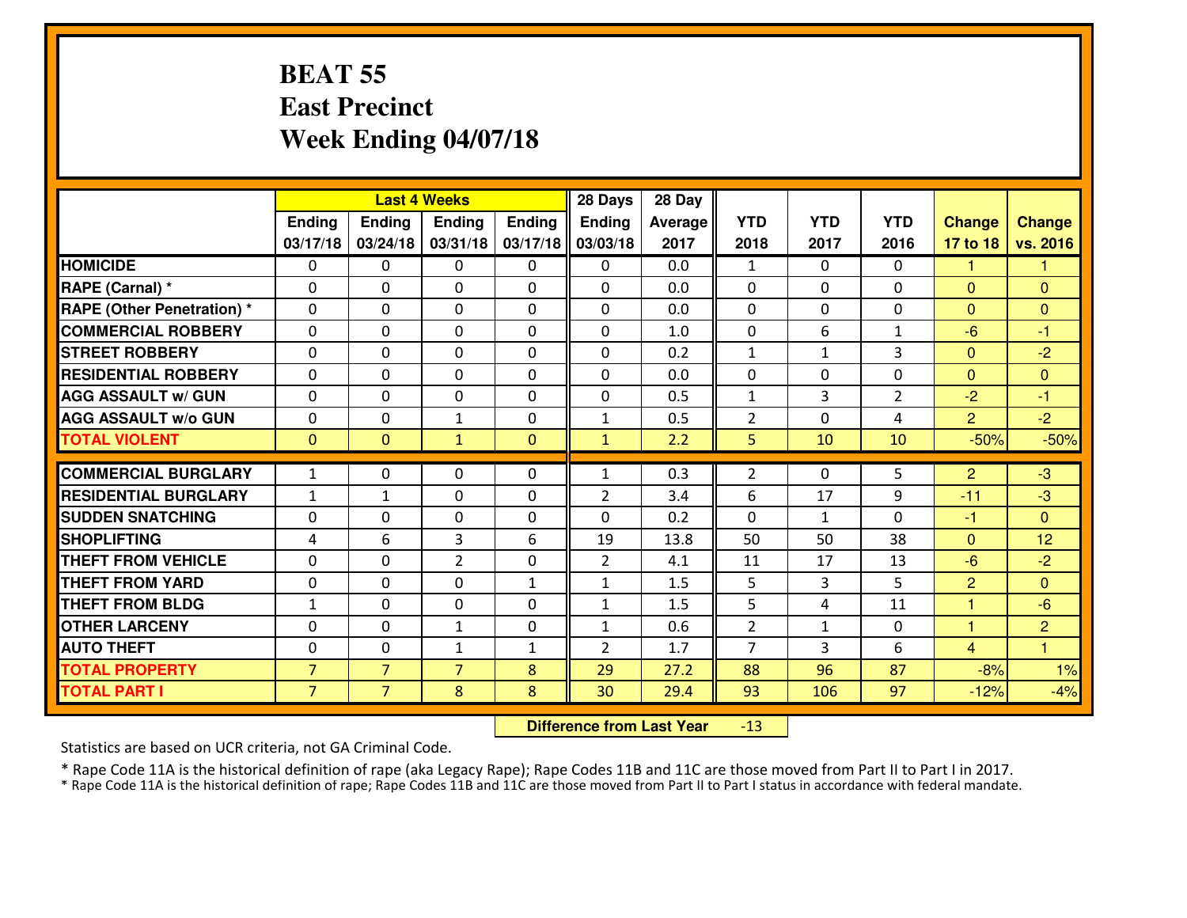# BEAT 55
## East Precinct
## Week Ending 04/07/18

| | Last 4 Weeks | | | | 28 Days | 28 Day | | | | | |
|---|---|---|---|---|---|---|---|---|---|---|---|
| | Ending 03/17/18 | Ending 03/24/18 | Ending 03/31/18 | Ending 03/17/18 | Ending 03/03/18 | Average 2017 | YTD 2018 | YTD 2017 | YTD 2016 | Change 17 to 18 | Change vs. 2016 |
| HOMICIDE | 0 | 0 | 0 | 0 | 0 | 0.0 | 1 | 0 | 0 | 1 | 1 |
| RAPE (Carnal) * | 0 | 0 | 0 | 0 | 0 | 0.0 | 0 | 0 | 0 | 0 | 0 |
| RAPE (Other Penetration) * | 0 | 0 | 0 | 0 | 0 | 0.0 | 0 | 0 | 0 | 0 | 0 |
| COMMERCIAL ROBBERY | 0 | 0 | 0 | 0 | 0 | 1.0 | 0 | 6 | 1 | -6 | -1 |
| STREET ROBBERY | 0 | 0 | 0 | 0 | 0 | 0.2 | 1 | 1 | 3 | 0 | -2 |
| RESIDENTIAL ROBBERY | 0 | 0 | 0 | 0 | 0 | 0.0 | 0 | 0 | 0 | 0 | 0 |
| AGG ASSAULT w/ GUN | 0 | 0 | 0 | 0 | 0 | 0.5 | 1 | 3 | 2 | -2 | -1 |
| AGG ASSAULT w/o GUN | 0 | 0 | 1 | 0 | 1 | 0.5 | 2 | 0 | 4 | 2 | -2 |
| TOTAL VIOLENT | 0 | 0 | 1 | 0 | 1 | 2.2 | 5 | 10 | 10 | -50% | -50% |
| COMMERCIAL BURGLARY | 1 | 0 | 0 | 0 | 1 | 0.3 | 2 | 0 | 5 | 2 | -3 |
| RESIDENTIAL BURGLARY | 1 | 1 | 0 | 0 | 2 | 3.4 | 6 | 17 | 9 | -11 | -3 |
| SUDDEN SNATCHING | 0 | 0 | 0 | 0 | 0 | 0.2 | 0 | 1 | 0 | -1 | 0 |
| SHOPLIFTING | 4 | 6 | 3 | 6 | 19 | 13.8 | 50 | 50 | 38 | 0 | 12 |
| THEFT FROM VEHICLE | 0 | 0 | 2 | 0 | 2 | 4.1 | 11 | 17 | 13 | -6 | -2 |
| THEFT FROM YARD | 0 | 0 | 0 | 1 | 1 | 1.5 | 5 | 3 | 5 | 2 | 0 |
| THEFT FROM BLDG | 1 | 0 | 0 | 0 | 1 | 1.5 | 5 | 4 | 11 | 1 | -6 |
| OTHER LARCENY | 0 | 0 | 1 | 0 | 1 | 0.6 | 2 | 1 | 0 | 1 | 2 |
| AUTO THEFT | 0 | 0 | 1 | 1 | 2 | 1.7 | 7 | 3 | 6 | 4 | 1 |
| TOTAL PROPERTY | 7 | 7 | 7 | 8 | 29 | 27.2 | 88 | 96 | 87 | -8% | 1% |
| TOTAL PART I | 7 | 7 | 8 | 8 | 30 | 29.4 | 93 | 106 | 97 | -12% | -4% |

**Difference from Last Year** -13

Statistics are based on UCR criteria, not GA Criminal Code.

* Rape Code 11A is the historical definition of rape (aka Legacy Rape); Rape Codes 11B and 11C are those moved from Part II to Part I in 2017.
* Rape Code 11A is the historical definition of rape; Rape Codes 11B and 11C are those moved from Part II to Part I status in accordance with federal mandate.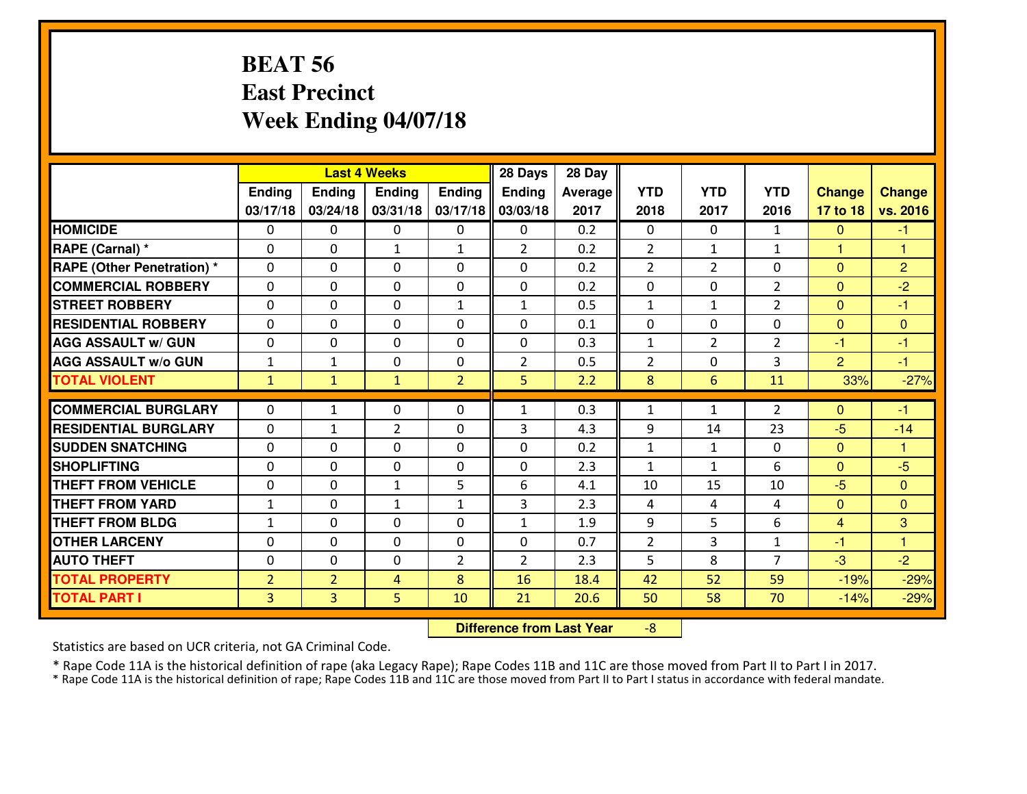# BEAT 56
## East Precinct
## Week Ending 04/07/18

| | Last 4 Weeks | | | | 28 Days | 28 Day | | | | | |
|---|---|---|---|---|---|---|---|---|---|---|---|
| | Ending 03/17/18 | Ending 03/24/18 | Ending 03/31/18 | Ending 03/17/18 | Ending 03/03/18 | Average 2017 | YTD 2018 | YTD 2017 | YTD 2016 | Change 17 to 18 | Change vs. 2016 |
| HOMICIDE | 0 | 0 | 0 | 0 | 0 | 0.2 | 0 | 0 | 1 | 0 | -1 |
| RAPE (Carnal) * | 0 | 0 | 1 | 1 | 2 | 0.2 | 2 | 1 | 1 | 1 | 1 |
| RAPE (Other Penetration) * | 0 | 0 | 0 | 0 | 0 | 0.2 | 2 | 2 | 0 | 0 | 2 |
| COMMERCIAL ROBBERY | 0 | 0 | 0 | 0 | 0 | 0.2 | 0 | 0 | 2 | 0 | -2 |
| STREET ROBBERY | 0 | 0 | 0 | 1 | 1 | 0.5 | 1 | 1 | 2 | 0 | -1 |
| RESIDENTIAL ROBBERY | 0 | 0 | 0 | 0 | 0 | 0.1 | 0 | 0 | 0 | 0 | 0 |
| AGG ASSAULT w/ GUN | 0 | 0 | 0 | 0 | 0 | 0.3 | 1 | 2 | 2 | -1 | -1 |
| AGG ASSAULT w/o GUN | 1 | 1 | 0 | 0 | 2 | 0.5 | 2 | 0 | 3 | 2 | -1 |
| TOTAL VIOLENT | 1 | 1 | 1 | 2 | 5 | 2.2 | 8 | 6 | 11 | 33% | -27% |
| COMMERCIAL BURGLARY | 0 | 1 | 0 | 0 | 1 | 0.3 | 1 | 1 | 2 | 0 | -1 |
| RESIDENTIAL BURGLARY | 0 | 1 | 2 | 0 | 3 | 4.3 | 9 | 14 | 23 | -5 | -14 |
| SUDDEN SNATCHING | 0 | 0 | 0 | 0 | 0 | 0.2 | 1 | 1 | 0 | 0 | 1 |
| SHOPLIFTING | 0 | 0 | 0 | 0 | 0 | 2.3 | 1 | 1 | 6 | 0 | -5 |
| THEFT FROM VEHICLE | 0 | 0 | 1 | 5 | 6 | 4.1 | 10 | 15 | 10 | -5 | 0 |
| THEFT FROM YARD | 1 | 0 | 1 | 1 | 3 | 2.3 | 4 | 4 | 4 | 0 | 0 |
| THEFT FROM BLDG | 1 | 0 | 0 | 0 | 1 | 1.9 | 9 | 5 | 6 | 4 | 3 |
| OTHER LARCENY | 0 | 0 | 0 | 0 | 0 | 0.7 | 2 | 3 | 1 | -1 | 1 |
| AUTO THEFT | 0 | 0 | 0 | 2 | 2 | 2.3 | 5 | 8 | 7 | -3 | -2 |
| TOTAL PROPERTY | 2 | 2 | 4 | 8 | 16 | 18.4 | 42 | 52 | 59 | -19% | -29% |
| TOTAL PART I | 3 | 3 | 5 | 10 | 21 | 20.6 | 50 | 58 | 70 | -14% | -29% |

**Difference from Last Year** -8

Statistics are based on UCR criteria, not GA Criminal Code.

* Rape Code 11A is the historical definition of rape (aka Legacy Rape); Rape Codes 11B and 11C are those moved from Part II to Part I in 2017.
* Rape Code 11A is the historical definition of rape; Rape Codes 11B and 11C are those moved from Part II to Part I status in accordance with federal mandate.